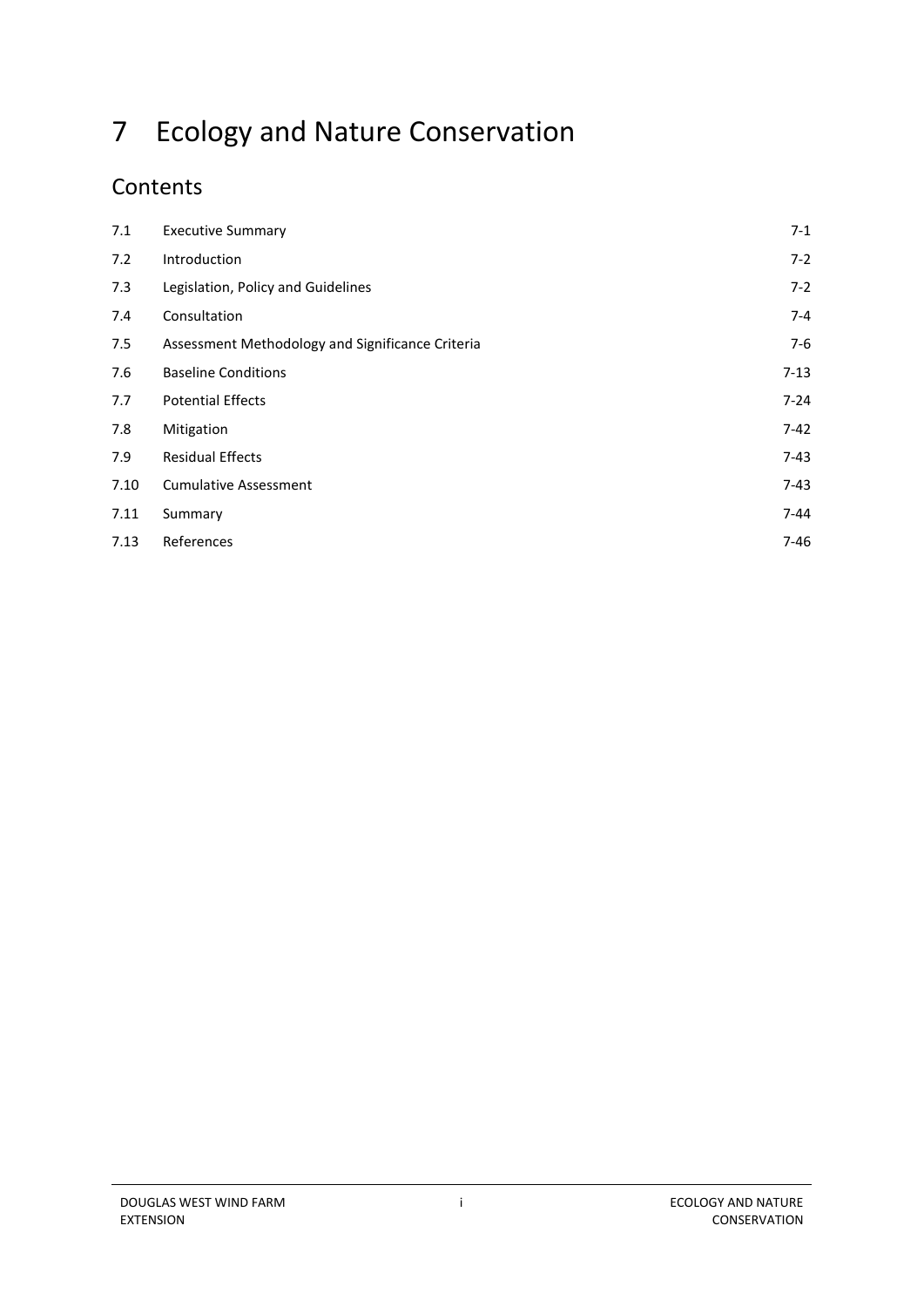# 7 Ecology and Nature Conservation

## Contents

| | | |
|---|---|---|
| 7.1 | Executive Summary | 7-1 |
| 7.2 | Introduction | 7-2 |
| 7.3 | Legislation, Policy and Guidelines | 7-2 |
| 7.4 | Consultation | 7-4 |
| 7.5 | Assessment Methodology and Significance Criteria | 7-6 |
| 7.6 | Baseline Conditions | 7-13 |
| 7.7 | Potential Effects | 7-24 |
| 7.8 | Mitigation | 7-42 |
| 7.9 | Residual Effects | 7-43 |
| 7.10 | Cumulative Assessment | 7-43 |
| 7.11 | Summary | 7-44 |
| 7.13 | References | 7-46 |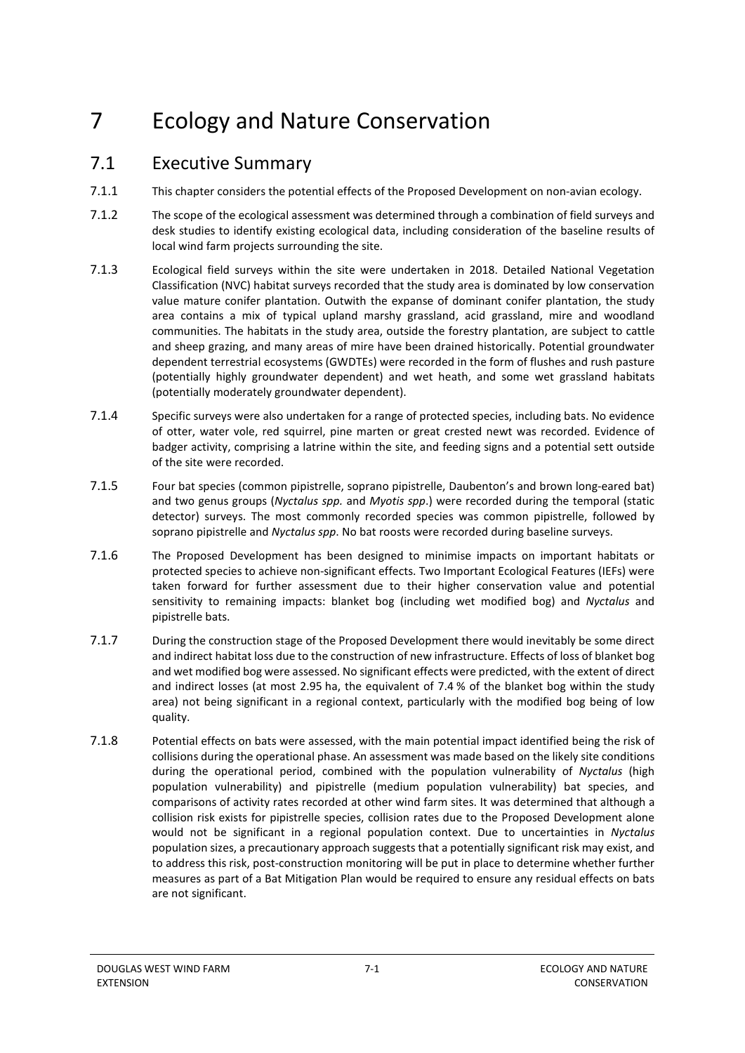# 7 Ecology and Nature Conservation

## 7.1 Executive Summary

7.1.1 This chapter considers the potential effects of the Proposed Development on non-avian ecology.

7.1.2 The scope of the ecological assessment was determined through a combination of field surveys and desk studies to identify existing ecological data, including consideration of the baseline results of local wind farm projects surrounding the site.

7.1.3 Ecological field surveys within the site were undertaken in 2018. Detailed National Vegetation Classification (NVC) habitat surveys recorded that the study area is dominated by low conservation value mature conifer plantation. Outwith the expanse of dominant conifer plantation, the study area contains a mix of typical upland marshy grassland, acid grassland, mire and woodland communities. The habitats in the study area, outside the forestry plantation, are subject to cattle and sheep grazing, and many areas of mire have been drained historically. Potential groundwater dependent terrestrial ecosystems (GWDTEs) were recorded in the form of flushes and rush pasture (potentially highly groundwater dependent) and wet heath, and some wet grassland habitats (potentially moderately groundwater dependent).

7.1.4 Specific surveys were also undertaken for a range of protected species, including bats. No evidence of otter, water vole, red squirrel, pine marten or great crested newt was recorded. Evidence of badger activity, comprising a latrine within the site, and feeding signs and a potential sett outside of the site were recorded.

7.1.5 Four bat species (common pipistrelle, soprano pipistrelle, Daubenton's and brown long-eared bat) and two genus groups (*Nyctalus spp.* and *Myotis spp*.) were recorded during the temporal (static detector) surveys. The most commonly recorded species was common pipistrelle, followed by soprano pipistrelle and *Nyctalus spp*. No bat roosts were recorded during baseline surveys.

7.1.6 The Proposed Development has been designed to minimise impacts on important habitats or protected species to achieve non-significant effects. Two Important Ecological Features (IEFs) were taken forward for further assessment due to their higher conservation value and potential sensitivity to remaining impacts: blanket bog (including wet modified bog) and *Nyctalus* and pipistrelle bats.

7.1.7 During the construction stage of the Proposed Development there would inevitably be some direct and indirect habitat loss due to the construction of new infrastructure. Effects of loss of blanket bog and wet modified bog were assessed. No significant effects were predicted, with the extent of direct and indirect losses (at most 2.95 ha, the equivalent of 7.4 % of the blanket bog within the study area) not being significant in a regional context, particularly with the modified bog being of low quality.

7.1.8 Potential effects on bats were assessed, with the main potential impact identified being the risk of collisions during the operational phase. An assessment was made based on the likely site conditions during the operational period, combined with the population vulnerability of *Nyctalus* (high population vulnerability) and pipistrelle (medium population vulnerability) bat species, and comparisons of activity rates recorded at other wind farm sites. It was determined that although a collision risk exists for pipistrelle species, collision rates due to the Proposed Development alone would not be significant in a regional population context. Due to uncertainties in *Nyctalus* population sizes, a precautionary approach suggests that a potentially significant risk may exist, and to address this risk, post-construction monitoring will be put in place to determine whether further measures as part of a Bat Mitigation Plan would be required to ensure any residual effects on bats are not significant.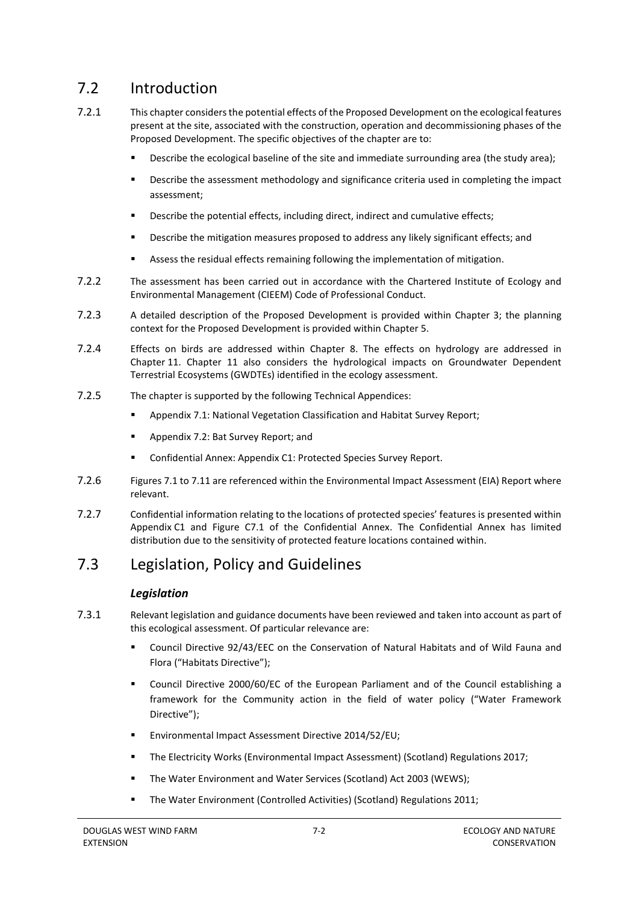## 7.2 Introduction

7.2.1 This chapter considers the potential effects of the Proposed Development on the ecological features present at the site, associated with the construction, operation and decommissioning phases of the Proposed Development. The specific objectives of the chapter are to:

- Describe the ecological baseline of the site and immediate surrounding area (the study area);
- Describe the assessment methodology and significance criteria used in completing the impact assessment;
- Describe the potential effects, including direct, indirect and cumulative effects;
- Describe the mitigation measures proposed to address any likely significant effects; and
- Assess the residual effects remaining following the implementation of mitigation.

7.2.2 The assessment has been carried out in accordance with the Chartered Institute of Ecology and Environmental Management (CIEEM) Code of Professional Conduct.

7.2.3 A detailed description of the Proposed Development is provided within Chapter 3; the planning context for the Proposed Development is provided within Chapter 5.

7.2.4 Effects on birds are addressed within Chapter 8. The effects on hydrology are addressed in Chapter 11. Chapter 11 also considers the hydrological impacts on Groundwater Dependent Terrestrial Ecosystems (GWDTEs) identified in the ecology assessment.

7.2.5 The chapter is supported by the following Technical Appendices:

- Appendix 7.1: National Vegetation Classification and Habitat Survey Report;
- Appendix 7.2: Bat Survey Report; and
- Confidential Annex: Appendix C1: Protected Species Survey Report.

7.2.6 Figures 7.1 to 7.11 are referenced within the Environmental Impact Assessment (EIA) Report where relevant.

7.2.7 Confidential information relating to the locations of protected species' features is presented within Appendix C1 and Figure C7.1 of the Confidential Annex. The Confidential Annex has limited distribution due to the sensitivity of protected feature locations contained within.

## 7.3 Legislation, Policy and Guidelines

### *Legislation*

7.3.1 Relevant legislation and guidance documents have been reviewed and taken into account as part of this ecological assessment. Of particular relevance are:

- Council Directive 92/43/EEC on the Conservation of Natural Habitats and of Wild Fauna and Flora ("Habitats Directive");
- Council Directive 2000/60/EC of the European Parliament and of the Council establishing a framework for the Community action in the field of water policy ("Water Framework Directive");
- Environmental Impact Assessment Directive 2014/52/EU;
- The Electricity Works (Environmental Impact Assessment) (Scotland) Regulations 2017;
- The Water Environment and Water Services (Scotland) Act 2003 (WEWS);
- The Water Environment (Controlled Activities) (Scotland) Regulations 2011;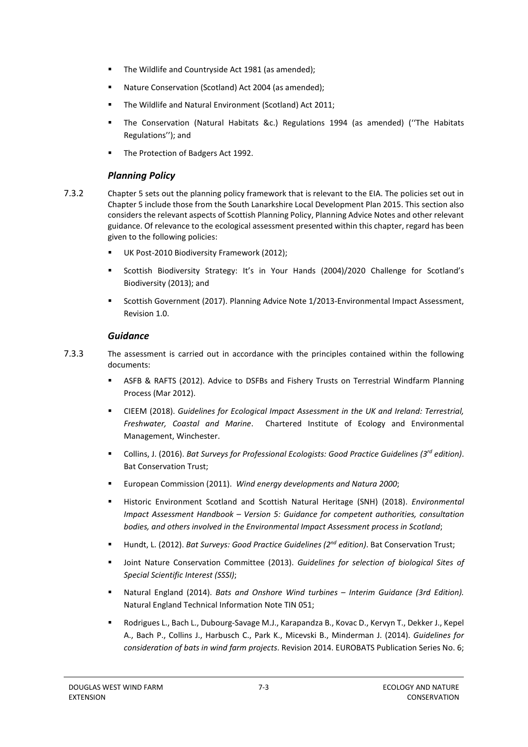- The Wildlife and Countryside Act 1981 (as amended);
- Nature Conservation (Scotland) Act 2004 (as amended);
- The Wildlife and Natural Environment (Scotland) Act 2011;
- The Conservation (Natural Habitats &c.) Regulations 1994 (as amended) (''The Habitats Regulations''); and
- The Protection of Badgers Act 1992.

### *Planning Policy*

7.3.2 Chapter 5 sets out the planning policy framework that is relevant to the EIA. The policies set out in Chapter 5 include those from the South Lanarkshire Local Development Plan 2015. This section also considers the relevant aspects of Scottish Planning Policy, Planning Advice Notes and other relevant guidance. Of relevance to the ecological assessment presented within this chapter, regard has been given to the following policies:

- UK Post-2010 Biodiversity Framework (2012);
- Scottish Biodiversity Strategy: It's in Your Hands (2004)/2020 Challenge for Scotland's Biodiversity (2013); and
- Scottish Government (2017). Planning Advice Note 1/2013-Environmental Impact Assessment, Revision 1.0.

### *Guidance*

7.3.3 The assessment is carried out in accordance with the principles contained within the following documents:

- ASFB & RAFTS (2012). Advice to DSFBs and Fishery Trusts on Terrestrial Windfarm Planning Process (Mar 2012).
- CIEEM (2018). *Guidelines for Ecological Impact Assessment in the UK and Ireland: Terrestrial, Freshwater, Coastal and Marine*. Chartered Institute of Ecology and Environmental Management, Winchester.
- Collins, J. (2016). *Bat Surveys for Professional Ecologists: Good Practice Guidelines (3rd edition)*. Bat Conservation Trust;
- European Commission (2011). *Wind energy developments and Natura 2000*;
- Historic Environment Scotland and Scottish Natural Heritage (SNH) (2018). *Environmental Impact Assessment Handbook – Version 5: Guidance for competent authorities, consultation bodies, and others involved in the Environmental Impact Assessment process in Scotland*;
- Hundt, L. (2012). *Bat Surveys: Good Practice Guidelines (2nd edition)*. Bat Conservation Trust;
- Joint Nature Conservation Committee (2013). *Guidelines for selection of biological Sites of Special Scientific Interest (SSSI)*;
- Natural England (2014). *Bats and Onshore Wind turbines – Interim Guidance (3rd Edition).* Natural England Technical Information Note TIN 051;
- Rodrigues L., Bach L., Dubourg-Savage M.J., Karapandza B., Kovac D., Kervyn T., Dekker J., Kepel A., Bach P., Collins J., Harbusch C., Park K., Micevski B., Minderman J. (2014). *Guidelines for consideration of bats in wind farm projects*. Revision 2014. EUROBATS Publication Series No. 6;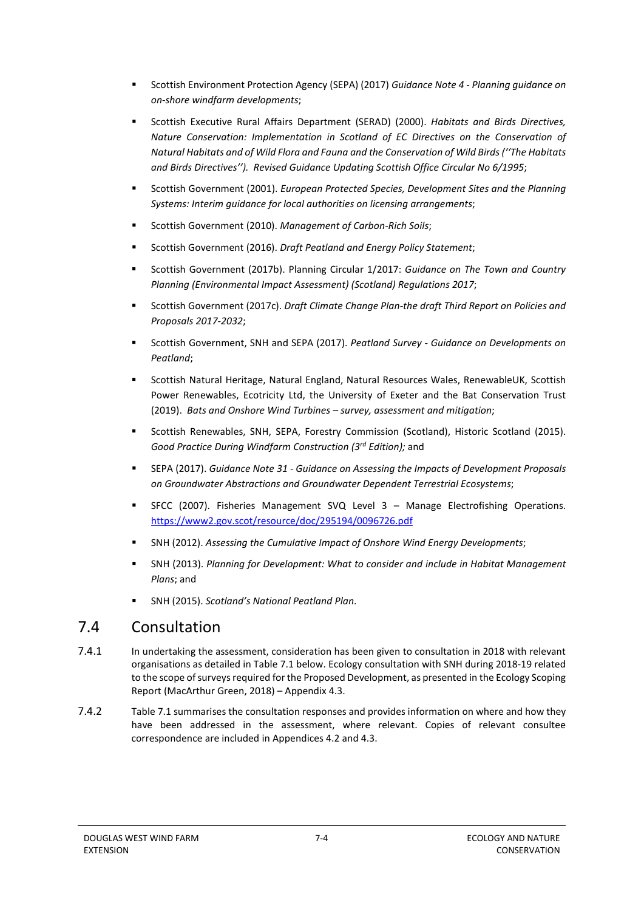- Scottish Environment Protection Agency (SEPA) (2017) *Guidance Note 4 - Planning guidance on on-shore windfarm developments*;
- Scottish Executive Rural Affairs Department (SERAD) (2000). *Habitats and Birds Directives, Nature Conservation: Implementation in Scotland of EC Directives on the Conservation of Natural Habitats and of Wild Flora and Fauna and the Conservation of Wild Birds (''The Habitats and Birds Directives''). Revised Guidance Updating Scottish Office Circular No 6/1995*;
- Scottish Government (2001). *European Protected Species, Development Sites and the Planning Systems: Interim guidance for local authorities on licensing arrangements*;
- Scottish Government (2010). *Management of Carbon-Rich Soils*;
- Scottish Government (2016). *Draft Peatland and Energy Policy Statement*;
- Scottish Government (2017b). Planning Circular 1/2017: *Guidance on The Town and Country Planning (Environmental Impact Assessment) (Scotland) Regulations 2017*;
- Scottish Government (2017c). *Draft Climate Change Plan-the draft Third Report on Policies and Proposals 2017-2032*;
- Scottish Government, SNH and SEPA (2017). *Peatland Survey - Guidance on Developments on Peatland*;
- Scottish Natural Heritage, Natural England, Natural Resources Wales, RenewableUK, Scottish Power Renewables, Ecotricity Ltd, the University of Exeter and the Bat Conservation Trust (2019). *Bats and Onshore Wind Turbines – survey, assessment and mitigation*;
- Scottish Renewables, SNH, SEPA, Forestry Commission (Scotland), Historic Scotland (2015). *Good Practice During Windfarm Construction (3rd Edition);* and
- SEPA (2017). *Guidance Note 31 - Guidance on Assessing the Impacts of Development Proposals on Groundwater Abstractions and Groundwater Dependent Terrestrial Ecosystems*;
- SFCC (2007). Fisheries Management SVQ Level 3 – Manage Electrofishing Operations. https://www2.gov.scot/resource/doc/295194/0096726.pdf
- SNH (2012). *Assessing the Cumulative Impact of Onshore Wind Energy Developments*;
- SNH (2013). *Planning for Development: What to consider and include in Habitat Management Plans*; and
- SNH (2015). *Scotland's National Peatland Plan*.

## 7.4 Consultation

7.4.1 In undertaking the assessment, consideration has been given to consultation in 2018 with relevant organisations as detailed in Table 7.1 below. Ecology consultation with SNH during 2018-19 related to the scope of surveys required for the Proposed Development, as presented in the Ecology Scoping Report (MacArthur Green, 2018) – Appendix 4.3.

7.4.2 Table 7.1 summarises the consultation responses and provides information on where and how they have been addressed in the assessment, where relevant. Copies of relevant consultee correspondence are included in Appendices 4.2 and 4.3.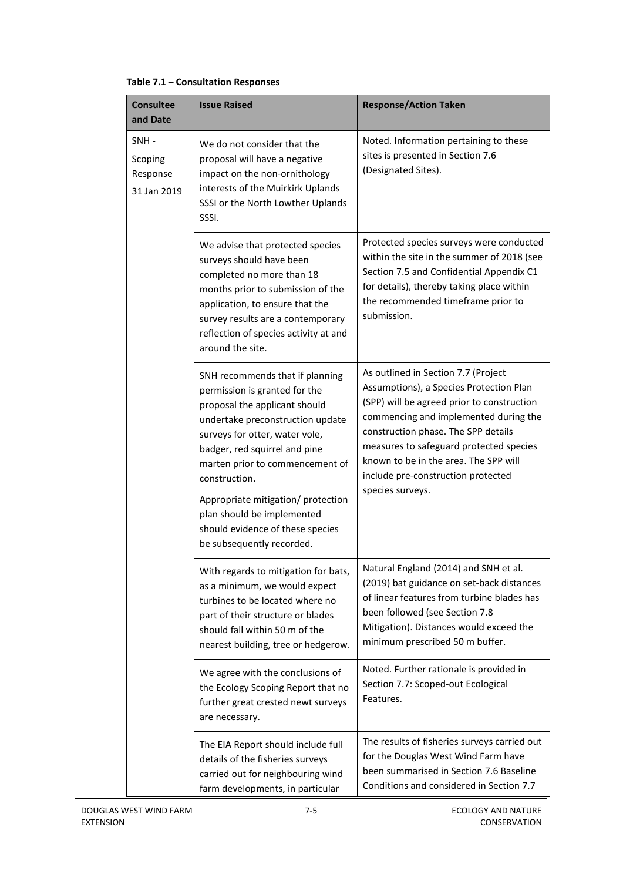**Table 7.1 – Consultation Responses**

| Consultee and Date | Issue Raised | Response/Action Taken |
|---|---|---|
| SNH - Scoping Response 31 Jan 2019 | We do not consider that the proposal will have a negative impact on the non-ornithology interests of the Muirkirk Uplands SSSI or the North Lowther Uplands SSSI. | Noted. Information pertaining to these sites is presented in Section 7.6 (Designated Sites). |
| | We advise that protected species surveys should have been completed no more than 18 months prior to submission of the application, to ensure that the survey results are a contemporary reflection of species activity at and around the site. | Protected species surveys were conducted within the site in the summer of 2018 (see Section 7.5 and Confidential Appendix C1 for details), thereby taking place within the recommended timeframe prior to submission. |
| | SNH recommends that if planning permission is granted for the proposal the applicant should undertake preconstruction update surveys for otter, water vole, badger, red squirrel and pine marten prior to commencement of construction.<br><br>Appropriate mitigation/ protection plan should be implemented should evidence of these species be subsequently recorded. | As outlined in Section 7.7 (Project Assumptions), a Species Protection Plan (SPP) will be agreed prior to construction commencing and implemented during the construction phase. The SPP details measures to safeguard protected species known to be in the area. The SPP will include pre-construction protected species surveys. |
| | With regards to mitigation for bats, as a minimum, we would expect turbines to be located where no part of their structure or blades should fall within 50 m of the nearest building, tree or hedgerow. | Natural England (2014) and SNH et al. (2019) bat guidance on set-back distances of linear features from turbine blades has been followed (see Section 7.8 Mitigation). Distances would exceed the minimum prescribed 50 m buffer. |
| | We agree with the conclusions of the Ecology Scoping Report that no further great crested newt surveys are necessary. | Noted. Further rationale is provided in Section 7.7: Scoped-out Ecological Features. |
| | The EIA Report should include full details of the fisheries surveys carried out for neighbouring wind farm developments, in particular | The results of fisheries surveys carried out for the Douglas West Wind Farm have been summarised in Section 7.6 Baseline Conditions and considered in Section 7.7 |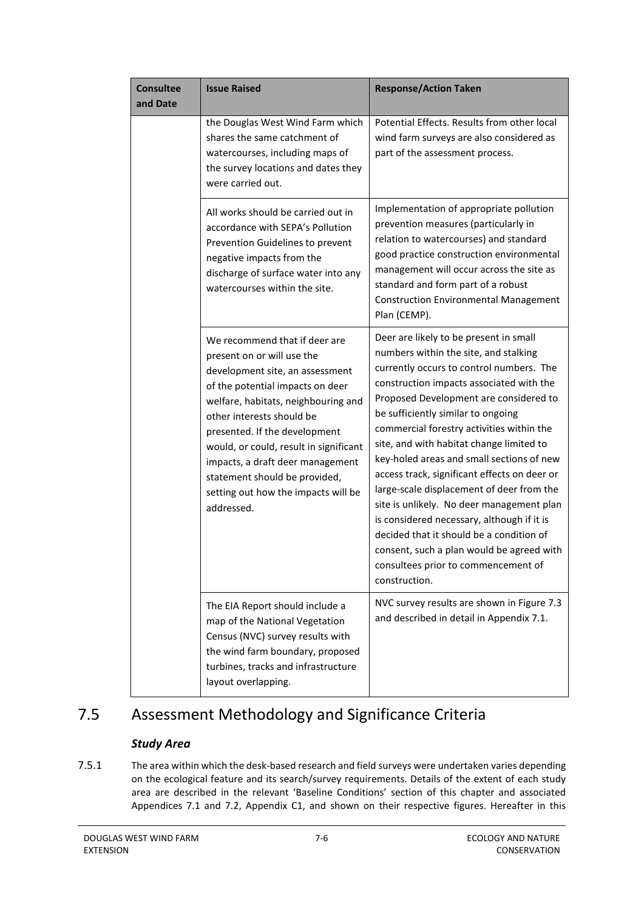| Consultee and Date | Issue Raised | Response/Action Taken |
|---|---|---|
| | the Douglas West Wind Farm which shares the same catchment of watercourses, including maps of the survey locations and dates they were carried out. | Potential Effects. Results from other local wind farm surveys are also considered as part of the assessment process. |
| | All works should be carried out in accordance with SEPA's Pollution Prevention Guidelines to prevent negative impacts from the discharge of surface water into any watercourses within the site. | Implementation of appropriate pollution prevention measures (particularly in relation to watercourses) and standard good practice construction environmental management will occur across the site as standard and form part of a robust Construction Environmental Management Plan (CEMP). |
| | We recommend that if deer are present on or will use the development site, an assessment of the potential impacts on deer welfare, habitats, neighbouring and other interests should be presented. If the development would, or could, result in significant impacts, a draft deer management statement should be provided, setting out how the impacts will be addressed. | Deer are likely to be present in small numbers within the site, and stalking currently occurs to control numbers. The construction impacts associated with the Proposed Development are considered to be sufficiently similar to ongoing commercial forestry activities within the site, and with habitat change limited to key-holed areas and small sections of new access track, significant effects on deer or large-scale displacement of deer from the site is unlikely. No deer management plan is considered necessary, although if it is decided that it should be a condition of consent, such a plan would be agreed with consultees prior to commencement of construction. |
| | The EIA Report should include a map of the National Vegetation Census (NVC) survey results with the wind farm boundary, proposed turbines, tracks and infrastructure layout overlapping. | NVC survey results are shown in Figure 7.3 and described in detail in Appendix 7.1. |

## 7.5 Assessment Methodology and Significance Criteria

### *Study Area*

7.5.1 The area within which the desk-based research and field surveys were undertaken varies depending on the ecological feature and its search/survey requirements. Details of the extent of each study area are described in the relevant 'Baseline Conditions' section of this chapter and associated Appendices 7.1 and 7.2, Appendix C1, and shown on their respective figures. Hereafter in this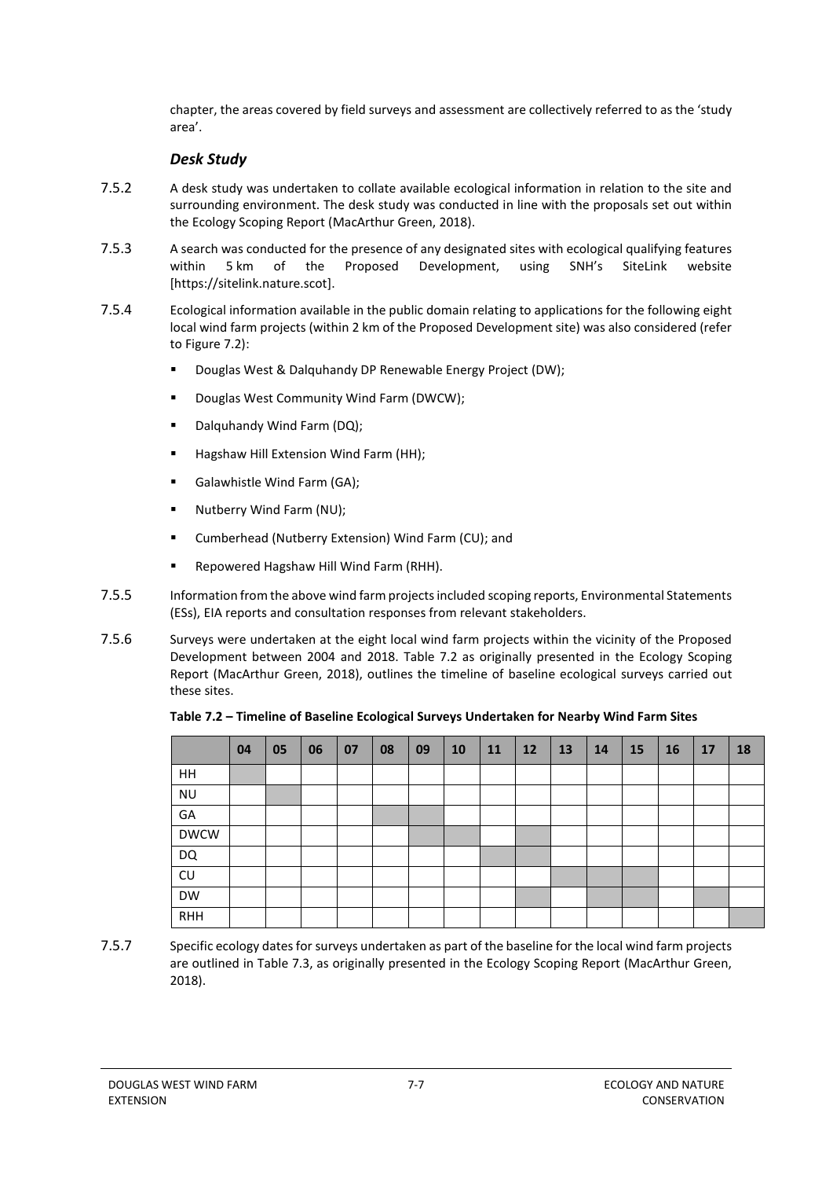chapter, the areas covered by field surveys and assessment are collectively referred to as the 'study area'.

### *Desk Study*

7.5.2 A desk study was undertaken to collate available ecological information in relation to the site and surrounding environment. The desk study was conducted in line with the proposals set out within the Ecology Scoping Report (MacArthur Green, 2018).

7.5.3 A search was conducted for the presence of any designated sites with ecological qualifying features within 5 km of the Proposed Development, using SNH's SiteLink website [https://sitelink.nature.scot].

7.5.4 Ecological information available in the public domain relating to applications for the following eight local wind farm projects (within 2 km of the Proposed Development site) was also considered (refer to Figure 7.2):

- Douglas West & Dalquhandy DP Renewable Energy Project (DW);
- Douglas West Community Wind Farm (DWCW);
- Dalquhandy Wind Farm (DQ);
- Hagshaw Hill Extension Wind Farm (HH);
- Galawhistle Wind Farm (GA);
- Nutberry Wind Farm (NU);
- Cumberhead (Nutberry Extension) Wind Farm (CU); and
- Repowered Hagshaw Hill Wind Farm (RHH).

7.5.5 Information from the above wind farm projects included scoping reports, Environmental Statements (ESs), EIA reports and consultation responses from relevant stakeholders.

7.5.6 Surveys were undertaken at the eight local wind farm projects within the vicinity of the Proposed Development between 2004 and 2018. Table 7.2 as originally presented in the Ecology Scoping Report (MacArthur Green, 2018), outlines the timeline of baseline ecological surveys carried out these sites.

**Table 7.2 – Timeline of Baseline Ecological Surveys Undertaken for Nearby Wind Farm Sites**

| | 04 | 05 | 06 | 07 | 08 | 09 | 10 | 11 | 12 | 13 | 14 | 15 | 16 | 17 | 18 |
|---|---|---|---|---|---|---|---|---|---|---|---|---|---|---|---|
| HH | ■ | | | | | | | | | | | | | | |
| NU | | ■ | | | | | | | | | | | | | |
| GA | | | | | ■ | ■ | | | | | | | | | |
| DWCW | | | | | | ■ | ■ | | ■ | | | | | | |
| DQ | | | | | | | | ■ | ■ | | | | | | |
| CU | | | | | | | | | | ■ | ■ | ■ | | | |
| DW | | | | | | | | | ■ | | ■ | ■ | | ■ | |
| RHH | | | | | | | | | | | | | | | ■ |

7.5.7 Specific ecology dates for surveys undertaken as part of the baseline for the local wind farm projects are outlined in Table 7.3, as originally presented in the Ecology Scoping Report (MacArthur Green, 2018).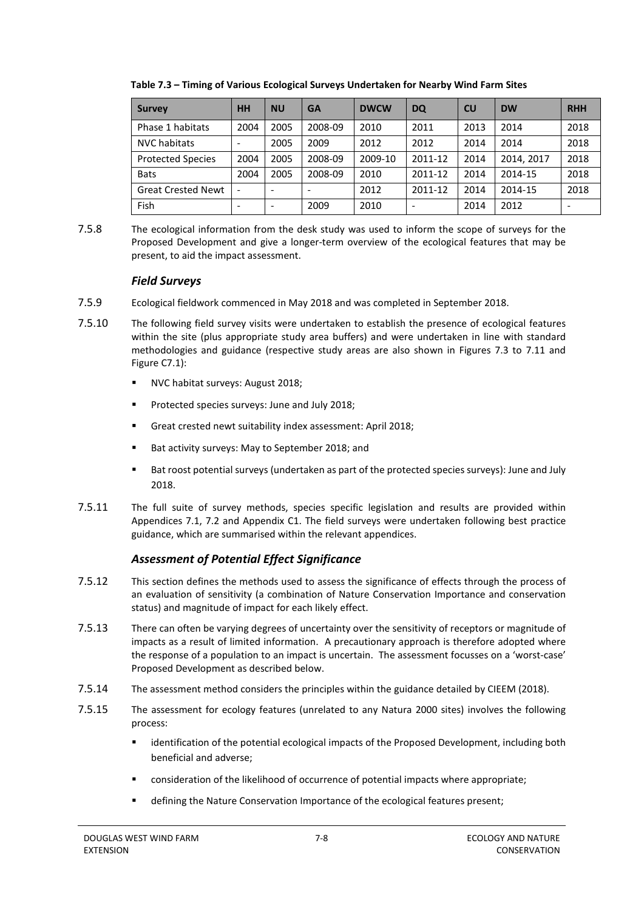**Table 7.3 – Timing of Various Ecological Surveys Undertaken for Nearby Wind Farm Sites**

| Survey | HH | NU | GA | DWCW | DQ | CU | DW | RHH |
|---|---|---|---|---|---|---|---|---|
| Phase 1 habitats | 2004 | 2005 | 2008-09 | 2010 | 2011 | 2013 | 2014 | 2018 |
| NVC habitats | - | 2005 | 2009 | 2012 | 2012 | 2014 | 2014 | 2018 |
| Protected Species | 2004 | 2005 | 2008-09 | 2009-10 | 2011-12 | 2014 | 2014, 2017 | 2018 |
| Bats | 2004 | 2005 | 2008-09 | 2010 | 2011-12 | 2014 | 2014-15 | 2018 |
| Great Crested Newt | - | - | - | 2012 | 2011-12 | 2014 | 2014-15 | 2018 |
| Fish | - | - | 2009 | 2010 | - | 2014 | 2012 | - |

7.5.8 The ecological information from the desk study was used to inform the scope of surveys for the Proposed Development and give a longer-term overview of the ecological features that may be present, to aid the impact assessment.

### *Field Surveys*

7.5.9 Ecological fieldwork commenced in May 2018 and was completed in September 2018.

7.5.10 The following field survey visits were undertaken to establish the presence of ecological features within the site (plus appropriate study area buffers) and were undertaken in line with standard methodologies and guidance (respective study areas are also shown in Figures 7.3 to 7.11 and Figure C7.1):

- NVC habitat surveys: August 2018;
- Protected species surveys: June and July 2018;
- Great crested newt suitability index assessment: April 2018;
- Bat activity surveys: May to September 2018; and
- Bat roost potential surveys (undertaken as part of the protected species surveys): June and July 2018.

7.5.11 The full suite of survey methods, species specific legislation and results are provided within Appendices 7.1, 7.2 and Appendix C1. The field surveys were undertaken following best practice guidance, which are summarised within the relevant appendices.

### *Assessment of Potential Effect Significance*

7.5.12 This section defines the methods used to assess the significance of effects through the process of an evaluation of sensitivity (a combination of Nature Conservation Importance and conservation status) and magnitude of impact for each likely effect.

7.5.13 There can often be varying degrees of uncertainty over the sensitivity of receptors or magnitude of impacts as a result of limited information. A precautionary approach is therefore adopted where the response of a population to an impact is uncertain. The assessment focusses on a 'worst-case' Proposed Development as described below.

7.5.14 The assessment method considers the principles within the guidance detailed by CIEEM (2018).

7.5.15 The assessment for ecology features (unrelated to any Natura 2000 sites) involves the following process:

- identification of the potential ecological impacts of the Proposed Development, including both beneficial and adverse;
- consideration of the likelihood of occurrence of potential impacts where appropriate;
- defining the Nature Conservation Importance of the ecological features present;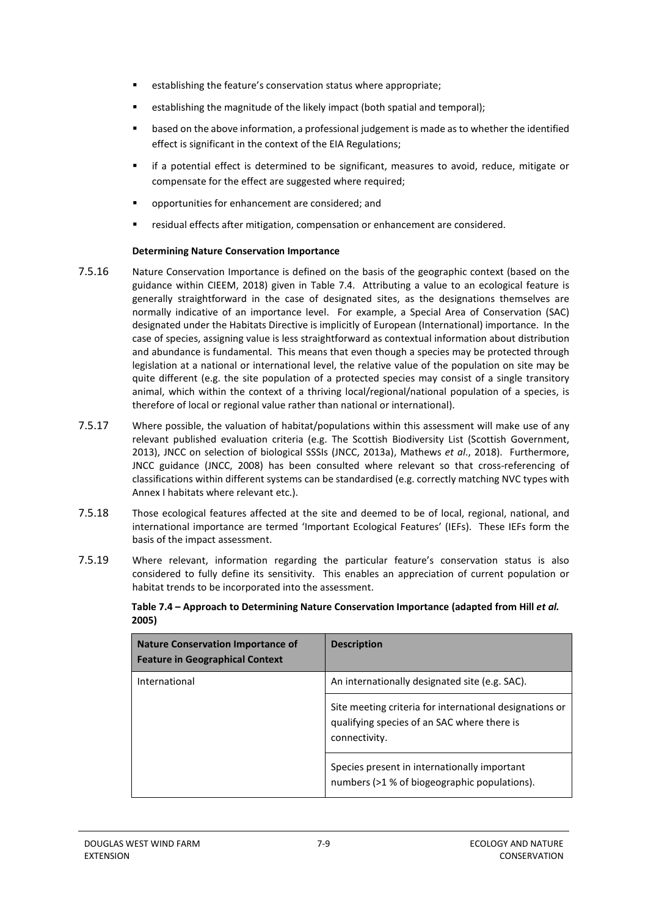- establishing the feature's conservation status where appropriate;
- establishing the magnitude of the likely impact (both spatial and temporal);
- based on the above information, a professional judgement is made as to whether the identified effect is significant in the context of the EIA Regulations;
- if a potential effect is determined to be significant, measures to avoid, reduce, mitigate or compensate for the effect are suggested where required;
- opportunities for enhancement are considered; and
- residual effects after mitigation, compensation or enhancement are considered.

**Determining Nature Conservation Importance**

7.5.16 Nature Conservation Importance is defined on the basis of the geographic context (based on the guidance within CIEEM, 2018) given in Table 7.4. Attributing a value to an ecological feature is generally straightforward in the case of designated sites, as the designations themselves are normally indicative of an importance level. For example, a Special Area of Conservation (SAC) designated under the Habitats Directive is implicitly of European (International) importance. In the case of species, assigning value is less straightforward as contextual information about distribution and abundance is fundamental. This means that even though a species may be protected through legislation at a national or international level, the relative value of the population on site may be quite different (e.g. the site population of a protected species may consist of a single transitory animal, which within the context of a thriving local/regional/national population of a species, is therefore of local or regional value rather than national or international).

7.5.17 Where possible, the valuation of habitat/populations within this assessment will make use of any relevant published evaluation criteria (e.g. The Scottish Biodiversity List (Scottish Government, 2013), JNCC on selection of biological SSSIs (JNCC, 2013a), Mathews *et al*., 2018). Furthermore, JNCC guidance (JNCC, 2008) has been consulted where relevant so that cross-referencing of classifications within different systems can be standardised (e.g. correctly matching NVC types with Annex I habitats where relevant etc.).

7.5.18 Those ecological features affected at the site and deemed to be of local, regional, national, and international importance are termed 'Important Ecological Features' (IEFs). These IEFs form the basis of the impact assessment.

7.5.19 Where relevant, information regarding the particular feature's conservation status is also considered to fully define its sensitivity. This enables an appreciation of current population or habitat trends to be incorporated into the assessment.

**Table 7.4 – Approach to Determining Nature Conservation Importance (adapted from Hill *et al.* 2005)**

| Nature Conservation Importance of Feature in Geographical Context | Description |
|---|---|
| International | An internationally designated site (e.g. SAC). |
| | Site meeting criteria for international designations or qualifying species of an SAC where there is connectivity. |
| | Species present in internationally important numbers (>1 % of biogeographic populations). |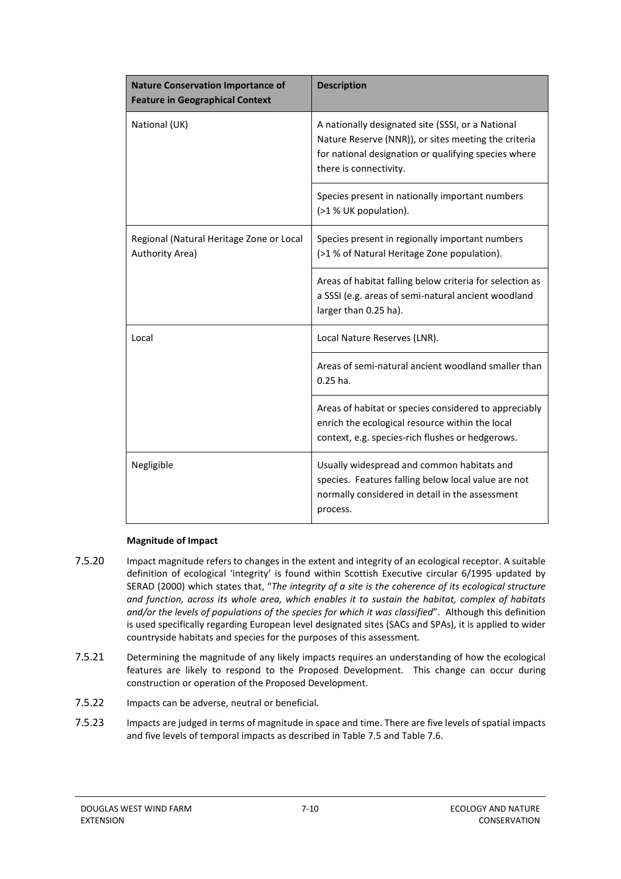| Nature Conservation Importance of Feature in Geographical Context | Description |
|---|---|
| National (UK) | A nationally designated site (SSSI, or a National Nature Reserve (NNR)), or sites meeting the criteria for national designation or qualifying species where there is connectivity. |
| | Species present in nationally important numbers (>1 % UK population). |
| Regional (Natural Heritage Zone or Local Authority Area) | Species present in regionally important numbers (>1 % of Natural Heritage Zone population). |
| | Areas of habitat falling below criteria for selection as a SSSI (e.g. areas of semi-natural ancient woodland larger than 0.25 ha). |
| Local | Local Nature Reserves (LNR). |
| | Areas of semi-natural ancient woodland smaller than 0.25 ha. |
| | Areas of habitat or species considered to appreciably enrich the ecological resource within the local context, e.g. species-rich flushes or hedgerows. |
| Negligible | Usually widespread and common habitats and species. Features falling below local value are not normally considered in detail in the assessment process. |

**Magnitude of Impact**

7.5.20 Impact magnitude refers to changes in the extent and integrity of an ecological receptor. A suitable definition of ecological 'integrity' is found within Scottish Executive circular 6/1995 updated by SERAD (2000) which states that, "*The integrity of a site is the coherence of its ecological structure and function, across its whole area, which enables it to sustain the habitat, complex of habitats and/or the levels of populations of the species for which it was classified*". Although this definition is used specifically regarding European level designated sites (SACs and SPAs), it is applied to wider countryside habitats and species for the purposes of this assessment.

7.5.21 Determining the magnitude of any likely impacts requires an understanding of how the ecological features are likely to respond to the Proposed Development. This change can occur during construction or operation of the Proposed Development.

7.5.22 Impacts can be adverse, neutral or beneficial.

7.5.23 Impacts are judged in terms of magnitude in space and time. There are five levels of spatial impacts and five levels of temporal impacts as described in Table 7.5 and Table 7.6.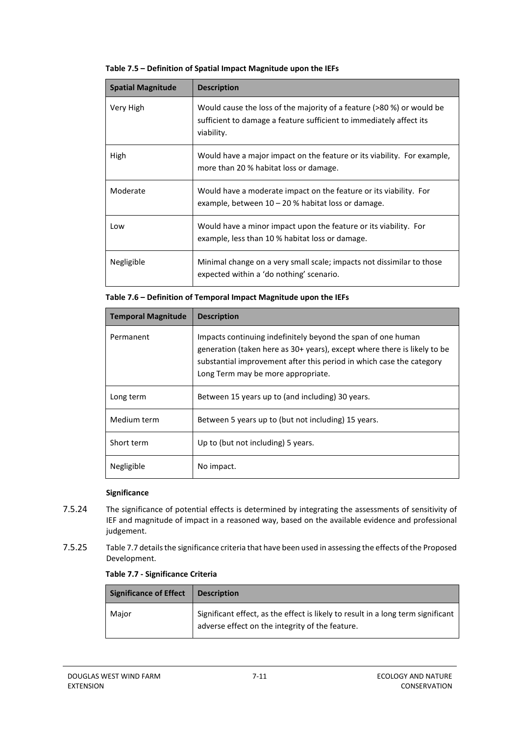**Table 7.5 – Definition of Spatial Impact Magnitude upon the IEFs**

| Spatial Magnitude | Description |
|---|---|
| Very High | Would cause the loss of the majority of a feature (>80 %) or would be sufficient to damage a feature sufficient to immediately affect its viability. |
| High | Would have a major impact on the feature or its viability. For example, more than 20 % habitat loss or damage. |
| Moderate | Would have a moderate impact on the feature or its viability. For example, between 10 – 20 % habitat loss or damage. |
| Low | Would have a minor impact upon the feature or its viability. For example, less than 10 % habitat loss or damage. |
| Negligible | Minimal change on a very small scale; impacts not dissimilar to those expected within a 'do nothing' scenario. |

**Table 7.6 – Definition of Temporal Impact Magnitude upon the IEFs**

| Temporal Magnitude | Description |
|---|---|
| Permanent | Impacts continuing indefinitely beyond the span of one human generation (taken here as 30+ years), except where there is likely to be substantial improvement after this period in which case the category Long Term may be more appropriate. |
| Long term | Between 15 years up to (and including) 30 years. |
| Medium term | Between 5 years up to (but not including) 15 years. |
| Short term | Up to (but not including) 5 years. |
| Negligible | No impact. |

**Significance**

7.5.24 The significance of potential effects is determined by integrating the assessments of sensitivity of IEF and magnitude of impact in a reasoned way, based on the available evidence and professional judgement.

7.5.25 Table 7.7 details the significance criteria that have been used in assessing the effects of the Proposed Development.

**Table 7.7 - Significance Criteria**

| Significance of Effect | Description |
|---|---|
| Major | Significant effect, as the effect is likely to result in a long term significant adverse effect on the integrity of the feature. |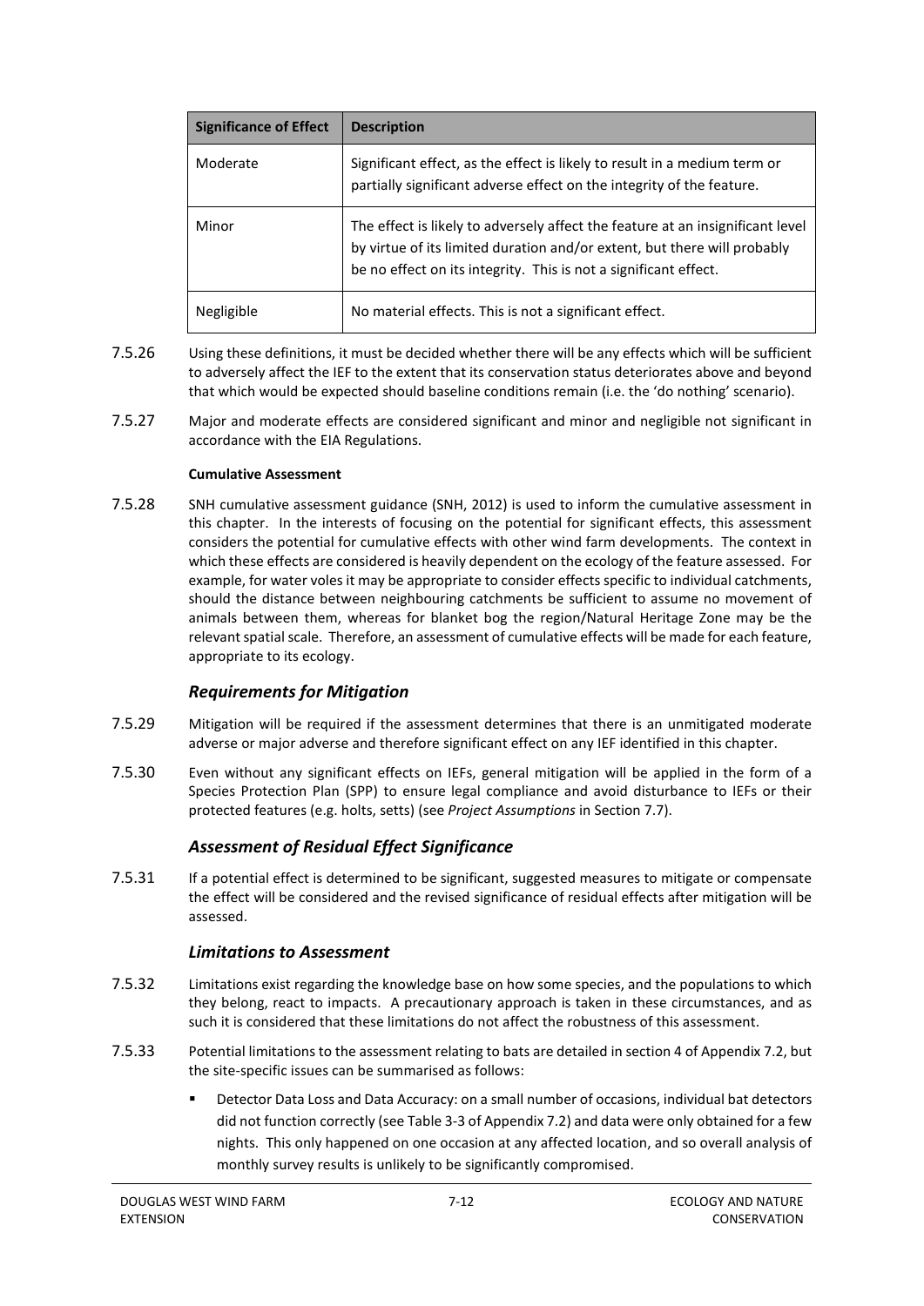| Significance of Effect | Description |
|---|---|
| Moderate | Significant effect, as the effect is likely to result in a medium term or partially significant adverse effect on the integrity of the feature. |
| Minor | The effect is likely to adversely affect the feature at an insignificant level by virtue of its limited duration and/or extent, but there will probably be no effect on its integrity. This is not a significant effect. |
| Negligible | No material effects. This is not a significant effect. |

7.5.26 Using these definitions, it must be decided whether there will be any effects which will be sufficient to adversely affect the IEF to the extent that its conservation status deteriorates above and beyond that which would be expected should baseline conditions remain (i.e. the 'do nothing' scenario).

7.5.27 Major and moderate effects are considered significant and minor and negligible not significant in accordance with the EIA Regulations.

**Cumulative Assessment**

7.5.28 SNH cumulative assessment guidance (SNH, 2012) is used to inform the cumulative assessment in this chapter. In the interests of focusing on the potential for significant effects, this assessment considers the potential for cumulative effects with other wind farm developments. The context in which these effects are considered is heavily dependent on the ecology of the feature assessed. For example, for water voles it may be appropriate to consider effects specific to individual catchments, should the distance between neighbouring catchments be sufficient to assume no movement of animals between them, whereas for blanket bog the region/Natural Heritage Zone may be the relevant spatial scale. Therefore, an assessment of cumulative effects will be made for each feature, appropriate to its ecology.

### *Requirements for Mitigation*

7.5.29 Mitigation will be required if the assessment determines that there is an unmitigated moderate adverse or major adverse and therefore significant effect on any IEF identified in this chapter.

7.5.30 Even without any significant effects on IEFs, general mitigation will be applied in the form of a Species Protection Plan (SPP) to ensure legal compliance and avoid disturbance to IEFs or their protected features (e.g. holts, setts) (see *Project Assumptions* in Section 7.7).

### *Assessment of Residual Effect Significance*

7.5.31 If a potential effect is determined to be significant, suggested measures to mitigate or compensate the effect will be considered and the revised significance of residual effects after mitigation will be assessed.

### *Limitations to Assessment*

7.5.32 Limitations exist regarding the knowledge base on how some species, and the populations to which they belong, react to impacts. A precautionary approach is taken in these circumstances, and as such it is considered that these limitations do not affect the robustness of this assessment.

7.5.33 Potential limitations to the assessment relating to bats are detailed in section 4 of Appendix 7.2, but the site-specific issues can be summarised as follows:

- Detector Data Loss and Data Accuracy: on a small number of occasions, individual bat detectors did not function correctly (see Table 3-3 of Appendix 7.2) and data were only obtained for a few nights. This only happened on one occasion at any affected location, and so overall analysis of monthly survey results is unlikely to be significantly compromised.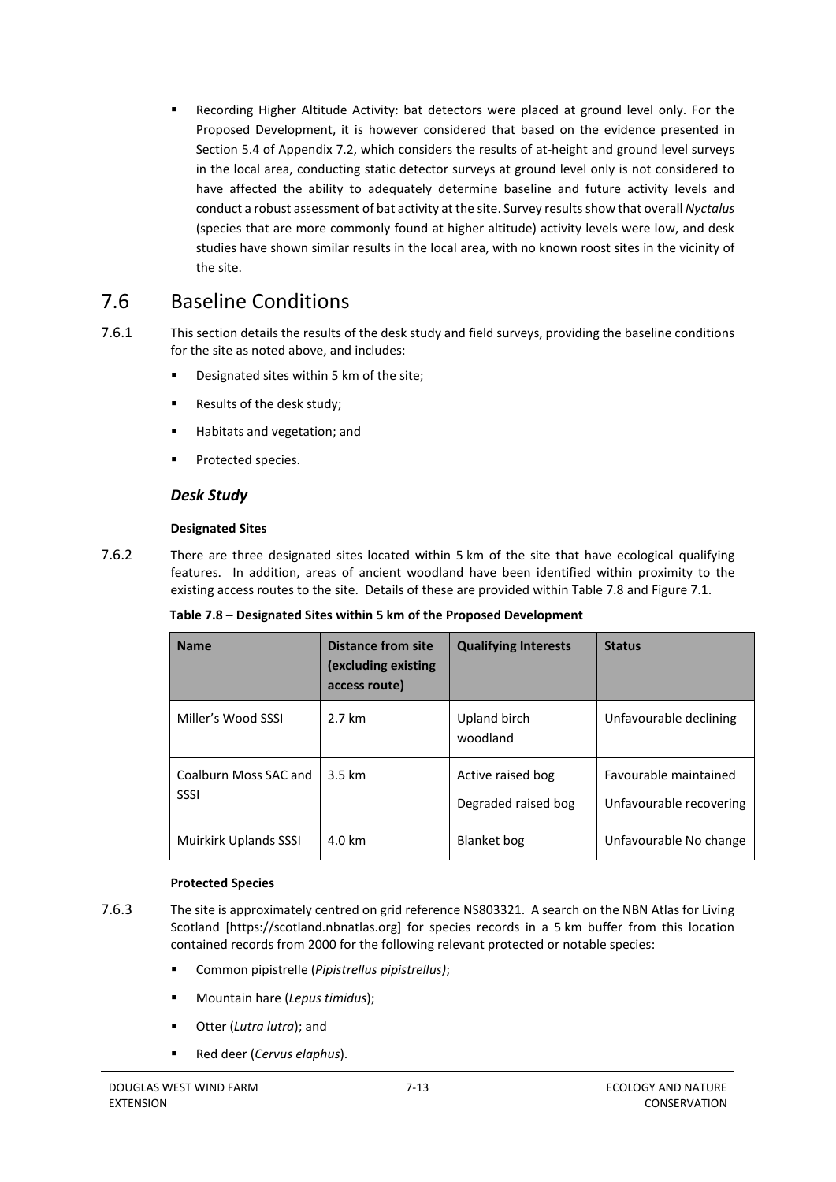- Recording Higher Altitude Activity: bat detectors were placed at ground level only. For the Proposed Development, it is however considered that based on the evidence presented in Section 5.4 of Appendix 7.2, which considers the results of at-height and ground level surveys in the local area, conducting static detector surveys at ground level only is not considered to have affected the ability to adequately determine baseline and future activity levels and conduct a robust assessment of bat activity at the site. Survey results show that overall *Nyctalus* (species that are more commonly found at higher altitude) activity levels were low, and desk studies have shown similar results in the local area, with no known roost sites in the vicinity of the site.

## 7.6 Baseline Conditions

7.6.1 This section details the results of the desk study and field surveys, providing the baseline conditions for the site as noted above, and includes:

- Designated sites within 5 km of the site;
- Results of the desk study;
- Habitats and vegetation; and
- Protected species.

### *Desk Study*

**Designated Sites**

7.6.2 There are three designated sites located within 5 km of the site that have ecological qualifying features. In addition, areas of ancient woodland have been identified within proximity to the existing access routes to the site. Details of these are provided within Table 7.8 and Figure 7.1.

**Table 7.8 – Designated Sites within 5 km of the Proposed Development**

| Name | Distance from site (excluding existing access route) | Qualifying Interests | Status |
|---|---|---|---|
| Miller's Wood SSSI | 2.7 km | Upland birch woodland | Unfavourable declining |
| Coalburn Moss SAC and SSSI | 3.5 km | Active raised bog<br>Degraded raised bog | Favourable maintained<br>Unfavourable recovering |
| Muirkirk Uplands SSSI | 4.0 km | Blanket bog | Unfavourable No change |

**Protected Species**

7.6.3 The site is approximately centred on grid reference NS803321. A search on the NBN Atlas for Living Scotland [https://scotland.nbnatlas.org] for species records in a 5 km buffer from this location contained records from 2000 for the following relevant protected or notable species:

- Common pipistrelle (*Pipistrellus pipistrellus)*;
- Mountain hare (*Lepus timidus*);
- Otter (*Lutra lutra*); and
- Red deer (*Cervus elaphus*).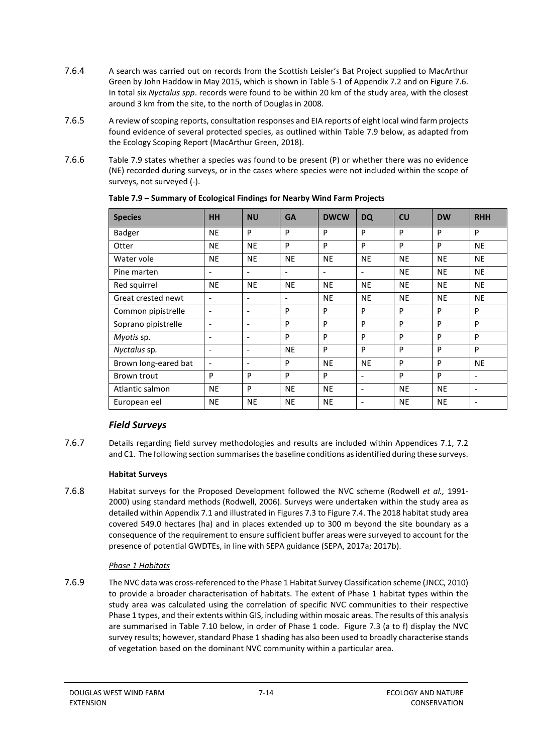7.6.4 A search was carried out on records from the Scottish Leisler's Bat Project supplied to MacArthur Green by John Haddow in May 2015, which is shown in Table 5-1 of Appendix 7.2 and on Figure 7.6. In total six *Nyctalus spp*. records were found to be within 20 km of the study area, with the closest around 3 km from the site, to the north of Douglas in 2008.

7.6.5 A review of scoping reports, consultation responses and EIA reports of eight local wind farm projects found evidence of several protected species, as outlined within Table 7.9 below, as adapted from the Ecology Scoping Report (MacArthur Green, 2018).

7.6.6 Table 7.9 states whether a species was found to be present (P) or whether there was no evidence (NE) recorded during surveys, or in the cases where species were not included within the scope of surveys, not surveyed (-).

**Table 7.9 – Summary of Ecological Findings for Nearby Wind Farm Projects**

| Species | HH | NU | GA | DWCW | DQ | CU | DW | RHH |
|---|---|---|---|---|---|---|---|---|
| Badger | NE | P | P | P | P | P | P | P |
| Otter | NE | NE | P | P | P | P | P | NE |
| Water vole | NE | NE | NE | NE | NE | NE | NE | NE |
| Pine marten | - | - | - | - | - | NE | NE | NE |
| Red squirrel | NE | NE | NE | NE | NE | NE | NE | NE |
| Great crested newt | - | - | - | NE | NE | NE | NE | NE |
| Common pipistrelle | - | - | P | P | P | P | P | P |
| Soprano pipistrelle | - | - | P | P | P | P | P | P |
| *Myotis* sp. | - | - | P | P | P | P | P | P |
| *Nyctalus* sp. | - | - | NE | P | P | P | P | P |
| Brown long-eared bat | - | - | P | NE | NE | P | P | NE |
| Brown trout | P | P | P | P | - | P | P | - |
| Atlantic salmon | NE | P | NE | NE | - | NE | NE | - |
| European eel | NE | NE | NE | NE | - | NE | NE | - |

### *Field Surveys*

7.6.7 Details regarding field survey methodologies and results are included within Appendices 7.1, 7.2 and C1. The following section summarises the baseline conditions as identified during these surveys.

#### Habitat Surveys

7.6.8 Habitat surveys for the Proposed Development followed the NVC scheme (Rodwell *et al.,* 1991-2000) using standard methods (Rodwell, 2006). Surveys were undertaken within the study area as detailed within Appendix 7.1 and illustrated in Figures 7.3 to Figure 7.4. The 2018 habitat study area covered 549.0 hectares (ha) and in places extended up to 300 m beyond the site boundary as a consequence of the requirement to ensure sufficient buffer areas were surveyed to account for the presence of potential GWDTEs, in line with SEPA guidance (SEPA, 2017a; 2017b).

*Phase 1 Habitats*

7.6.9 The NVC data was cross-referenced to the Phase 1 Habitat Survey Classification scheme (JNCC, 2010) to provide a broader characterisation of habitats. The extent of Phase 1 habitat types within the study area was calculated using the correlation of specific NVC communities to their respective Phase 1 types, and their extents within GIS, including within mosaic areas. The results of this analysis are summarised in Table 7.10 below, in order of Phase 1 code. Figure 7.3 (a to f) display the NVC survey results; however, standard Phase 1 shading has also been used to broadly characterise stands of vegetation based on the dominant NVC community within a particular area.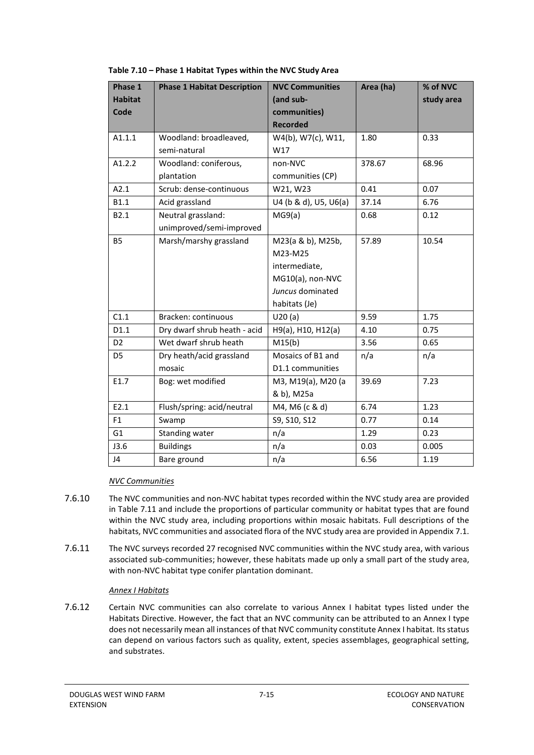**Table 7.10 – Phase 1 Habitat Types within the NVC Study Area**

| Phase 1 Habitat Code | Phase 1 Habitat Description | NVC Communities (and sub-communities) Recorded | Area (ha) | % of NVC study area |
|---|---|---|---|---|
| A1.1.1 | Woodland: broadleaved, semi-natural | W4(b), W7(c), W11, W17 | 1.80 | 0.33 |
| A1.2.2 | Woodland: coniferous, plantation | non-NVC communities (CP) | 378.67 | 68.96 |
| A2.1 | Scrub: dense-continuous | W21, W23 | 0.41 | 0.07 |
| B1.1 | Acid grassland | U4 (b & d), U5, U6(a) | 37.14 | 6.76 |
| B2.1 | Neutral grassland: unimproved/semi-improved | MG9(a) | 0.68 | 0.12 |
| B5 | Marsh/marshy grassland | M23(a & b), M25b, M23-M25 intermediate, MG10(a), non-NVC *Juncus* dominated habitats (Je) | 57.89 | 10.54 |
| C1.1 | Bracken: continuous | U20 (a) | 9.59 | 1.75 |
| D1.1 | Dry dwarf shrub heath - acid | H9(a), H10, H12(a) | 4.10 | 0.75 |
| D2 | Wet dwarf shrub heath | M15(b) | 3.56 | 0.65 |
| D5 | Dry heath/acid grassland mosaic | Mosaics of B1 and D1.1 communities | n/a | n/a |
| E1.7 | Bog: wet modified | M3, M19(a), M20 (a & b), M25a | 39.69 | 7.23 |
| E2.1 | Flush/spring: acid/neutral | M4, M6 (c & d) | 6.74 | 1.23 |
| F1 | Swamp | S9, S10, S12 | 0.77 | 0.14 |
| G1 | Standing water | n/a | 1.29 | 0.23 |
| J3.6 | Buildings | n/a | 0.03 | 0.005 |
| J4 | Bare ground | n/a | 6.56 | 1.19 |

*NVC Communities*

7.6.10 The NVC communities and non-NVC habitat types recorded within the NVC study area are provided in Table 7.11 and include the proportions of particular community or habitat types that are found within the NVC study area, including proportions within mosaic habitats. Full descriptions of the habitats, NVC communities and associated flora of the NVC study area are provided in Appendix 7.1.

7.6.11 The NVC surveys recorded 27 recognised NVC communities within the NVC study area, with various associated sub-communities; however, these habitats made up only a small part of the study area, with non-NVC habitat type conifer plantation dominant.

*Annex I Habitats*

7.6.12 Certain NVC communities can also correlate to various Annex I habitat types listed under the Habitats Directive. However, the fact that an NVC community can be attributed to an Annex I type does not necessarily mean all instances of that NVC community constitute Annex I habitat. Its status can depend on various factors such as quality, extent, species assemblages, geographical setting, and substrates.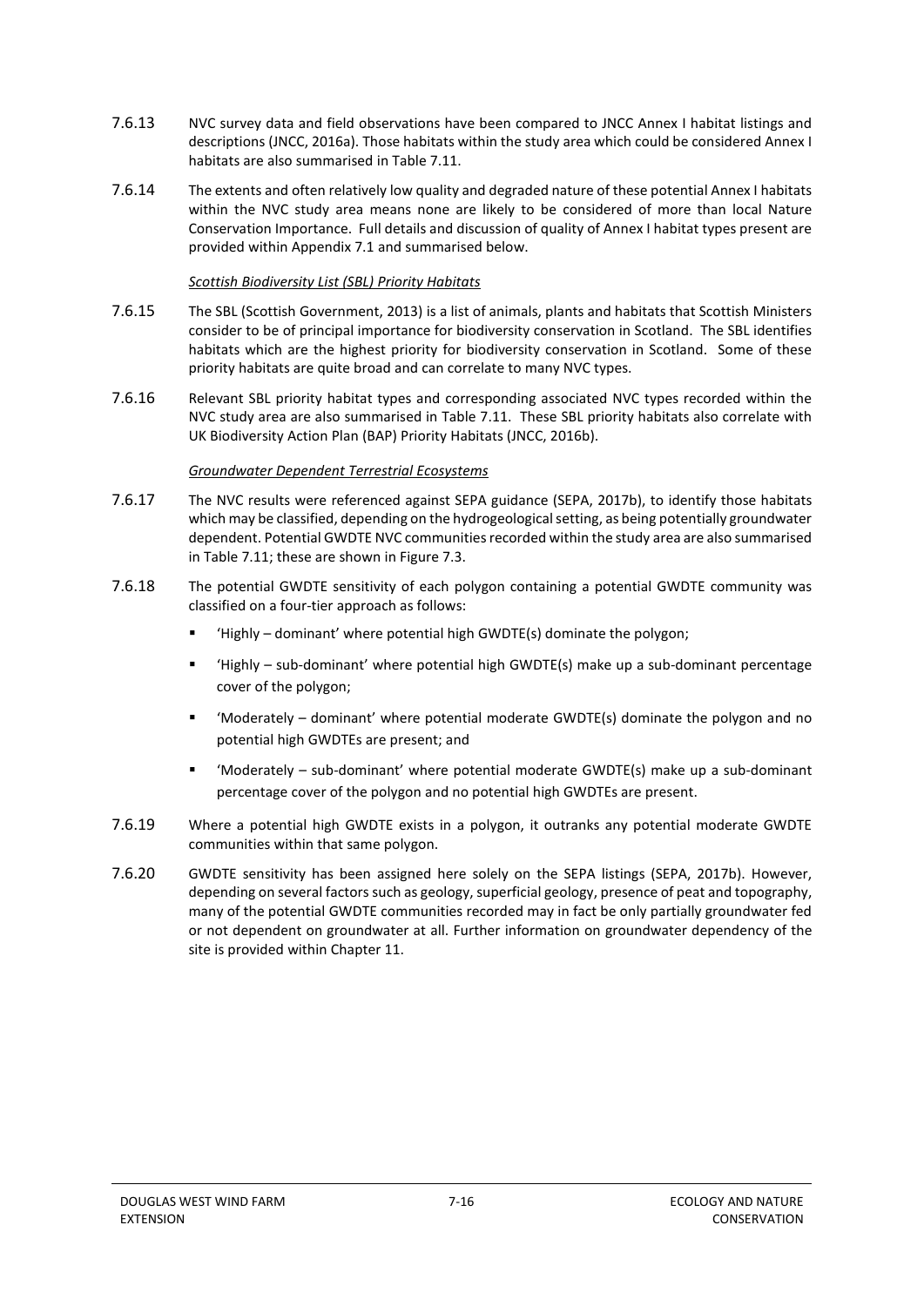7.6.13 NVC survey data and field observations have been compared to JNCC Annex I habitat listings and descriptions (JNCC, 2016a). Those habitats within the study area which could be considered Annex I habitats are also summarised in Table 7.11.

7.6.14 The extents and often relatively low quality and degraded nature of these potential Annex I habitats within the NVC study area means none are likely to be considered of more than local Nature Conservation Importance. Full details and discussion of quality of Annex I habitat types present are provided within Appendix 7.1 and summarised below.

*Scottish Biodiversity List (SBL) Priority Habitats*

7.6.15 The SBL (Scottish Government, 2013) is a list of animals, plants and habitats that Scottish Ministers consider to be of principal importance for biodiversity conservation in Scotland. The SBL identifies habitats which are the highest priority for biodiversity conservation in Scotland. Some of these priority habitats are quite broad and can correlate to many NVC types.

7.6.16 Relevant SBL priority habitat types and corresponding associated NVC types recorded within the NVC study area are also summarised in Table 7.11. These SBL priority habitats also correlate with UK Biodiversity Action Plan (BAP) Priority Habitats (JNCC, 2016b).

*Groundwater Dependent Terrestrial Ecosystems*

7.6.17 The NVC results were referenced against SEPA guidance (SEPA, 2017b), to identify those habitats which may be classified, depending on the hydrogeological setting, as being potentially groundwater dependent. Potential GWDTE NVC communities recorded within the study area are also summarised in Table 7.11; these are shown in Figure 7.3.

7.6.18 The potential GWDTE sensitivity of each polygon containing a potential GWDTE community was classified on a four-tier approach as follows:

- 'Highly – dominant' where potential high GWDTE(s) dominate the polygon;
- 'Highly – sub-dominant' where potential high GWDTE(s) make up a sub-dominant percentage cover of the polygon;
- 'Moderately – dominant' where potential moderate GWDTE(s) dominate the polygon and no potential high GWDTEs are present; and
- 'Moderately – sub-dominant' where potential moderate GWDTE(s) make up a sub-dominant percentage cover of the polygon and no potential high GWDTEs are present.

7.6.19 Where a potential high GWDTE exists in a polygon, it outranks any potential moderate GWDTE communities within that same polygon.

7.6.20 GWDTE sensitivity has been assigned here solely on the SEPA listings (SEPA, 2017b). However, depending on several factors such as geology, superficial geology, presence of peat and topography, many of the potential GWDTE communities recorded may in fact be only partially groundwater fed or not dependent on groundwater at all. Further information on groundwater dependency of the site is provided within Chapter 11.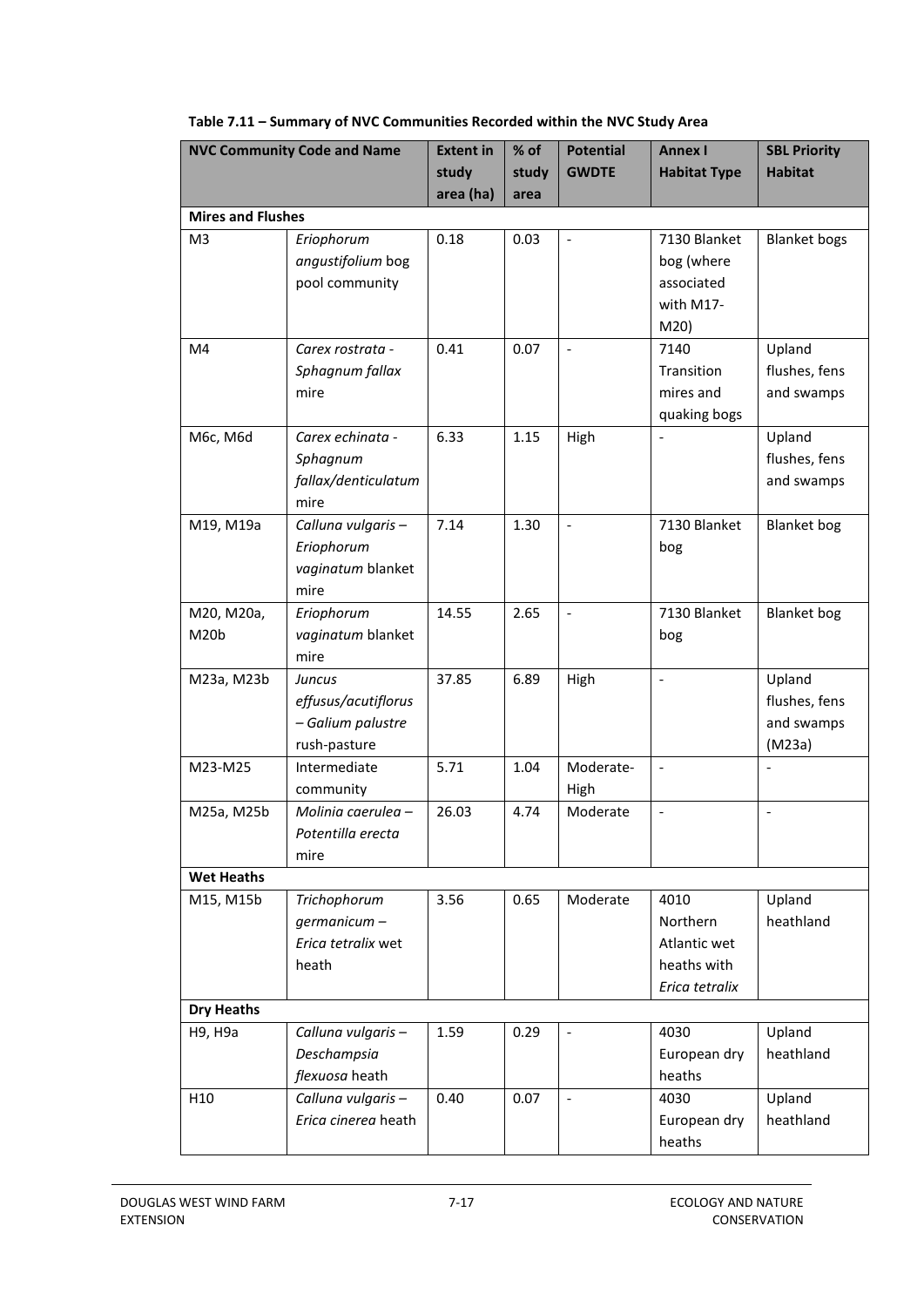**Table 7.11 – Summary of NVC Communities Recorded within the NVC Study Area**

| NVC Community Code and Name | | Extent in study area (ha) | % of study area | Potential GWDTE | Annex I Habitat Type | SBL Priority Habitat |
|---|---|---|---|---|---|---|
| **Mires and Flushes** | | | | | | |
| M3 | *Eriophorum angustifolium* bog pool community | 0.18 | 0.03 | - | 7130 Blanket bog (where associated with M17-M20) | Blanket bogs |
| M4 | *Carex rostrata - Sphagnum fallax* mire | 0.41 | 0.07 | - | 7140 Transition mires and quaking bogs | Upland flushes, fens and swamps |
| M6c, M6d | *Carex echinata - Sphagnum fallax/denticulatum* mire | 6.33 | 1.15 | High | - | Upland flushes, fens and swamps |
| M19, M19a | *Calluna vulgaris – Eriophorum vaginatum* blanket mire | 7.14 | 1.30 | - | 7130 Blanket bog | Blanket bog |
| M20, M20a, M20b | *Eriophorum vaginatum* blanket mire | 14.55 | 2.65 | - | 7130 Blanket bog | Blanket bog |
| M23a, M23b | *Juncus effusus/acutiflorus – Galium palustre* rush-pasture | 37.85 | 6.89 | High | - | Upland flushes, fens and swamps (M23a) |
| M23-M25 | Intermediate community | 5.71 | 1.04 | Moderate-High | - | - |
| M25a, M25b | *Molinia caerulea – Potentilla erecta* mire | 26.03 | 4.74 | Moderate | - | - |
| **Wet Heaths** | | | | | | |
| M15, M15b | *Trichophorum germanicum – Erica tetralix* wet heath | 3.56 | 0.65 | Moderate | 4010 Northern Atlantic wet heaths with *Erica tetralix* | Upland heathland |
| **Dry Heaths** | | | | | | |
| H9, H9a | *Calluna vulgaris – Deschampsia flexuosa* heath | 1.59 | 0.29 | - | 4030 European dry heaths | Upland heathland |
| H10 | *Calluna vulgaris – Erica cinerea* heath | 0.40 | 0.07 | - | 4030 European dry heaths | Upland heathland |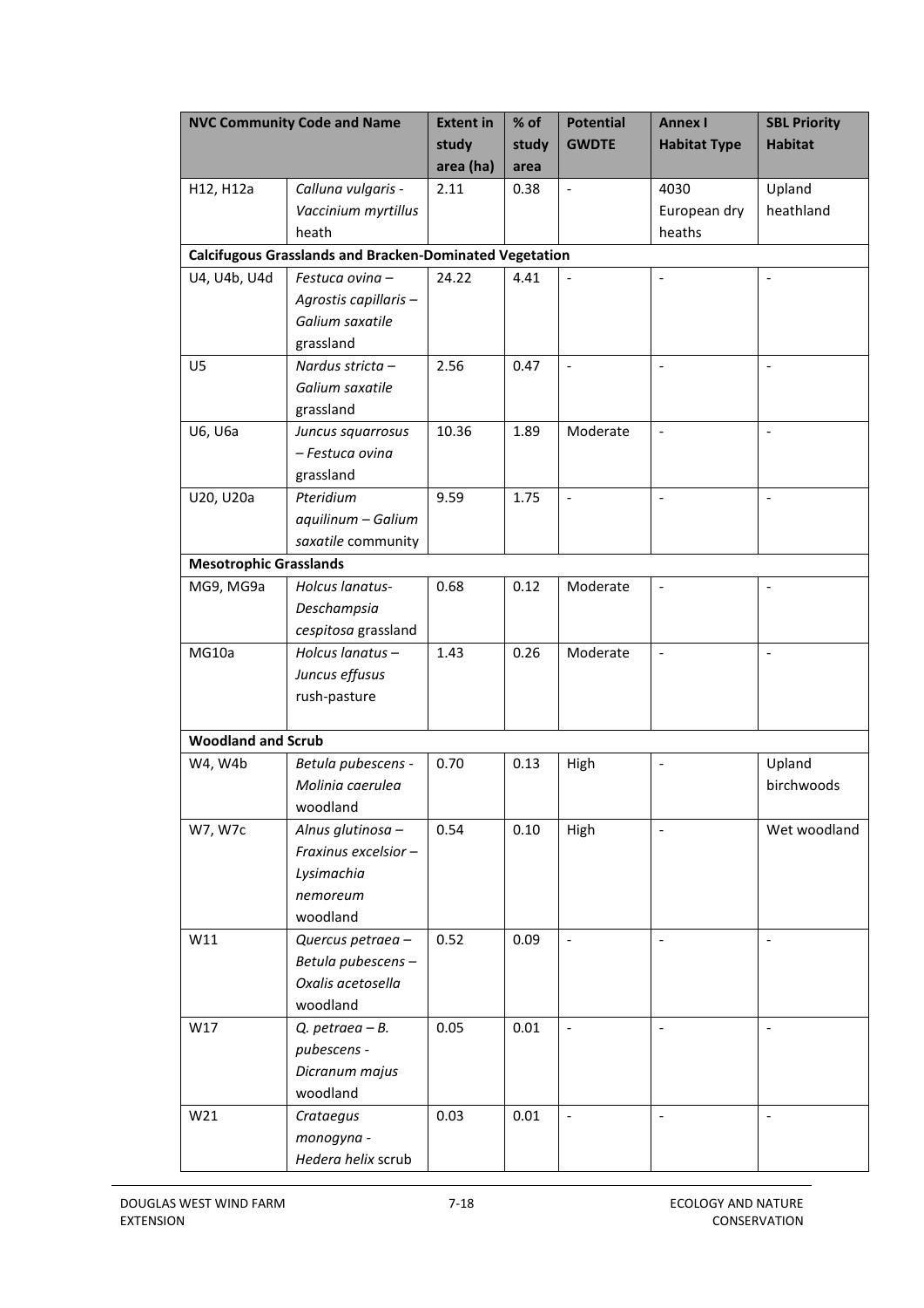| NVC Community Code and Name | | Extent in study area (ha) | % of study area | Potential GWDTE | Annex I Habitat Type | SBL Priority Habitat |
|---|---|---|---|---|---|---|
| H12, H12a | *Calluna vulgaris - Vaccinium myrtillus* heath | 2.11 | 0.38 | - | 4030 European dry heaths | Upland heathland |
| **Calcifugous Grasslands and Bracken-Dominated Vegetation** | | | | | | |
| U4, U4b, U4d | *Festuca ovina – Agrostis capillaris – Galium saxatile* grassland | 24.22 | 4.41 | - | - | - |
| U5 | *Nardus stricta – Galium saxatile* grassland | 2.56 | 0.47 | - | - | - |
| U6, U6a | *Juncus squarrosus – Festuca ovina* grassland | 10.36 | 1.89 | Moderate | - | - |
| U20, U20a | *Pteridium aquilinum – Galium saxatile* community | 9.59 | 1.75 | - | - | - |
| **Mesotrophic Grasslands** | | | | | | |
| MG9, MG9a | *Holcus lanatus- Deschampsia cespitosa* grassland | 0.68 | 0.12 | Moderate | - | - |
| MG10a | *Holcus lanatus – Juncus effusus* rush-pasture | 1.43 | 0.26 | Moderate | - | - |
| **Woodland and Scrub** | | | | | | |
| W4, W4b | *Betula pubescens - Molinia caerulea* woodland | 0.70 | 0.13 | High | - | Upland birchwoods |
| W7, W7c | *Alnus glutinosa – Fraxinus excelsior – Lysimachia nemoreum* woodland | 0.54 | 0.10 | High | - | Wet woodland |
| W11 | *Quercus petraea – Betula pubescens – Oxalis acetosella* woodland | 0.52 | 0.09 | - | - | - |
| W17 | *Q. petraea – B. pubescens - Dicranum majus* woodland | 0.05 | 0.01 | - | - | - |
| W21 | *Crataegus monogyna - Hedera helix* scrub | 0.03 | 0.01 | - | - | - |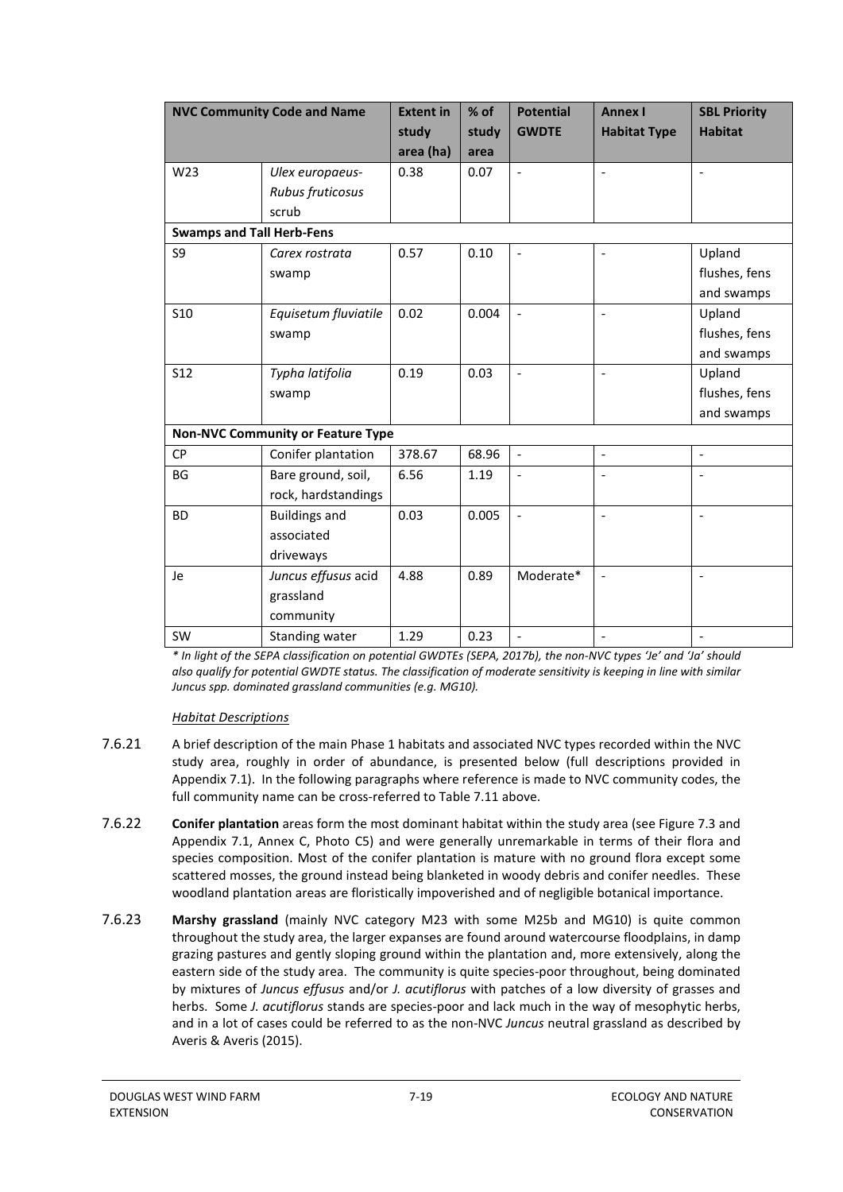| NVC Community Code and Name | | Extent in study area (ha) | % of study area | Potential GWDTE | Annex I Habitat Type | SBL Priority Habitat |
|---|---|---|---|---|---|---|
| W23 | *Ulex europaeus-Rubus fruticosus* scrub | 0.38 | 0.07 | - | - | - |
| **Swamps and Tall Herb-Fens** | | | | | | |
| S9 | *Carex rostrata* swamp | 0.57 | 0.10 | - | - | Upland flushes, fens and swamps |
| S10 | *Equisetum fluviatile* swamp | 0.02 | 0.004 | - | - | Upland flushes, fens and swamps |
| S12 | *Typha latifolia* swamp | 0.19 | 0.03 | - | - | Upland flushes, fens and swamps |
| **Non-NVC Community or Feature Type** | | | | | | |
| CP | Conifer plantation | 378.67 | 68.96 | - | - | - |
| BG | Bare ground, soil, rock, hardstandings | 6.56 | 1.19 | - | - | - |
| BD | Buildings and associated driveways | 0.03 | 0.005 | - | - | - |
| Je | *Juncus effusus* acid grassland community | 4.88 | 0.89 | Moderate* | - | - |
| SW | Standing water | 1.29 | 0.23 | - | - | - |

*\* In light of the SEPA classification on potential GWDTEs (SEPA, 2017b), the non-NVC types 'Je' and 'Ja' should also qualify for potential GWDTE status. The classification of moderate sensitivity is keeping in line with similar Juncus spp. dominated grassland communities (e.g. MG10).*

### Habitat Descriptions

7.6.21 A brief description of the main Phase 1 habitats and associated NVC types recorded within the NVC study area, roughly in order of abundance, is presented below (full descriptions provided in Appendix 7.1). In the following paragraphs where reference is made to NVC community codes, the full community name can be cross-referred to Table 7.11 above.

7.6.22 **Conifer plantation** areas form the most dominant habitat within the study area (see Figure 7.3 and Appendix 7.1, Annex C, Photo C5) and were generally unremarkable in terms of their flora and species composition. Most of the conifer plantation is mature with no ground flora except some scattered mosses, the ground instead being blanketed in woody debris and conifer needles. These woodland plantation areas are floristically impoverished and of negligible botanical importance.

7.6.23 **Marshy grassland** (mainly NVC category M23 with some M25b and MG10) is quite common throughout the study area, the larger expanses are found around watercourse floodplains, in damp grazing pastures and gently sloping ground within the plantation and, more extensively, along the eastern side of the study area. The community is quite species-poor throughout, being dominated by mixtures of *Juncus effusus* and/or *J. acutiflorus* with patches of a low diversity of grasses and herbs. Some *J. acutiflorus* stands are species-poor and lack much in the way of mesophytic herbs, and in a lot of cases could be referred to as the non-NVC *Juncus* neutral grassland as described by Averis & Averis (2015).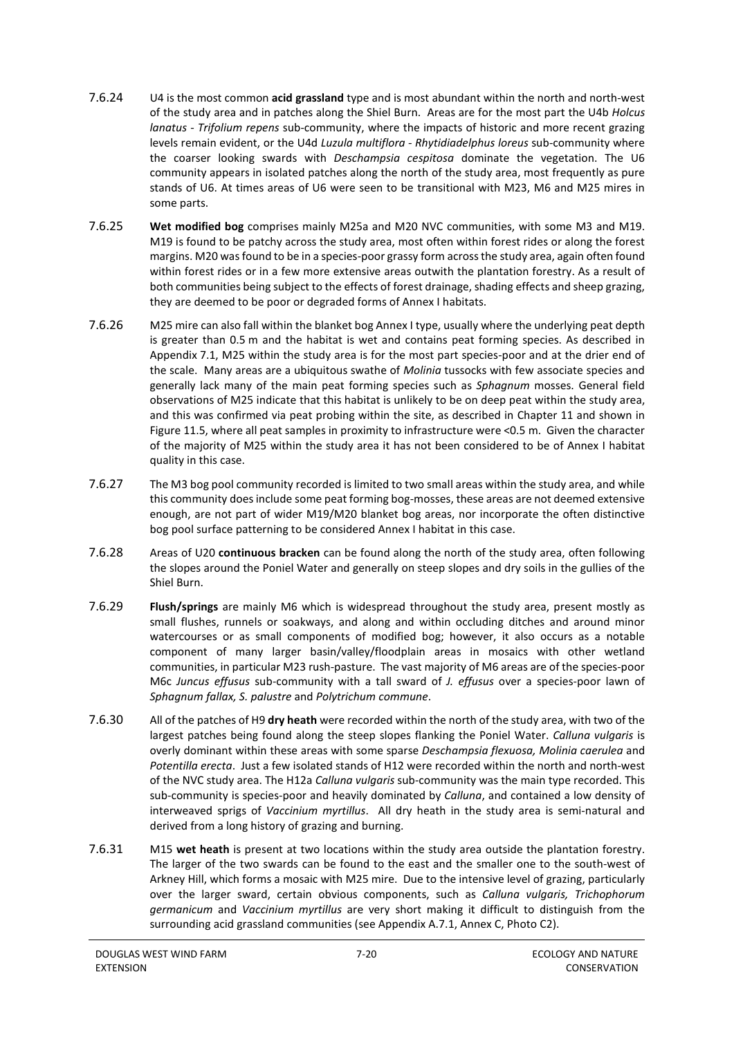7.6.24 U4 is the most common **acid grassland** type and is most abundant within the north and north-west of the study area and in patches along the Shiel Burn. Areas are for the most part the U4b *Holcus lanatus - Trifolium repens* sub-community, where the impacts of historic and more recent grazing levels remain evident, or the U4d *Luzula multiflora - Rhytidiadelphus loreus* sub-community where the coarser looking swards with *Deschampsia cespitosa* dominate the vegetation. The U6 community appears in isolated patches along the north of the study area, most frequently as pure stands of U6. At times areas of U6 were seen to be transitional with M23, M6 and M25 mires in some parts.

7.6.25 **Wet modified bog** comprises mainly M25a and M20 NVC communities, with some M3 and M19. M19 is found to be patchy across the study area, most often within forest rides or along the forest margins. M20 was found to be in a species-poor grassy form across the study area, again often found within forest rides or in a few more extensive areas outwith the plantation forestry. As a result of both communities being subject to the effects of forest drainage, shading effects and sheep grazing, they are deemed to be poor or degraded forms of Annex I habitats.

7.6.26 M25 mire can also fall within the blanket bog Annex I type, usually where the underlying peat depth is greater than 0.5 m and the habitat is wet and contains peat forming species. As described in Appendix 7.1, M25 within the study area is for the most part species-poor and at the drier end of the scale. Many areas are a ubiquitous swathe of *Molinia* tussocks with few associate species and generally lack many of the main peat forming species such as *Sphagnum* mosses. General field observations of M25 indicate that this habitat is unlikely to be on deep peat within the study area, and this was confirmed via peat probing within the site, as described in Chapter 11 and shown in Figure 11.5, where all peat samples in proximity to infrastructure were <0.5 m. Given the character of the majority of M25 within the study area it has not been considered to be of Annex I habitat quality in this case.

7.6.27 The M3 bog pool community recorded is limited to two small areas within the study area, and while this community does include some peat forming bog-mosses, these areas are not deemed extensive enough, are not part of wider M19/M20 blanket bog areas, nor incorporate the often distinctive bog pool surface patterning to be considered Annex I habitat in this case.

7.6.28 Areas of U20 **continuous bracken** can be found along the north of the study area, often following the slopes around the Poniel Water and generally on steep slopes and dry soils in the gullies of the Shiel Burn.

7.6.29 **Flush/springs** are mainly M6 which is widespread throughout the study area, present mostly as small flushes, runnels or soakways, and along and within occluding ditches and around minor watercourses or as small components of modified bog; however, it also occurs as a notable component of many larger basin/valley/floodplain areas in mosaics with other wetland communities, in particular M23 rush-pasture. The vast majority of M6 areas are of the species-poor M6c *Juncus effusus* sub-community with a tall sward of *J. effusus* over a species-poor lawn of *Sphagnum fallax, S. palustre* and *Polytrichum commune*.

7.6.30 All of the patches of H9 **dry heath** were recorded within the north of the study area, with two of the largest patches being found along the steep slopes flanking the Poniel Water. *Calluna vulgaris* is overly dominant within these areas with some sparse *Deschampsia flexuosa, Molinia caerulea* and *Potentilla erecta*. Just a few isolated stands of H12 were recorded within the north and north-west of the NVC study area. The H12a *Calluna vulgaris* sub-community was the main type recorded. This sub-community is species-poor and heavily dominated by *Calluna*, and contained a low density of interweaved sprigs of *Vaccinium myrtillus*. All dry heath in the study area is semi-natural and derived from a long history of grazing and burning.

7.6.31 M15 **wet heath** is present at two locations within the study area outside the plantation forestry. The larger of the two swards can be found to the east and the smaller one to the south-west of Arkney Hill, which forms a mosaic with M25 mire. Due to the intensive level of grazing, particularly over the larger sward, certain obvious components, such as *Calluna vulgaris, Trichophorum germanicum* and *Vaccinium myrtillus* are very short making it difficult to distinguish from the surrounding acid grassland communities (see Appendix A.7.1, Annex C, Photo C2).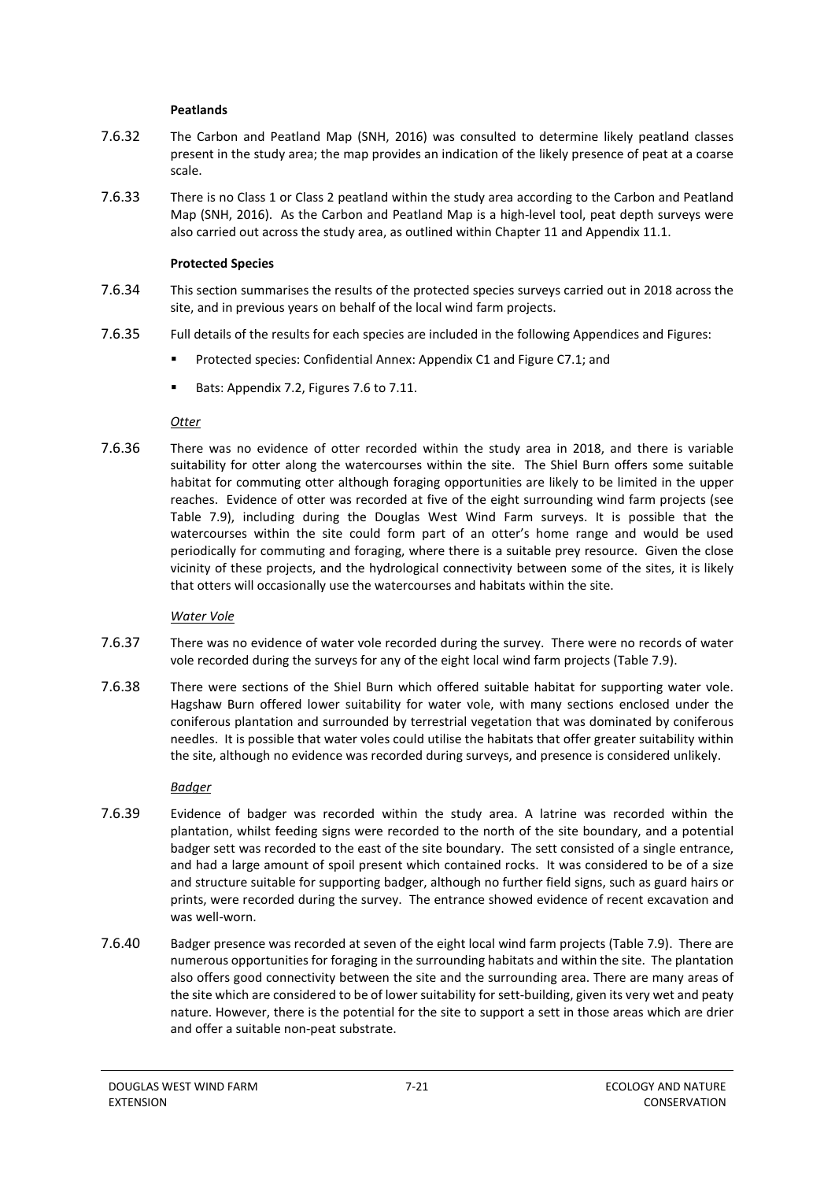**Peatlands**

7.6.32 The Carbon and Peatland Map (SNH, 2016) was consulted to determine likely peatland classes present in the study area; the map provides an indication of the likely presence of peat at a coarse scale.

7.6.33 There is no Class 1 or Class 2 peatland within the study area according to the Carbon and Peatland Map (SNH, 2016). As the Carbon and Peatland Map is a high-level tool, peat depth surveys were also carried out across the study area, as outlined within Chapter 11 and Appendix 11.1.

**Protected Species**

7.6.34 This section summarises the results of the protected species surveys carried out in 2018 across the site, and in previous years on behalf of the local wind farm projects.

7.6.35 Full details of the results for each species are included in the following Appendices and Figures:

- Protected species: Confidential Annex: Appendix C1 and Figure C7.1; and
- Bats: Appendix 7.2, Figures 7.6 to 7.11.

*Otter*

7.6.36 There was no evidence of otter recorded within the study area in 2018, and there is variable suitability for otter along the watercourses within the site. The Shiel Burn offers some suitable habitat for commuting otter although foraging opportunities are likely to be limited in the upper reaches. Evidence of otter was recorded at five of the eight surrounding wind farm projects (see Table 7.9), including during the Douglas West Wind Farm surveys. It is possible that the watercourses within the site could form part of an otter's home range and would be used periodically for commuting and foraging, where there is a suitable prey resource. Given the close vicinity of these projects, and the hydrological connectivity between some of the sites, it is likely that otters will occasionally use the watercourses and habitats within the site.

*Water Vole*

7.6.37 There was no evidence of water vole recorded during the survey. There were no records of water vole recorded during the surveys for any of the eight local wind farm projects (Table 7.9).

7.6.38 There were sections of the Shiel Burn which offered suitable habitat for supporting water vole. Hagshaw Burn offered lower suitability for water vole, with many sections enclosed under the coniferous plantation and surrounded by terrestrial vegetation that was dominated by coniferous needles. It is possible that water voles could utilise the habitats that offer greater suitability within the site, although no evidence was recorded during surveys, and presence is considered unlikely.

*Badger*

7.6.39 Evidence of badger was recorded within the study area. A latrine was recorded within the plantation, whilst feeding signs were recorded to the north of the site boundary, and a potential badger sett was recorded to the east of the site boundary. The sett consisted of a single entrance, and had a large amount of spoil present which contained rocks. It was considered to be of a size and structure suitable for supporting badger, although no further field signs, such as guard hairs or prints, were recorded during the survey. The entrance showed evidence of recent excavation and was well-worn.

7.6.40 Badger presence was recorded at seven of the eight local wind farm projects (Table 7.9). There are numerous opportunities for foraging in the surrounding habitats and within the site. The plantation also offers good connectivity between the site and the surrounding area. There are many areas of the site which are considered to be of lower suitability for sett-building, given its very wet and peaty nature. However, there is the potential for the site to support a sett in those areas which are drier and offer a suitable non-peat substrate.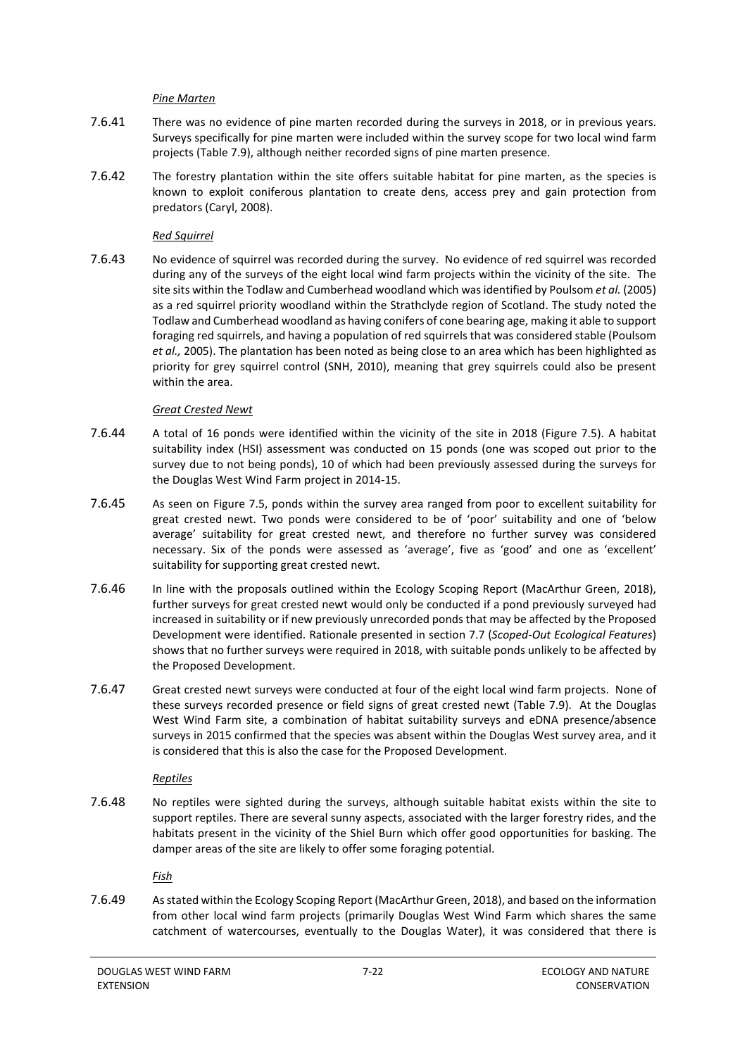*Pine Marten*

7.6.41 There was no evidence of pine marten recorded during the surveys in 2018, or in previous years. Surveys specifically for pine marten were included within the survey scope for two local wind farm projects (Table 7.9), although neither recorded signs of pine marten presence.

7.6.42 The forestry plantation within the site offers suitable habitat for pine marten, as the species is known to exploit coniferous plantation to create dens, access prey and gain protection from predators (Caryl, 2008).

*Red Squirrel*

7.6.43 No evidence of squirrel was recorded during the survey. No evidence of red squirrel was recorded during any of the surveys of the eight local wind farm projects within the vicinity of the site. The site sits within the Todlaw and Cumberhead woodland which was identified by Poulsom *et al.* (2005) as a red squirrel priority woodland within the Strathclyde region of Scotland. The study noted the Todlaw and Cumberhead woodland as having conifers of cone bearing age, making it able to support foraging red squirrels, and having a population of red squirrels that was considered stable (Poulsom *et al.,* 2005). The plantation has been noted as being close to an area which has been highlighted as priority for grey squirrel control (SNH, 2010), meaning that grey squirrels could also be present within the area.

*Great Crested Newt*

7.6.44 A total of 16 ponds were identified within the vicinity of the site in 2018 (Figure 7.5). A habitat suitability index (HSI) assessment was conducted on 15 ponds (one was scoped out prior to the survey due to not being ponds), 10 of which had been previously assessed during the surveys for the Douglas West Wind Farm project in 2014-15.

7.6.45 As seen on Figure 7.5, ponds within the survey area ranged from poor to excellent suitability for great crested newt. Two ponds were considered to be of 'poor' suitability and one of 'below average' suitability for great crested newt, and therefore no further survey was considered necessary. Six of the ponds were assessed as 'average', five as 'good' and one as 'excellent' suitability for supporting great crested newt.

7.6.46 In line with the proposals outlined within the Ecology Scoping Report (MacArthur Green, 2018), further surveys for great crested newt would only be conducted if a pond previously surveyed had increased in suitability or if new previously unrecorded ponds that may be affected by the Proposed Development were identified. Rationale presented in section 7.7 (*Scoped-Out Ecological Features*) shows that no further surveys were required in 2018, with suitable ponds unlikely to be affected by the Proposed Development.

7.6.47 Great crested newt surveys were conducted at four of the eight local wind farm projects. None of these surveys recorded presence or field signs of great crested newt (Table 7.9). At the Douglas West Wind Farm site, a combination of habitat suitability surveys and eDNA presence/absence surveys in 2015 confirmed that the species was absent within the Douglas West survey area, and it is considered that this is also the case for the Proposed Development.

*Reptiles*

7.6.48 No reptiles were sighted during the surveys, although suitable habitat exists within the site to support reptiles. There are several sunny aspects, associated with the larger forestry rides, and the habitats present in the vicinity of the Shiel Burn which offer good opportunities for basking. The damper areas of the site are likely to offer some foraging potential.

*Fish*

7.6.49 As stated within the Ecology Scoping Report (MacArthur Green, 2018), and based on the information from other local wind farm projects (primarily Douglas West Wind Farm which shares the same catchment of watercourses, eventually to the Douglas Water), it was considered that there is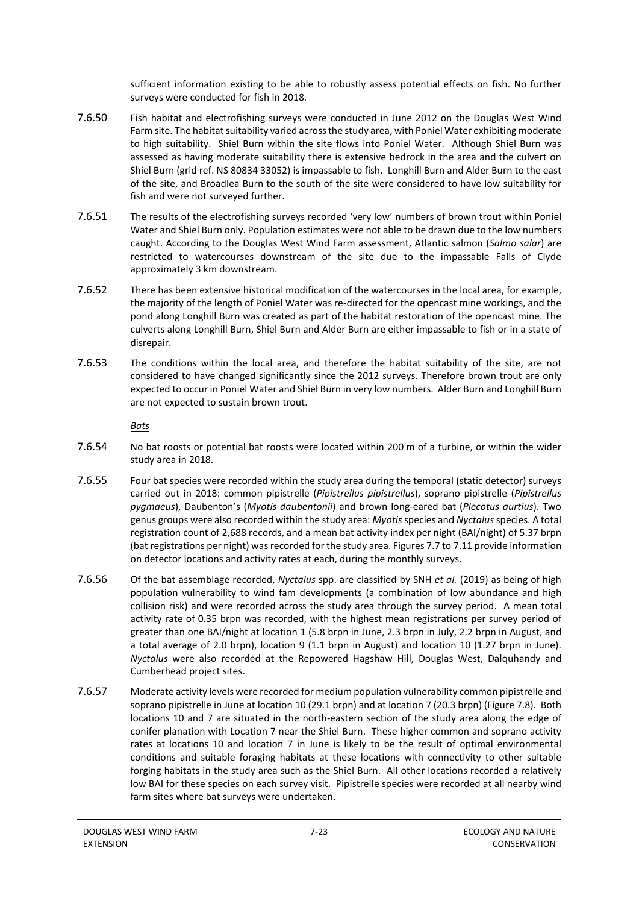sufficient information existing to be able to robustly assess potential effects on fish. No further surveys were conducted for fish in 2018.

7.6.50 Fish habitat and electrofishing surveys were conducted in June 2012 on the Douglas West Wind Farm site. The habitat suitability varied across the study area, with Poniel Water exhibiting moderate to high suitability. Shiel Burn within the site flows into Poniel Water. Although Shiel Burn was assessed as having moderate suitability there is extensive bedrock in the area and the culvert on Shiel Burn (grid ref. NS 80834 33052) is impassable to fish. Longhill Burn and Alder Burn to the east of the site, and Broadlea Burn to the south of the site were considered to have low suitability for fish and were not surveyed further.

7.6.51 The results of the electrofishing surveys recorded 'very low' numbers of brown trout within Poniel Water and Shiel Burn only. Population estimates were not able to be drawn due to the low numbers caught. According to the Douglas West Wind Farm assessment, Atlantic salmon (*Salmo salar*) are restricted to watercourses downstream of the site due to the impassable Falls of Clyde approximately 3 km downstream.

7.6.52 There has been extensive historical modification of the watercourses in the local area, for example, the majority of the length of Poniel Water was re-directed for the opencast mine workings, and the pond along Longhill Burn was created as part of the habitat restoration of the opencast mine. The culverts along Longhill Burn, Shiel Burn and Alder Burn are either impassable to fish or in a state of disrepair.

7.6.53 The conditions within the local area, and therefore the habitat suitability of the site, are not considered to have changed significantly since the 2012 surveys. Therefore brown trout are only expected to occur in Poniel Water and Shiel Burn in very low numbers. Alder Burn and Longhill Burn are not expected to sustain brown trout.

*Bats*

7.6.54 No bat roosts or potential bat roosts were located within 200 m of a turbine, or within the wider study area in 2018.

7.6.55 Four bat species were recorded within the study area during the temporal (static detector) surveys carried out in 2018: common pipistrelle (*Pipistrellus pipistrellus*), soprano pipistrelle (*Pipistrellus pygmaeus*), Daubenton's (*Myotis daubentonii*) and brown long-eared bat (*Plecotus aurtius*). Two genus groups were also recorded within the study area: *Myotis* species and *Nyctalus* species. A total registration count of 2,688 records, and a mean bat activity index per night (BAI/night) of 5.37 brpn (bat registrations per night) was recorded for the study area. Figures 7.7 to 7.11 provide information on detector locations and activity rates at each, during the monthly surveys.

7.6.56 Of the bat assemblage recorded, *Nyctalus* spp. are classified by SNH *et al.* (2019) as being of high population vulnerability to wind fam developments (a combination of low abundance and high collision risk) and were recorded across the study area through the survey period. A mean total activity rate of 0.35 brpn was recorded, with the highest mean registrations per survey period of greater than one BAI/night at location 1 (5.8 brpn in June, 2.3 brpn in July, 2.2 brpn in August, and a total average of 2.0 brpn), location 9 (1.1 brpn in August) and location 10 (1.27 brpn in June). *Nyctalus* were also recorded at the Repowered Hagshaw Hill, Douglas West, Dalquhandy and Cumberhead project sites.

7.6.57 Moderate activity levels were recorded for medium population vulnerability common pipistrelle and soprano pipistrelle in June at location 10 (29.1 brpn) and at location 7 (20.3 brpn) (Figure 7.8). Both locations 10 and 7 are situated in the north-eastern section of the study area along the edge of conifer planation with Location 7 near the Shiel Burn. These higher common and soprano activity rates at locations 10 and location 7 in June is likely to be the result of optimal environmental conditions and suitable foraging habitats at these locations with connectivity to other suitable forging habitats in the study area such as the Shiel Burn. All other locations recorded a relatively low BAI for these species on each survey visit. Pipistrelle species were recorded at all nearby wind farm sites where bat surveys were undertaken.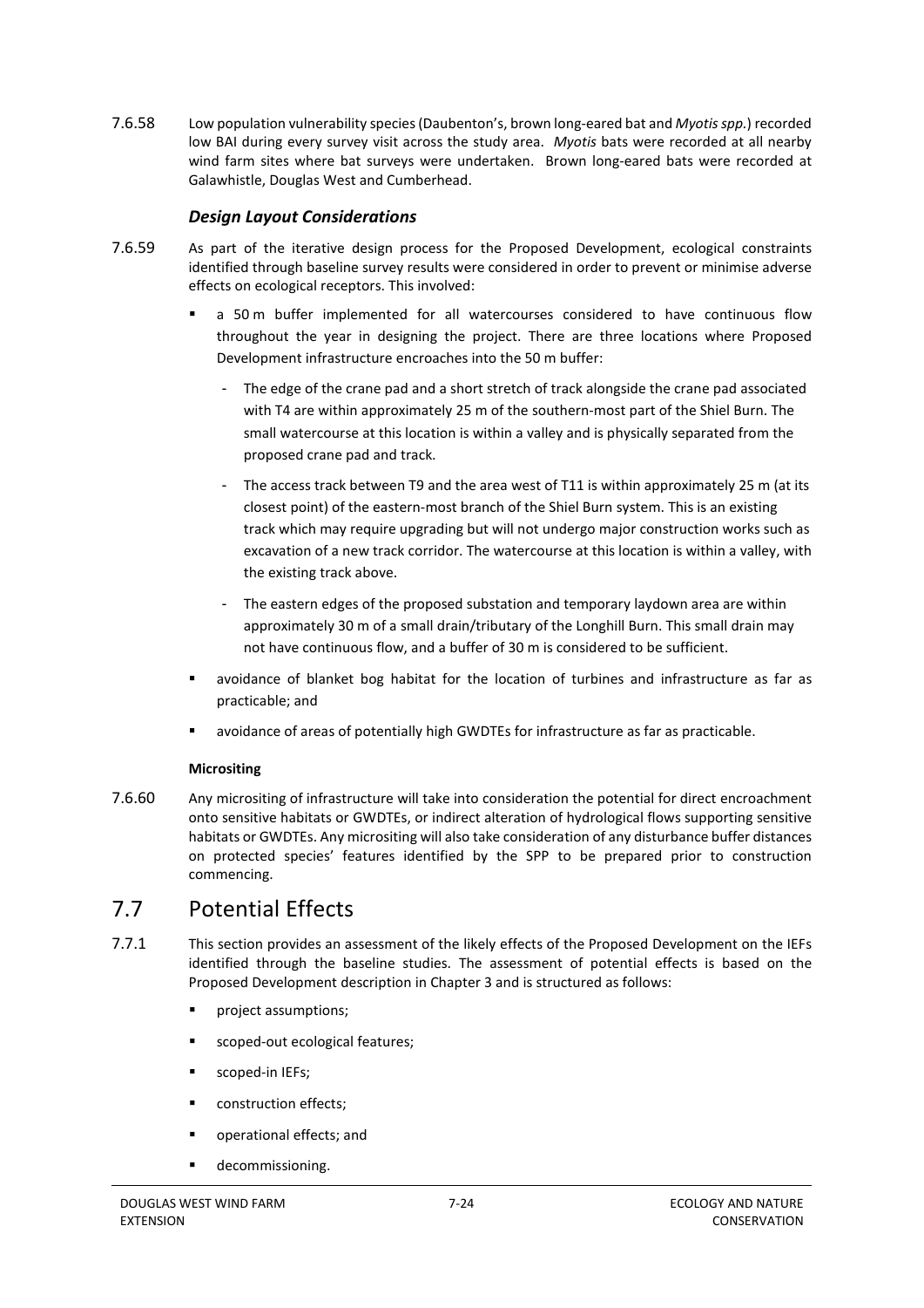7.6.58 Low population vulnerability species (Daubenton's, brown long-eared bat and *Myotis spp.*) recorded low BAI during every survey visit across the study area. *Myotis* bats were recorded at all nearby wind farm sites where bat surveys were undertaken. Brown long-eared bats were recorded at Galawhistle, Douglas West and Cumberhead.

### *Design Layout Considerations*

7.6.59 As part of the iterative design process for the Proposed Development, ecological constraints identified through baseline survey results were considered in order to prevent or minimise adverse effects on ecological receptors. This involved:

- a 50 m buffer implemented for all watercourses considered to have continuous flow throughout the year in designing the project. There are three locations where Proposed Development infrastructure encroaches into the 50 m buffer:
  - The edge of the crane pad and a short stretch of track alongside the crane pad associated with T4 are within approximately 25 m of the southern-most part of the Shiel Burn. The small watercourse at this location is within a valley and is physically separated from the proposed crane pad and track.
  - The access track between T9 and the area west of T11 is within approximately 25 m (at its closest point) of the eastern-most branch of the Shiel Burn system. This is an existing track which may require upgrading but will not undergo major construction works such as excavation of a new track corridor. The watercourse at this location is within a valley, with the existing track above.
  - The eastern edges of the proposed substation and temporary laydown area are within approximately 30 m of a small drain/tributary of the Longhill Burn. This small drain may not have continuous flow, and a buffer of 30 m is considered to be sufficient.
- avoidance of blanket bog habitat for the location of turbines and infrastructure as far as practicable; and
- avoidance of areas of potentially high GWDTEs for infrastructure as far as practicable.

**Micrositing**

7.6.60 Any micrositing of infrastructure will take into consideration the potential for direct encroachment onto sensitive habitats or GWDTEs, or indirect alteration of hydrological flows supporting sensitive habitats or GWDTEs. Any micrositing will also take consideration of any disturbance buffer distances on protected species' features identified by the SPP to be prepared prior to construction commencing.

## 7.7 Potential Effects

7.7.1 This section provides an assessment of the likely effects of the Proposed Development on the IEFs identified through the baseline studies. The assessment of potential effects is based on the Proposed Development description in Chapter 3 and is structured as follows:

- project assumptions;
- scoped-out ecological features;
- scoped-in IEFs;
- construction effects;
- operational effects; and
- decommissioning.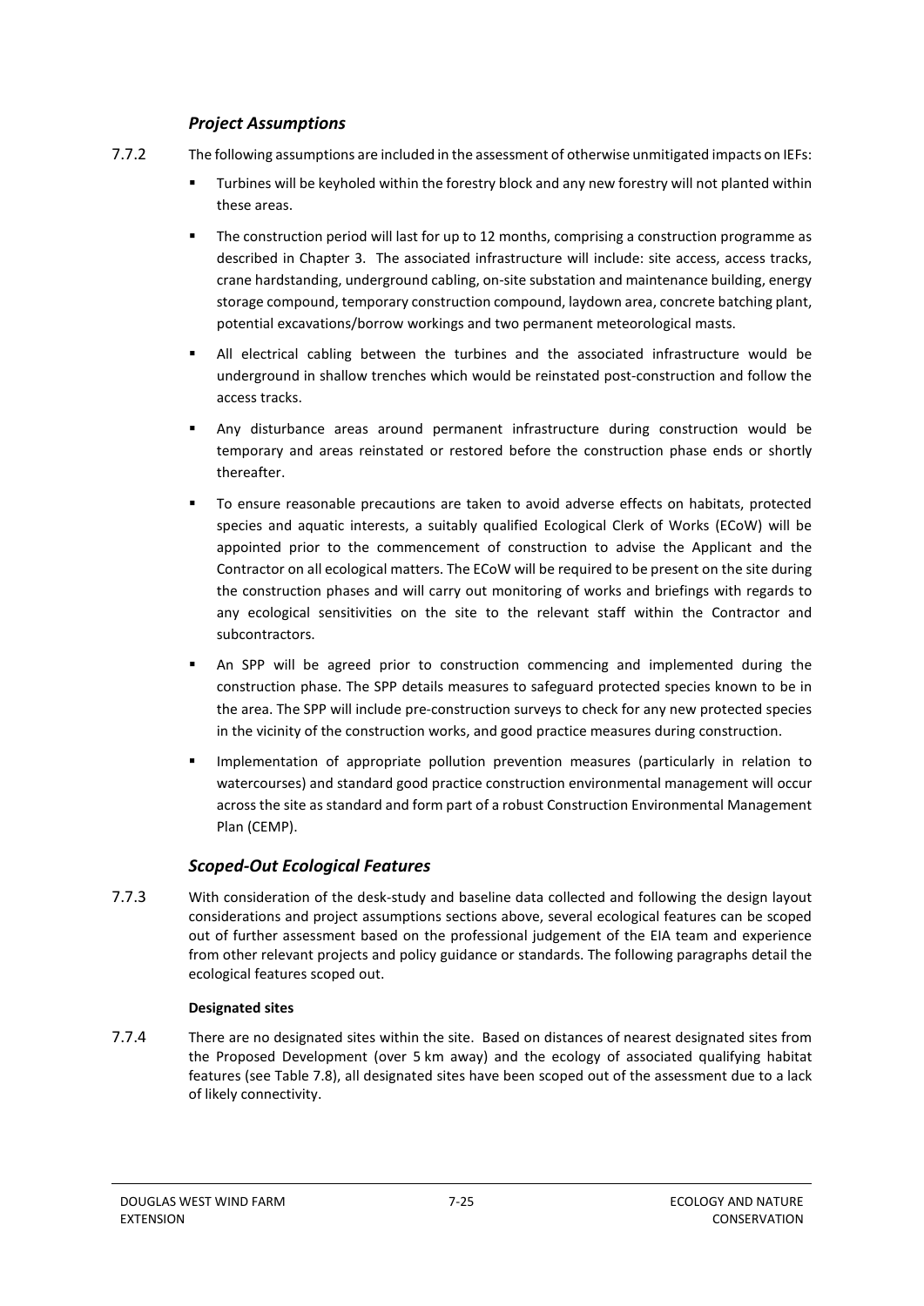### *Project Assumptions*

7.7.2 The following assumptions are included in the assessment of otherwise unmitigated impacts on IEFs:

- Turbines will be keyholed within the forestry block and any new forestry will not planted within these areas.
- The construction period will last for up to 12 months, comprising a construction programme as described in Chapter 3. The associated infrastructure will include: site access, access tracks, crane hardstanding, underground cabling, on-site substation and maintenance building, energy storage compound, temporary construction compound, laydown area, concrete batching plant, potential excavations/borrow workings and two permanent meteorological masts.
- All electrical cabling between the turbines and the associated infrastructure would be underground in shallow trenches which would be reinstated post-construction and follow the access tracks.
- Any disturbance areas around permanent infrastructure during construction would be temporary and areas reinstated or restored before the construction phase ends or shortly thereafter.
- To ensure reasonable precautions are taken to avoid adverse effects on habitats, protected species and aquatic interests, a suitably qualified Ecological Clerk of Works (ECoW) will be appointed prior to the commencement of construction to advise the Applicant and the Contractor on all ecological matters. The ECoW will be required to be present on the site during the construction phases and will carry out monitoring of works and briefings with regards to any ecological sensitivities on the site to the relevant staff within the Contractor and subcontractors.
- An SPP will be agreed prior to construction commencing and implemented during the construction phase. The SPP details measures to safeguard protected species known to be in the area. The SPP will include pre-construction surveys to check for any new protected species in the vicinity of the construction works, and good practice measures during construction.
- Implementation of appropriate pollution prevention measures (particularly in relation to watercourses) and standard good practice construction environmental management will occur across the site as standard and form part of a robust Construction Environmental Management Plan (CEMP).

### *Scoped-Out Ecological Features*

7.7.3 With consideration of the desk-study and baseline data collected and following the design layout considerations and project assumptions sections above, several ecological features can be scoped out of further assessment based on the professional judgement of the EIA team and experience from other relevant projects and policy guidance or standards. The following paragraphs detail the ecological features scoped out.

**Designated sites**

7.7.4 There are no designated sites within the site. Based on distances of nearest designated sites from the Proposed Development (over 5 km away) and the ecology of associated qualifying habitat features (see Table 7.8), all designated sites have been scoped out of the assessment due to a lack of likely connectivity.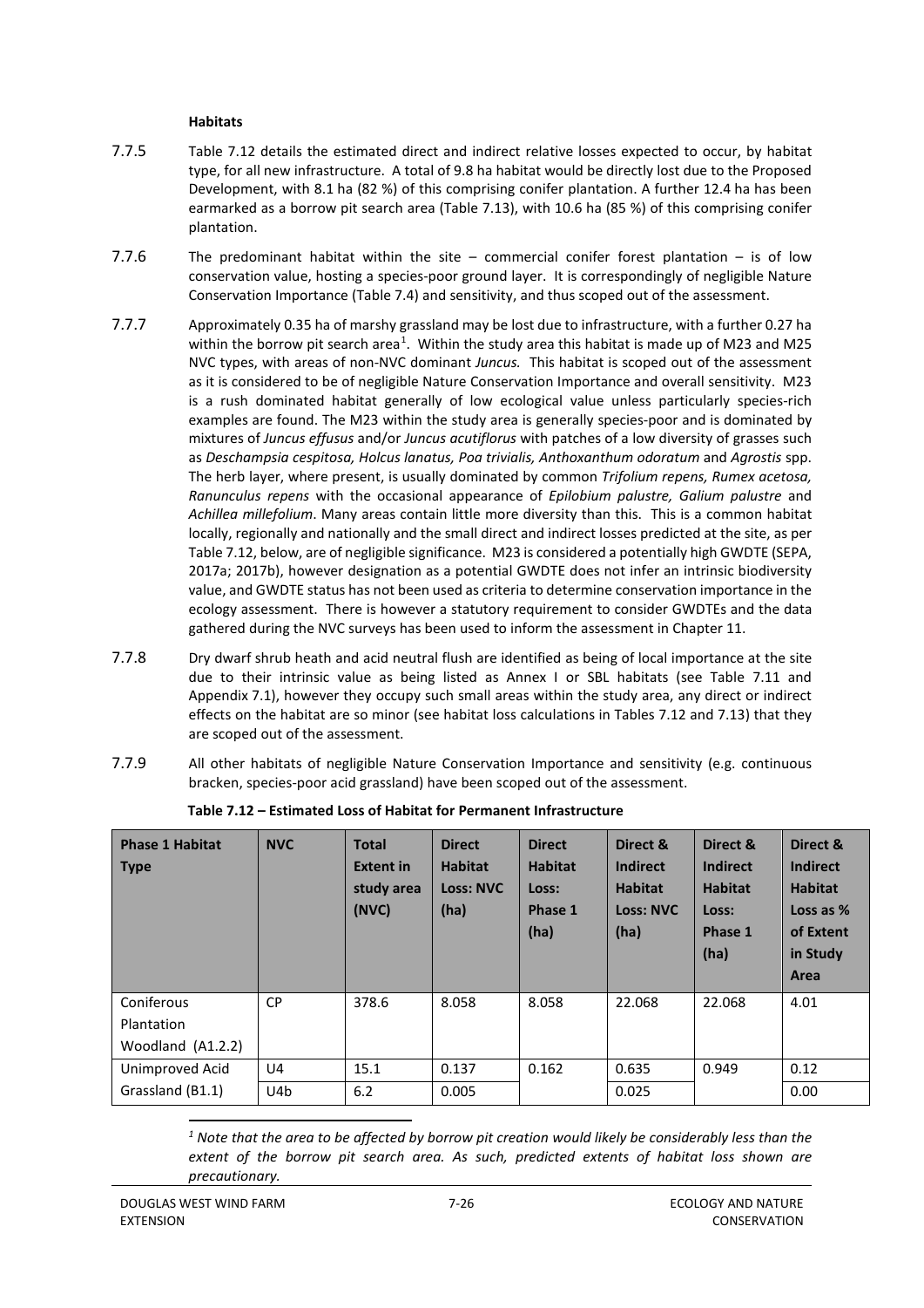**Habitats**

7.7.5 Table 7.12 details the estimated direct and indirect relative losses expected to occur, by habitat type, for all new infrastructure. A total of 9.8 ha habitat would be directly lost due to the Proposed Development, with 8.1 ha (82 %) of this comprising conifer plantation. A further 12.4 ha has been earmarked as a borrow pit search area (Table 7.13), with 10.6 ha (85 %) of this comprising conifer plantation.

7.7.6 The predominant habitat within the site – commercial conifer forest plantation – is of low conservation value, hosting a species-poor ground layer. It is correspondingly of negligible Nature Conservation Importance (Table 7.4) and sensitivity, and thus scoped out of the assessment.

7.7.7 Approximately 0.35 ha of marshy grassland may be lost due to infrastructure, with a further 0.27 ha within the borrow pit search area[1]. Within the study area this habitat is made up of M23 and M25 NVC types, with areas of non-NVC dominant *Juncus.* This habitat is scoped out of the assessment as it is considered to be of negligible Nature Conservation Importance and overall sensitivity. M23 is a rush dominated habitat generally of low ecological value unless particularly species-rich examples are found. The M23 within the study area is generally species-poor and is dominated by mixtures of *Juncus effusus* and/or *Juncus acutiflorus* with patches of a low diversity of grasses such as *Deschampsia cespitosa, Holcus lanatus, Poa trivialis, Anthoxanthum odoratum* and *Agrostis* spp. The herb layer, where present, is usually dominated by common *Trifolium repens, Rumex acetosa, Ranunculus repens* with the occasional appearance of *Epilobium palustre, Galium palustre* and *Achillea millefolium*. Many areas contain little more diversity than this. This is a common habitat locally, regionally and nationally and the small direct and indirect losses predicted at the site, as per Table 7.12, below, are of negligible significance. M23 is considered a potentially high GWDTE (SEPA, 2017a; 2017b), however designation as a potential GWDTE does not infer an intrinsic biodiversity value, and GWDTE status has not been used as criteria to determine conservation importance in the ecology assessment. There is however a statutory requirement to consider GWDTEs and the data gathered during the NVC surveys has been used to inform the assessment in Chapter 11.

7.7.8 Dry dwarf shrub heath and acid neutral flush are identified as being of local importance at the site due to their intrinsic value as being listed as Annex I or SBL habitats (see Table 7.11 and Appendix 7.1), however they occupy such small areas within the study area, any direct or indirect effects on the habitat are so minor (see habitat loss calculations in Tables 7.12 and 7.13) that they are scoped out of the assessment.

7.7.9 All other habitats of negligible Nature Conservation Importance and sensitivity (e.g. continuous bracken, species-poor acid grassland) have been scoped out of the assessment.

**Table 7.12 – Estimated Loss of Habitat for Permanent Infrastructure**

| Phase 1 Habitat Type | NVC | Total Extent in study area (NVC) | Direct Habitat Loss: NVC (ha) | Direct Habitat Loss: Phase 1 (ha) | Direct & Indirect Habitat Loss: NVC (ha) | Direct & Indirect Habitat Loss: Phase 1 (ha) | Direct & Indirect Habitat Loss as % of Extent in Study Area |
|---|---|---|---|---|---|---|---|
| Coniferous Plantation Woodland (A1.2.2) | CP | 378.6 | 8.058 | 8.058 | 22.068 | 22.068 | 4.01 |
| Unimproved Acid Grassland (B1.1) | U4 | 15.1 | 0.137 | 0.162 | 0.635 | 0.949 | 0.12 |
| | U4b | 6.2 | 0.005 | | 0.025 | | 0.00 |

[1] *Note that the area to be affected by borrow pit creation would likely be considerably less than the extent of the borrow pit search area. As such, predicted extents of habitat loss shown are precautionary.*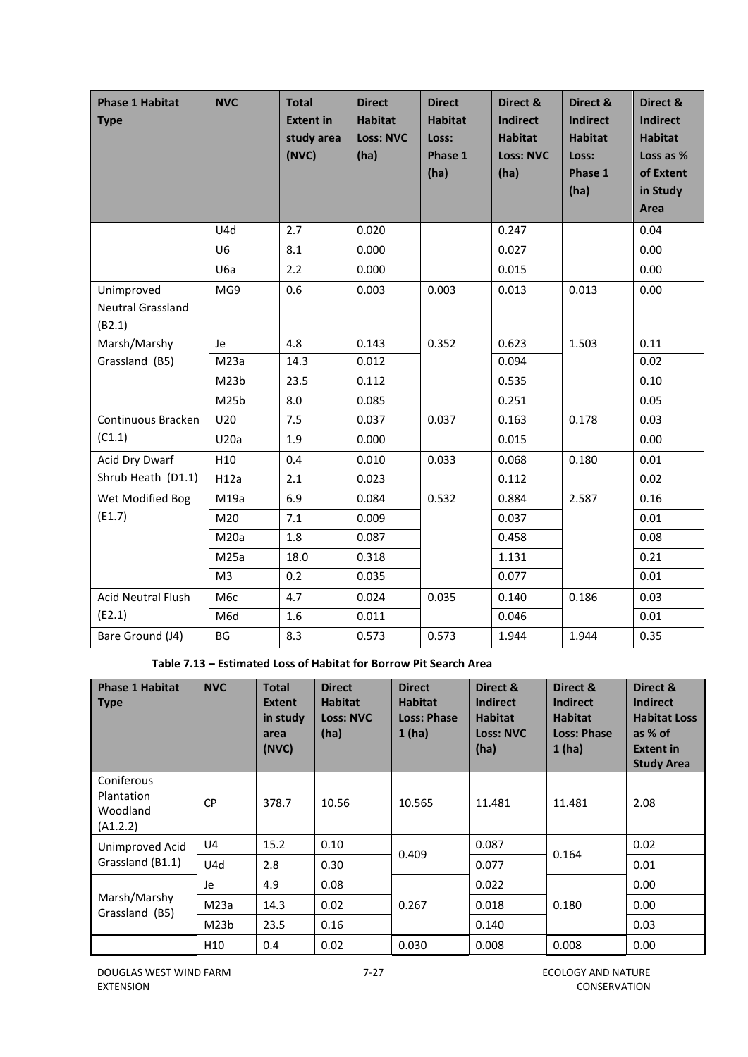| Phase 1 Habitat Type | NVC | Total Extent in study area (NVC) | Direct Habitat Loss: NVC (ha) | Direct Habitat Loss: Phase 1 (ha) | Direct & Indirect Habitat Loss: NVC (ha) | Direct & Indirect Habitat Loss: Phase 1 (ha) | Direct & Indirect Habitat Loss as % of Extent in Study Area |
|---|---|---|---|---|---|---|---|
| | U4d | 2.7 | 0.020 | | 0.247 | | 0.04 |
| | U6 | 8.1 | 0.000 | | 0.027 | | 0.00 |
| | U6a | 2.2 | 0.000 | | 0.015 | | 0.00 |
| Unimproved Neutral Grassland (B2.1) | MG9 | 0.6 | 0.003 | 0.003 | 0.013 | 0.013 | 0.00 |
| Marsh/Marshy Grassland (B5) | Je | 4.8 | 0.143 | 0.352 | 0.623 | 1.503 | 0.11 |
| | M23a | 14.3 | 0.012 | | 0.094 | | 0.02 |
| | M23b | 23.5 | 0.112 | | 0.535 | | 0.10 |
| | M25b | 8.0 | 0.085 | | 0.251 | | 0.05 |
| Continuous Bracken (C1.1) | U20 | 7.5 | 0.037 | 0.037 | 0.163 | 0.178 | 0.03 |
| | U20a | 1.9 | 0.000 | | 0.015 | | 0.00 |
| Acid Dry Dwarf Shrub Heath (D1.1) | H10 | 0.4 | 0.010 | 0.033 | 0.068 | 0.180 | 0.01 |
| | H12a | 2.1 | 0.023 | | 0.112 | | 0.02 |
| Wet Modified Bog (E1.7) | M19a | 6.9 | 0.084 | 0.532 | 0.884 | 2.587 | 0.16 |
| | M20 | 7.1 | 0.009 | | 0.037 | | 0.01 |
| | M20a | 1.8 | 0.087 | | 0.458 | | 0.08 |
| | M25a | 18.0 | 0.318 | | 1.131 | | 0.21 |
| | M3 | 0.2 | 0.035 | | 0.077 | | 0.01 |
| Acid Neutral Flush (E2.1) | M6c | 4.7 | 0.024 | 0.035 | 0.140 | 0.186 | 0.03 |
| | M6d | 1.6 | 0.011 | | 0.046 | | 0.01 |
| Bare Ground (J4) | BG | 8.3 | 0.573 | 0.573 | 1.944 | 1.944 | 0.35 |

**Table 7.13 – Estimated Loss of Habitat for Borrow Pit Search Area**

| Phase 1 Habitat Type | NVC | Total Extent in study area (NVC) | Direct Habitat Loss: NVC (ha) | Direct Habitat Loss: Phase 1 (ha) | Direct & Indirect Habitat Loss: NVC (ha) | Direct & Indirect Habitat Loss: Phase 1 (ha) | Direct & Indirect Habitat Loss as % of Extent in Study Area |
|---|---|---|---|---|---|---|---|
| Coniferous Plantation Woodland (A1.2.2) | CP | 378.7 | 10.56 | 10.565 | 11.481 | 11.481 | 2.08 |
| Unimproved Acid Grassland (B1.1) | U4 | 15.2 | 0.10 | 0.409 | 0.087 | 0.164 | 0.02 |
| | U4d | 2.8 | 0.30 | | 0.077 | | 0.01 |
| Marsh/Marshy Grassland (B5) | Je | 4.9 | 0.08 | 0.267 | 0.022 | 0.180 | 0.00 |
| | M23a | 14.3 | 0.02 | | 0.018 | | 0.00 |
| | M23b | 23.5 | 0.16 | | 0.140 | | 0.03 |
| | H10 | 0.4 | 0.02 | 0.030 | 0.008 | 0.008 | 0.00 |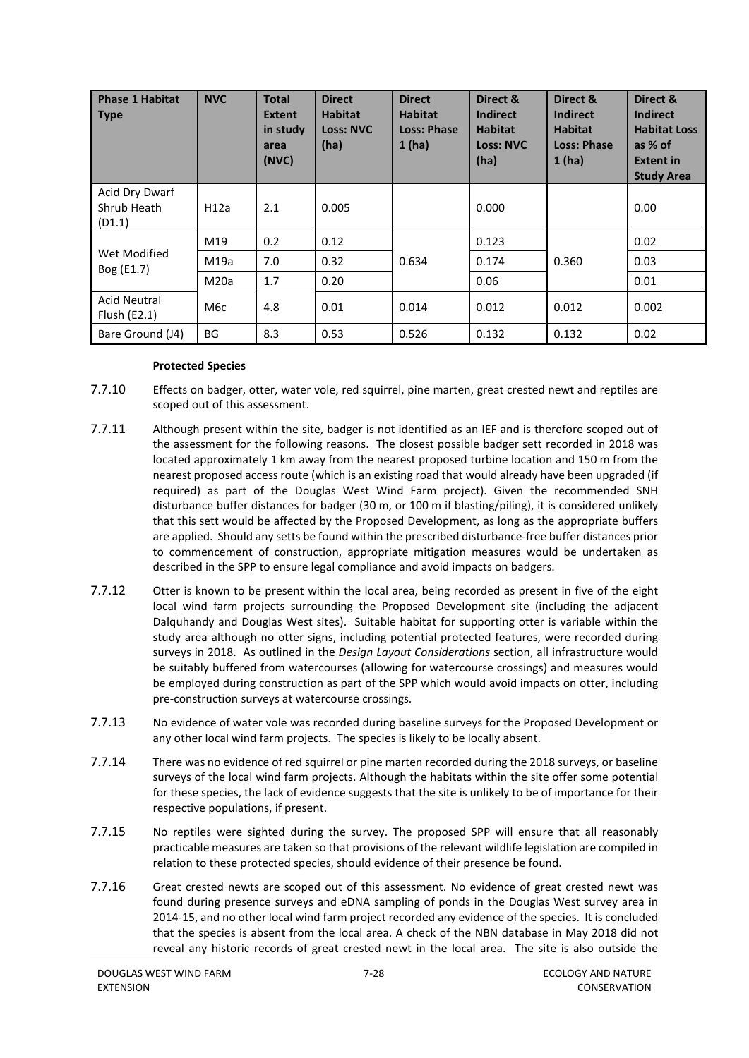| Phase 1 Habitat Type | NVC | Total Extent in study area (NVC) | Direct Habitat Loss: NVC (ha) | Direct Habitat Loss: Phase 1 (ha) | Direct & Indirect Habitat Loss: NVC (ha) | Direct & Indirect Habitat Loss: Phase 1 (ha) | Direct & Indirect Habitat Loss as % of Extent in Study Area |
|---|---|---|---|---|---|---|---|
| Acid Dry Dwarf Shrub Heath (D1.1) | H12a | 2.1 | 0.005 | | 0.000 | | 0.00 |
| Wet Modified Bog (E1.7) | M19 | 0.2 | 0.12 | 0.634 | 0.123 | 0.360 | 0.02 |
| | M19a | 7.0 | 0.32 | | 0.174 | | 0.03 |
| | M20a | 1.7 | 0.20 | | 0.06 | | 0.01 |
| Acid Neutral Flush (E2.1) | M6c | 4.8 | 0.01 | 0.014 | 0.012 | 0.012 | 0.002 |
| Bare Ground (J4) | BG | 8.3 | 0.53 | 0.526 | 0.132 | 0.132 | 0.02 |

**Protected Species**

7.7.10 Effects on badger, otter, water vole, red squirrel, pine marten, great crested newt and reptiles are scoped out of this assessment.

7.7.11 Although present within the site, badger is not identified as an IEF and is therefore scoped out of the assessment for the following reasons. The closest possible badger sett recorded in 2018 was located approximately 1 km away from the nearest proposed turbine location and 150 m from the nearest proposed access route (which is an existing road that would already have been upgraded (if required) as part of the Douglas West Wind Farm project). Given the recommended SNH disturbance buffer distances for badger (30 m, or 100 m if blasting/piling), it is considered unlikely that this sett would be affected by the Proposed Development, as long as the appropriate buffers are applied. Should any setts be found within the prescribed disturbance-free buffer distances prior to commencement of construction, appropriate mitigation measures would be undertaken as described in the SPP to ensure legal compliance and avoid impacts on badgers.

7.7.12 Otter is known to be present within the local area, being recorded as present in five of the eight local wind farm projects surrounding the Proposed Development site (including the adjacent Dalquhandy and Douglas West sites). Suitable habitat for supporting otter is variable within the study area although no otter signs, including potential protected features, were recorded during surveys in 2018. As outlined in the *Design Layout Considerations* section, all infrastructure would be suitably buffered from watercourses (allowing for watercourse crossings) and measures would be employed during construction as part of the SPP which would avoid impacts on otter, including pre-construction surveys at watercourse crossings.

7.7.13 No evidence of water vole was recorded during baseline surveys for the Proposed Development or any other local wind farm projects. The species is likely to be locally absent.

7.7.14 There was no evidence of red squirrel or pine marten recorded during the 2018 surveys, or baseline surveys of the local wind farm projects. Although the habitats within the site offer some potential for these species, the lack of evidence suggests that the site is unlikely to be of importance for their respective populations, if present.

7.7.15 No reptiles were sighted during the survey. The proposed SPP will ensure that all reasonably practicable measures are taken so that provisions of the relevant wildlife legislation are compiled in relation to these protected species, should evidence of their presence be found.

7.7.16 Great crested newts are scoped out of this assessment. No evidence of great crested newt was found during presence surveys and eDNA sampling of ponds in the Douglas West survey area in 2014-15, and no other local wind farm project recorded any evidence of the species. It is concluded that the species is absent from the local area. A check of the NBN database in May 2018 did not reveal any historic records of great crested newt in the local area. The site is also outside the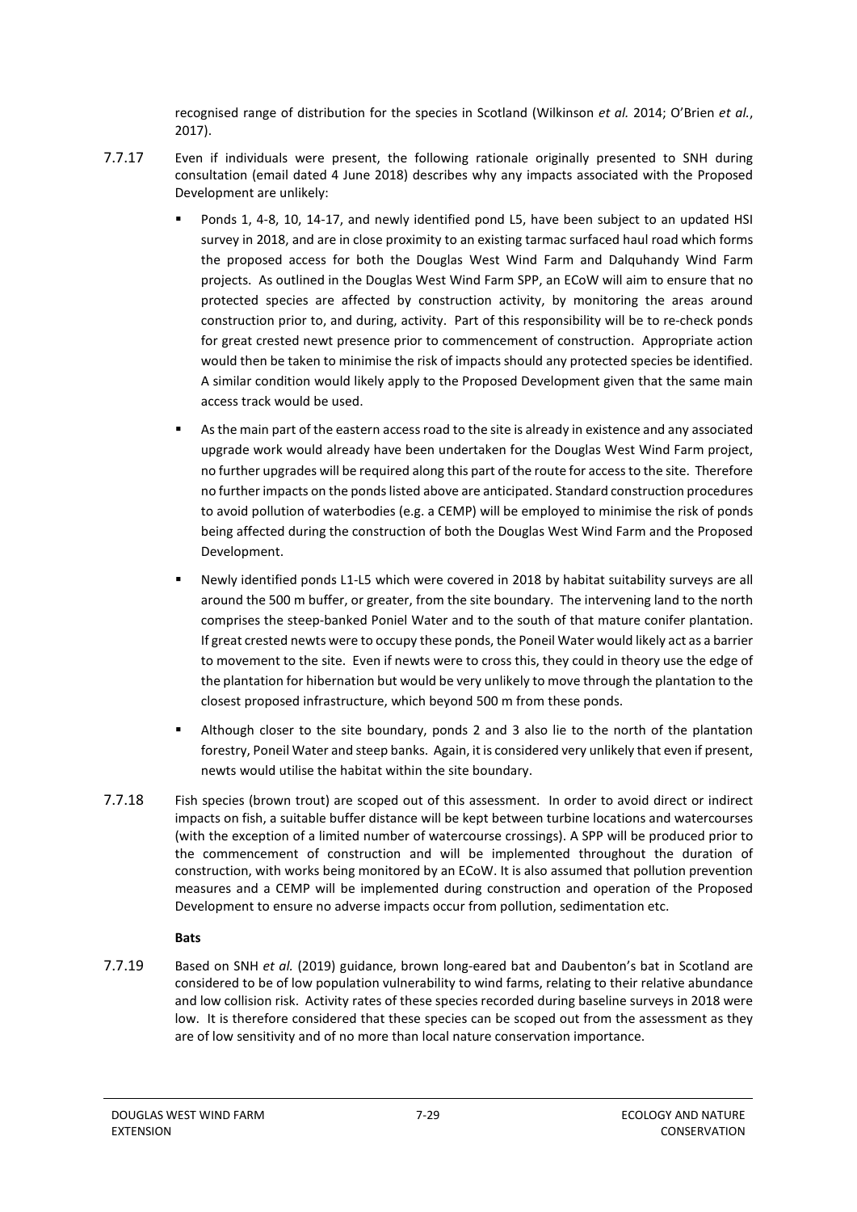recognised range of distribution for the species in Scotland (Wilkinson *et al.* 2014; O'Brien *et al.*, 2017).

7.7.17 Even if individuals were present, the following rationale originally presented to SNH during consultation (email dated 4 June 2018) describes why any impacts associated with the Proposed Development are unlikely:

- Ponds 1, 4-8, 10, 14-17, and newly identified pond L5, have been subject to an updated HSI survey in 2018, and are in close proximity to an existing tarmac surfaced haul road which forms the proposed access for both the Douglas West Wind Farm and Dalquhandy Wind Farm projects. As outlined in the Douglas West Wind Farm SPP, an ECoW will aim to ensure that no protected species are affected by construction activity, by monitoring the areas around construction prior to, and during, activity. Part of this responsibility will be to re-check ponds for great crested newt presence prior to commencement of construction. Appropriate action would then be taken to minimise the risk of impacts should any protected species be identified. A similar condition would likely apply to the Proposed Development given that the same main access track would be used.
- As the main part of the eastern access road to the site is already in existence and any associated upgrade work would already have been undertaken for the Douglas West Wind Farm project, no further upgrades will be required along this part of the route for access to the site. Therefore no further impacts on the ponds listed above are anticipated. Standard construction procedures to avoid pollution of waterbodies (e.g. a CEMP) will be employed to minimise the risk of ponds being affected during the construction of both the Douglas West Wind Farm and the Proposed Development.
- Newly identified ponds L1-L5 which were covered in 2018 by habitat suitability surveys are all around the 500 m buffer, or greater, from the site boundary. The intervening land to the north comprises the steep-banked Poniel Water and to the south of that mature conifer plantation. If great crested newts were to occupy these ponds, the Poneil Water would likely act as a barrier to movement to the site. Even if newts were to cross this, they could in theory use the edge of the plantation for hibernation but would be very unlikely to move through the plantation to the closest proposed infrastructure, which beyond 500 m from these ponds.
- Although closer to the site boundary, ponds 2 and 3 also lie to the north of the plantation forestry, Poneil Water and steep banks. Again, it is considered very unlikely that even if present, newts would utilise the habitat within the site boundary.

7.7.18 Fish species (brown trout) are scoped out of this assessment. In order to avoid direct or indirect impacts on fish, a suitable buffer distance will be kept between turbine locations and watercourses (with the exception of a limited number of watercourse crossings). A SPP will be produced prior to the commencement of construction and will be implemented throughout the duration of construction, with works being monitored by an ECoW. It is also assumed that pollution prevention measures and a CEMP will be implemented during construction and operation of the Proposed Development to ensure no adverse impacts occur from pollution, sedimentation etc.

**Bats**

7.7.19 Based on SNH *et al.* (2019) guidance, brown long-eared bat and Daubenton's bat in Scotland are considered to be of low population vulnerability to wind farms, relating to their relative abundance and low collision risk. Activity rates of these species recorded during baseline surveys in 2018 were low. It is therefore considered that these species can be scoped out from the assessment as they are of low sensitivity and of no more than local nature conservation importance.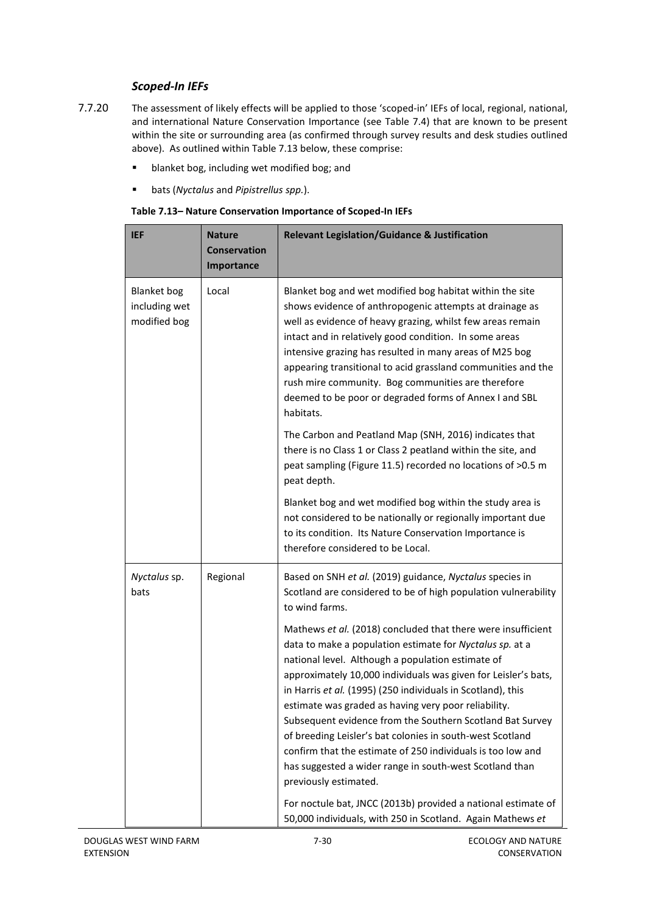### *Scoped-In IEFs*

7.7.20 The assessment of likely effects will be applied to those 'scoped-in' IEFs of local, regional, national, and international Nature Conservation Importance (see Table 7.4) that are known to be present within the site or surrounding area (as confirmed through survey results and desk studies outlined above). As outlined within Table 7.13 below, these comprise:

- blanket bog, including wet modified bog; and
- bats (*Nyctalus* and *Pipistrellus spp.*).

**Table 7.13– Nature Conservation Importance of Scoped-In IEFs**

| IEF | Nature Conservation Importance | Relevant Legislation/Guidance & Justification |
|---|---|---|
| Blanket bog including wet modified bog | Local | Blanket bog and wet modified bog habitat within the site shows evidence of anthropogenic attempts at drainage as well as evidence of heavy grazing, whilst few areas remain intact and in relatively good condition. In some areas intensive grazing has resulted in many areas of M25 bog appearing transitional to acid grassland communities and the rush mire community. Bog communities are therefore deemed to be poor or degraded forms of Annex I and SBL habitats.<br><br>The Carbon and Peatland Map (SNH, 2016) indicates that there is no Class 1 or Class 2 peatland within the site, and peat sampling (Figure 11.5) recorded no locations of >0.5 m peat depth.<br><br>Blanket bog and wet modified bog within the study area is not considered to be nationally or regionally important due to its condition. Its Nature Conservation Importance is therefore considered to be Local. |
| *Nyctalus* sp. bats | Regional | Based on SNH *et al.* (2019) guidance, *Nyctalus* species in Scotland are considered to be of high population vulnerability to wind farms.<br><br>Mathews *et al.* (2018) concluded that there were insufficient data to make a population estimate for *Nyctalus sp.* at a national level. Although a population estimate of approximately 10,000 individuals was given for Leisler's bats, in Harris *et al.* (1995) (250 individuals in Scotland), this estimate was graded as having very poor reliability. Subsequent evidence from the Southern Scotland Bat Survey of breeding Leisler's bat colonies in south-west Scotland confirm that the estimate of 250 individuals is too low and has suggested a wider range in south-west Scotland than previously estimated.<br><br>For noctule bat, JNCC (2013b) provided a national estimate of 50,000 individuals, with 250 in Scotland. Again Mathews *et* |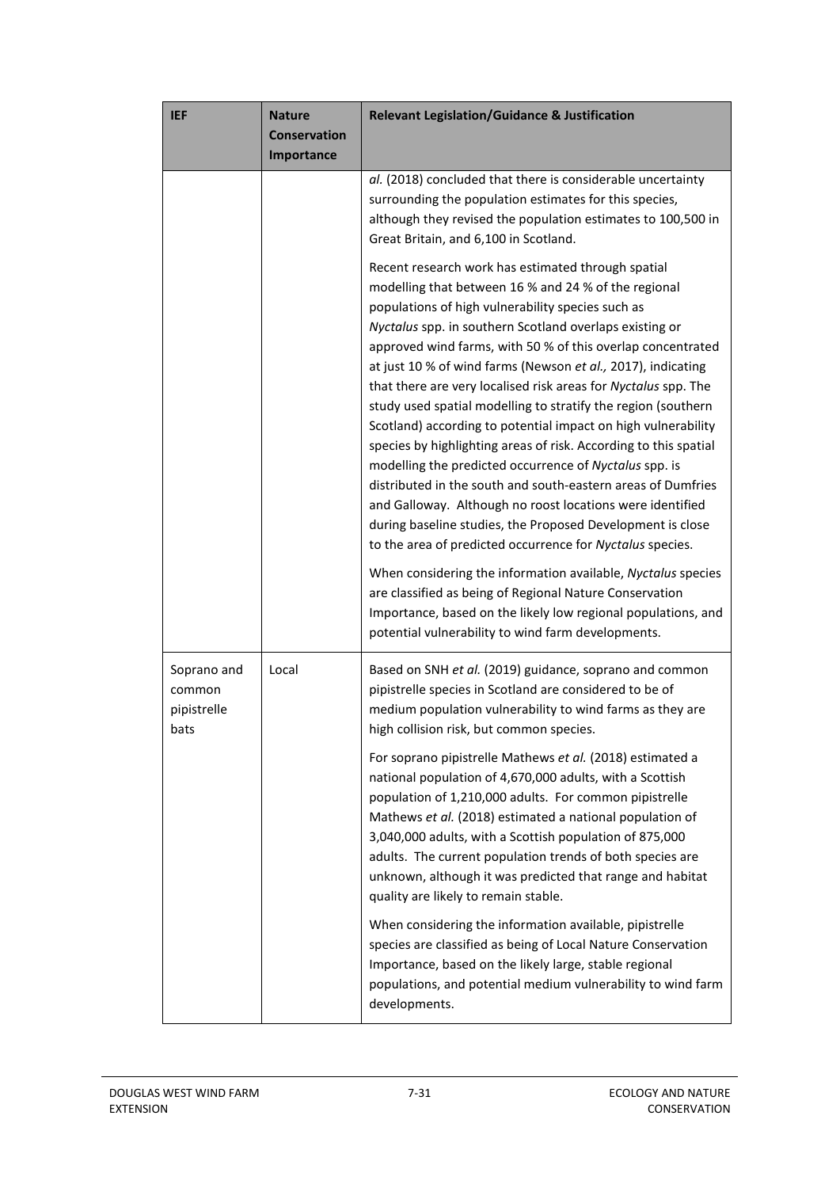| IEF | Nature Conservation Importance | Relevant Legislation/Guidance & Justification |
|---|---|---|
| | | *al.* (2018) concluded that there is considerable uncertainty surrounding the population estimates for this species, although they revised the population estimates to 100,500 in Great Britain, and 6,100 in Scotland.<br><br>Recent research work has estimated through spatial modelling that between 16 % and 24 % of the regional populations of high vulnerability species such as *Nyctalus* spp. in southern Scotland overlaps existing or approved wind farms, with 50 % of this overlap concentrated at just 10 % of wind farms (Newson *et al.,* 2017), indicating that there are very localised risk areas for *Nyctalus* spp. The study used spatial modelling to stratify the region (southern Scotland) according to potential impact on high vulnerability species by highlighting areas of risk. According to this spatial modelling the predicted occurrence of *Nyctalus* spp. is distributed in the south and south-eastern areas of Dumfries and Galloway. Although no roost locations were identified during baseline studies, the Proposed Development is close to the area of predicted occurrence for *Nyctalus* species.<br><br>When considering the information available, *Nyctalus* species are classified as being of Regional Nature Conservation Importance, based on the likely low regional populations, and potential vulnerability to wind farm developments. |
| Soprano and common pipistrelle bats | Local | Based on SNH *et al.* (2019) guidance, soprano and common pipistrelle species in Scotland are considered to be of medium population vulnerability to wind farms as they are high collision risk, but common species.<br><br>For soprano pipistrelle Mathews *et al.* (2018) estimated a national population of 4,670,000 adults, with a Scottish population of 1,210,000 adults. For common pipistrelle Mathews *et al.* (2018) estimated a national population of 3,040,000 adults, with a Scottish population of 875,000 adults. The current population trends of both species are unknown, although it was predicted that range and habitat quality are likely to remain stable.<br><br>When considering the information available, pipistrelle species are classified as being of Local Nature Conservation Importance, based on the likely large, stable regional populations, and potential medium vulnerability to wind farm developments. |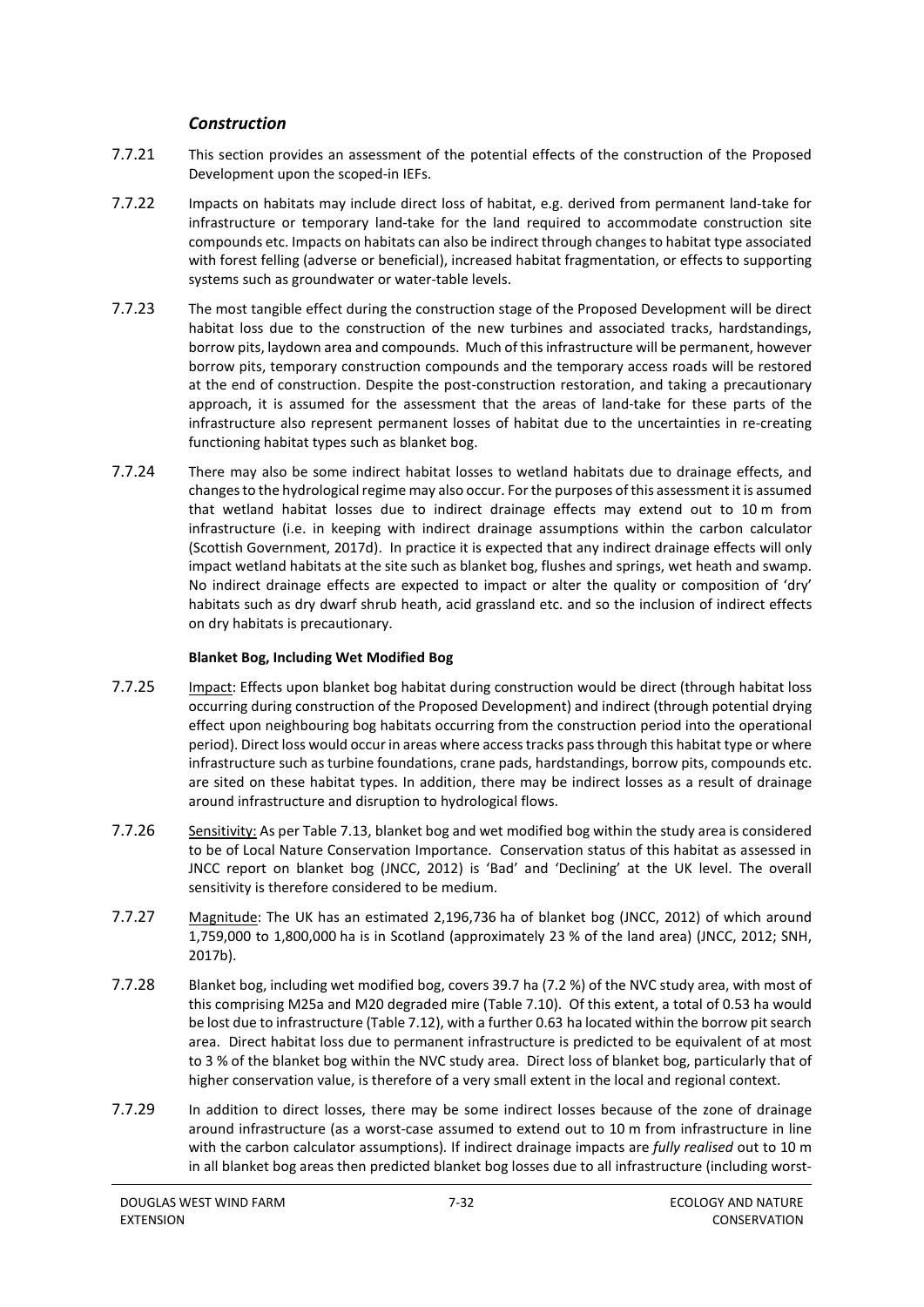### *Construction*

7.7.21 This section provides an assessment of the potential effects of the construction of the Proposed Development upon the scoped-in IEFs.

7.7.22 Impacts on habitats may include direct loss of habitat, e.g. derived from permanent land-take for infrastructure or temporary land-take for the land required to accommodate construction site compounds etc. Impacts on habitats can also be indirect through changes to habitat type associated with forest felling (adverse or beneficial), increased habitat fragmentation, or effects to supporting systems such as groundwater or water-table levels.

7.7.23 The most tangible effect during the construction stage of the Proposed Development will be direct habitat loss due to the construction of the new turbines and associated tracks, hardstandings, borrow pits, laydown area and compounds. Much of this infrastructure will be permanent, however borrow pits, temporary construction compounds and the temporary access roads will be restored at the end of construction. Despite the post-construction restoration, and taking a precautionary approach, it is assumed for the assessment that the areas of land-take for these parts of the infrastructure also represent permanent losses of habitat due to the uncertainties in re-creating functioning habitat types such as blanket bog.

7.7.24 There may also be some indirect habitat losses to wetland habitats due to drainage effects, and changes to the hydrological regime may also occur. For the purposes of this assessment it is assumed that wetland habitat losses due to indirect drainage effects may extend out to 10 m from infrastructure (i.e. in keeping with indirect drainage assumptions within the carbon calculator (Scottish Government, 2017d). In practice it is expected that any indirect drainage effects will only impact wetland habitats at the site such as blanket bog, flushes and springs, wet heath and swamp. No indirect drainage effects are expected to impact or alter the quality or composition of 'dry' habitats such as dry dwarf shrub heath, acid grassland etc. and so the inclusion of indirect effects on dry habitats is precautionary.

**Blanket Bog, Including Wet Modified Bog**

7.7.25 Impact: Effects upon blanket bog habitat during construction would be direct (through habitat loss occurring during construction of the Proposed Development) and indirect (through potential drying effect upon neighbouring bog habitats occurring from the construction period into the operational period). Direct loss would occur in areas where access tracks pass through this habitat type or where infrastructure such as turbine foundations, crane pads, hardstandings, borrow pits, compounds etc. are sited on these habitat types. In addition, there may be indirect losses as a result of drainage around infrastructure and disruption to hydrological flows.

7.7.26 Sensitivity: As per Table 7.13, blanket bog and wet modified bog within the study area is considered to be of Local Nature Conservation Importance. Conservation status of this habitat as assessed in JNCC report on blanket bog (JNCC, 2012) is 'Bad' and 'Declining' at the UK level. The overall sensitivity is therefore considered to be medium.

7.7.27 Magnitude: The UK has an estimated 2,196,736 ha of blanket bog (JNCC, 2012) of which around 1,759,000 to 1,800,000 ha is in Scotland (approximately 23 % of the land area) (JNCC, 2012; SNH, 2017b).

7.7.28 Blanket bog, including wet modified bog, covers 39.7 ha (7.2 %) of the NVC study area, with most of this comprising M25a and M20 degraded mire (Table 7.10). Of this extent, a total of 0.53 ha would be lost due to infrastructure (Table 7.12), with a further 0.63 ha located within the borrow pit search area. Direct habitat loss due to permanent infrastructure is predicted to be equivalent of at most to 3 % of the blanket bog within the NVC study area. Direct loss of blanket bog, particularly that of higher conservation value, is therefore of a very small extent in the local and regional context.

7.7.29 In addition to direct losses, there may be some indirect losses because of the zone of drainage around infrastructure (as a worst-case assumed to extend out to 10 m from infrastructure in line with the carbon calculator assumptions). If indirect drainage impacts are *fully realised* out to 10 m in all blanket bog areas then predicted blanket bog losses due to all infrastructure (including worst-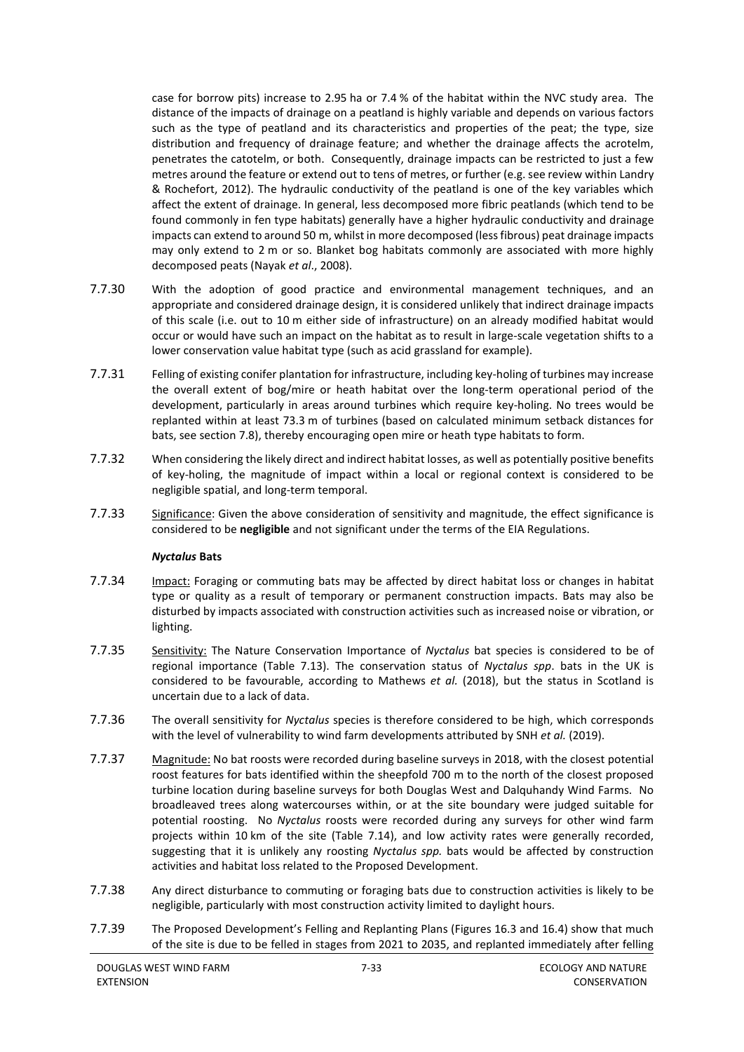case for borrow pits) increase to 2.95 ha or 7.4 % of the habitat within the NVC study area. The distance of the impacts of drainage on a peatland is highly variable and depends on various factors such as the type of peatland and its characteristics and properties of the peat; the type, size distribution and frequency of drainage feature; and whether the drainage affects the acrotelm, penetrates the catotelm, or both. Consequently, drainage impacts can be restricted to just a few metres around the feature or extend out to tens of metres, or further (e.g. see review within Landry & Rochefort, 2012). The hydraulic conductivity of the peatland is one of the key variables which affect the extent of drainage. In general, less decomposed more fibric peatlands (which tend to be found commonly in fen type habitats) generally have a higher hydraulic conductivity and drainage impacts can extend to around 50 m, whilst in more decomposed (less fibrous) peat drainage impacts may only extend to 2 m or so. Blanket bog habitats commonly are associated with more highly decomposed peats (Nayak *et al*., 2008).

7.7.30 With the adoption of good practice and environmental management techniques, and an appropriate and considered drainage design, it is considered unlikely that indirect drainage impacts of this scale (i.e. out to 10 m either side of infrastructure) on an already modified habitat would occur or would have such an impact on the habitat as to result in large-scale vegetation shifts to a lower conservation value habitat type (such as acid grassland for example).

7.7.31 Felling of existing conifer plantation for infrastructure, including key-holing of turbines may increase the overall extent of bog/mire or heath habitat over the long-term operational period of the development, particularly in areas around turbines which require key-holing. No trees would be replanted within at least 73.3 m of turbines (based on calculated minimum setback distances for bats, see section 7.8), thereby encouraging open mire or heath type habitats to form.

7.7.32 When considering the likely direct and indirect habitat losses, as well as potentially positive benefits of key-holing, the magnitude of impact within a local or regional context is considered to be negligible spatial, and long-term temporal.

7.7.33 Significance: Given the above consideration of sensitivity and magnitude, the effect significance is considered to be **negligible** and not significant under the terms of the EIA Regulations.

***Nyctalus* Bats**

7.7.34 Impact: Foraging or commuting bats may be affected by direct habitat loss or changes in habitat type or quality as a result of temporary or permanent construction impacts. Bats may also be disturbed by impacts associated with construction activities such as increased noise or vibration, or lighting.

7.7.35 Sensitivity: The Nature Conservation Importance of *Nyctalus* bat species is considered to be of regional importance (Table 7.13). The conservation status of *Nyctalus spp*. bats in the UK is considered to be favourable, according to Mathews *et al.* (2018), but the status in Scotland is uncertain due to a lack of data.

7.7.36 The overall sensitivity for *Nyctalus* species is therefore considered to be high, which corresponds with the level of vulnerability to wind farm developments attributed by SNH *et al.* (2019).

7.7.37 Magnitude: No bat roosts were recorded during baseline surveys in 2018, with the closest potential roost features for bats identified within the sheepfold 700 m to the north of the closest proposed turbine location during baseline surveys for both Douglas West and Dalquhandy Wind Farms. No broadleaved trees along watercourses within, or at the site boundary were judged suitable for potential roosting. No *Nyctalus* roosts were recorded during any surveys for other wind farm projects within 10 km of the site (Table 7.14), and low activity rates were generally recorded, suggesting that it is unlikely any roosting *Nyctalus spp.* bats would be affected by construction activities and habitat loss related to the Proposed Development.

7.7.38 Any direct disturbance to commuting or foraging bats due to construction activities is likely to be negligible, particularly with most construction activity limited to daylight hours.

7.7.39 The Proposed Development's Felling and Replanting Plans (Figures 16.3 and 16.4) show that much of the site is due to be felled in stages from 2021 to 2035, and replanted immediately after felling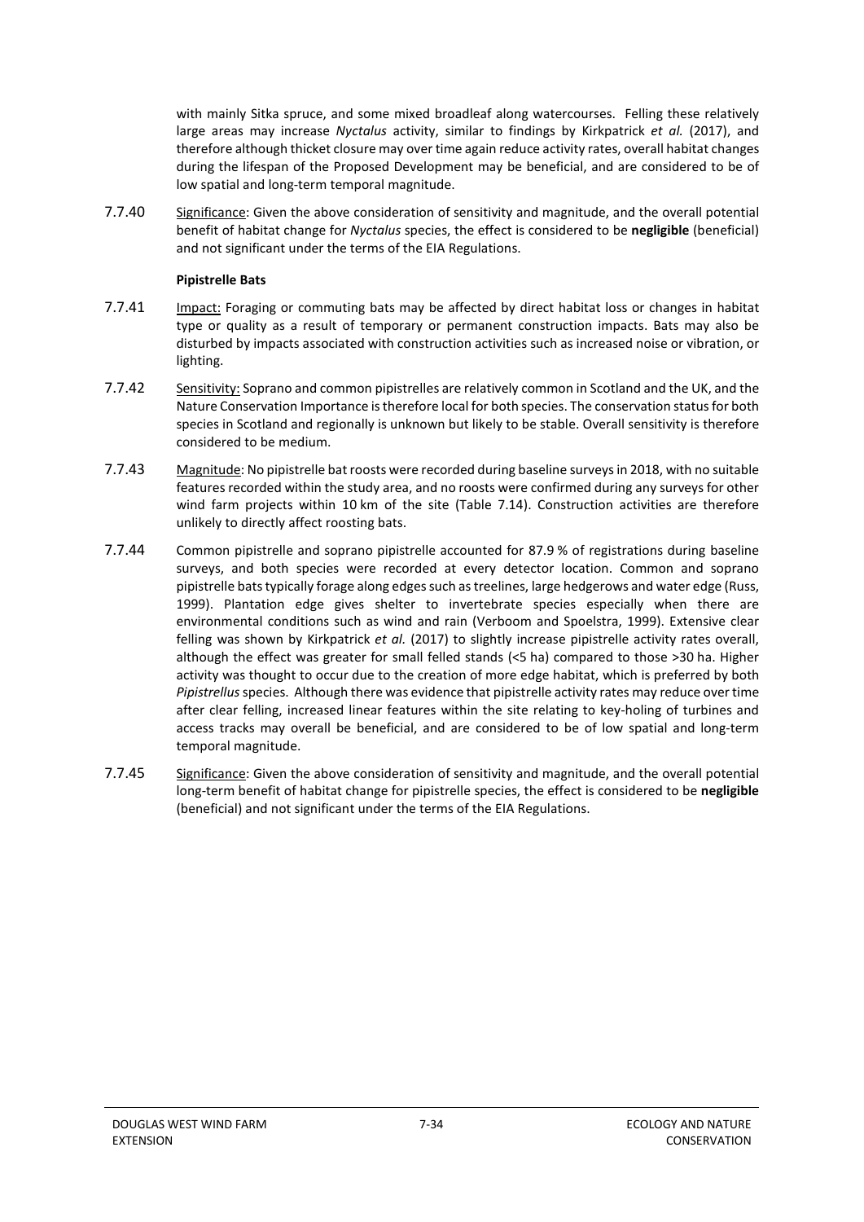with mainly Sitka spruce, and some mixed broadleaf along watercourses. Felling these relatively large areas may increase *Nyctalus* activity, similar to findings by Kirkpatrick *et al.* (2017), and therefore although thicket closure may over time again reduce activity rates, overall habitat changes during the lifespan of the Proposed Development may be beneficial, and are considered to be of low spatial and long-term temporal magnitude.

7.7.40 Significance: Given the above consideration of sensitivity and magnitude, and the overall potential benefit of habitat change for *Nyctalus* species, the effect is considered to be **negligible** (beneficial) and not significant under the terms of the EIA Regulations.

**Pipistrelle Bats**

7.7.41 Impact: Foraging or commuting bats may be affected by direct habitat loss or changes in habitat type or quality as a result of temporary or permanent construction impacts. Bats may also be disturbed by impacts associated with construction activities such as increased noise or vibration, or lighting.

7.7.42 Sensitivity: Soprano and common pipistrelles are relatively common in Scotland and the UK, and the Nature Conservation Importance is therefore local for both species. The conservation status for both species in Scotland and regionally is unknown but likely to be stable. Overall sensitivity is therefore considered to be medium.

7.7.43 Magnitude: No pipistrelle bat roosts were recorded during baseline surveys in 2018, with no suitable features recorded within the study area, and no roosts were confirmed during any surveys for other wind farm projects within 10 km of the site (Table 7.14). Construction activities are therefore unlikely to directly affect roosting bats.

7.7.44 Common pipistrelle and soprano pipistrelle accounted for 87.9 % of registrations during baseline surveys, and both species were recorded at every detector location. Common and soprano pipistrelle bats typically forage along edges such as treelines, large hedgerows and water edge (Russ, 1999). Plantation edge gives shelter to invertebrate species especially when there are environmental conditions such as wind and rain (Verboom and Spoelstra, 1999). Extensive clear felling was shown by Kirkpatrick *et al.* (2017) to slightly increase pipistrelle activity rates overall, although the effect was greater for small felled stands (<5 ha) compared to those >30 ha. Higher activity was thought to occur due to the creation of more edge habitat, which is preferred by both *Pipistrellus* species. Although there was evidence that pipistrelle activity rates may reduce over time after clear felling, increased linear features within the site relating to key-holing of turbines and access tracks may overall be beneficial, and are considered to be of low spatial and long-term temporal magnitude.

7.7.45 Significance: Given the above consideration of sensitivity and magnitude, and the overall potential long-term benefit of habitat change for pipistrelle species, the effect is considered to be **negligible** (beneficial) and not significant under the terms of the EIA Regulations.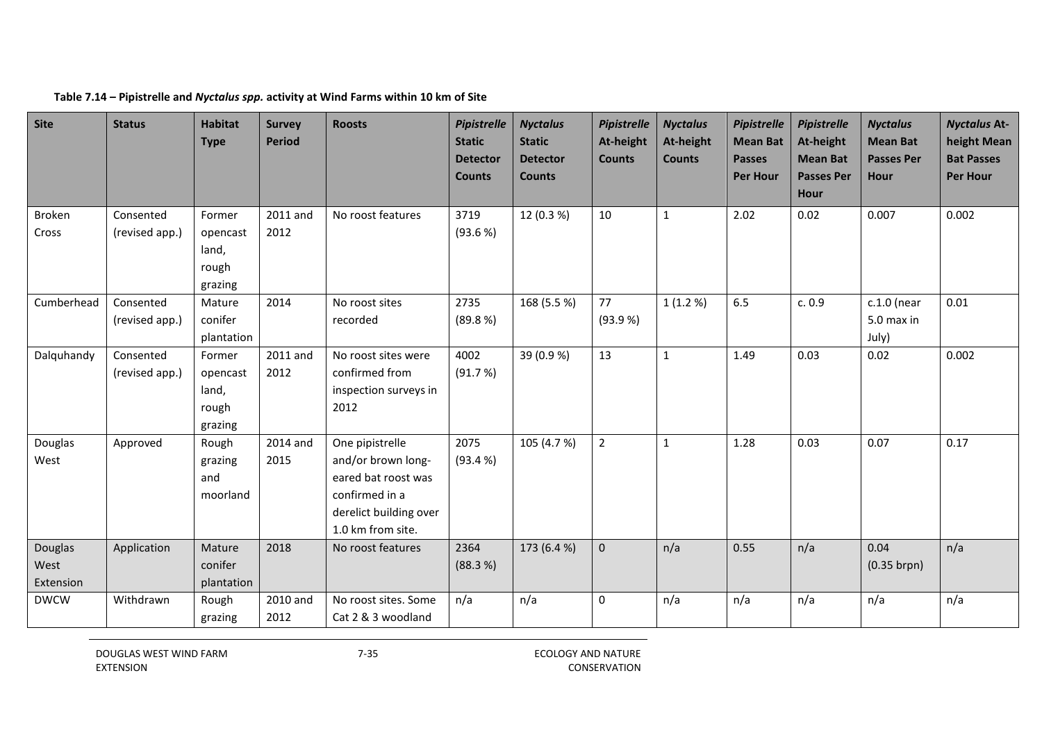**Table 7.14 – Pipistrelle and *Nyctalus spp.* activity at Wind Farms within 10 km of Site**

| Site | Status | Habitat Type | Survey Period | Roosts | *Pipistrelle* Static Detector Counts | *Nyctalus* Static Detector Counts | *Pipistrelle* At-height Counts | *Nyctalus* At-height Counts | *Pipistrelle* Mean Bat Passes Per Hour | *Pipistrelle* At-height Mean Bat Passes Per Hour | *Nyctalus* Mean Bat Passes Per Hour | *Nyctalus* At-height Mean Bat Passes Per Hour |
|---|---|---|---|---|---|---|---|---|---|---|---|---|
| Broken Cross | Consented (revised app.) | Former opencast land, rough grazing | 2011 and 2012 | No roost features | 3719 (93.6 %) | 12 (0.3 %) | 10 | 1 | 2.02 | 0.02 | 0.007 | 0.002 |
| Cumberhead | Consented (revised app.) | Mature conifer plantation | 2014 | No roost sites recorded | 2735 (89.8 %) | 168 (5.5 %) | 77 (93.9 %) | 1 (1.2 %) | 6.5 | c. 0.9 | c.1.0 (near 5.0 max in July) | 0.01 |
| Dalquhandy | Consented (revised app.) | Former opencast land, rough grazing | 2011 and 2012 | No roost sites were confirmed from inspection surveys in 2012 | 4002 (91.7 %) | 39 (0.9 %) | 13 | 1 | 1.49 | 0.03 | 0.02 | 0.002 |
| Douglas West | Approved | Rough grazing and moorland | 2014 and 2015 | One pipistrelle and/or brown long-eared bat roost was confirmed in a derelict building over 1.0 km from site. | 2075 (93.4 %) | 105 (4.7 %) | 2 | 1 | 1.28 | 0.03 | 0.07 | 0.17 |
| Douglas West Extension | Application | Mature conifer plantation | 2018 | No roost features | 2364 (88.3 %) | 173 (6.4 %) | 0 | n/a | 0.55 | n/a | 0.04 (0.35 brpn) | n/a |
| DWCW | Withdrawn | Rough grazing | 2010 and 2012 | No roost sites. Some Cat 2 & 3 woodland | n/a | n/a | 0 | n/a | n/a | n/a | n/a | n/a |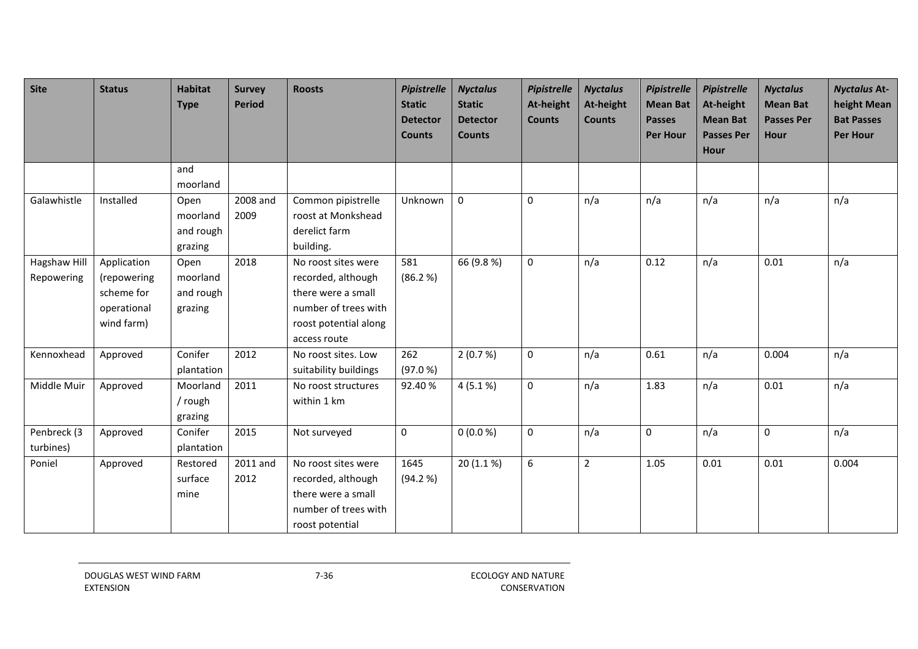| Site | Status | Habitat Type | Survey Period | Roosts | *Pipistrelle* Static Detector Counts | *Nyctalus* Static Detector Counts | *Pipistrelle* At-height Counts | *Nyctalus* At-height Counts | *Pipistrelle* Mean Bat Passes Per Hour | *Pipistrelle* At-height Mean Bat Passes Per Hour | *Nyctalus* Mean Bat Passes Per Hour | *Nyctalus* At-height Mean Bat Passes Per Hour |
|---|---|---|---|---|---|---|---|---|---|---|---|---|
| | | and moorland | | | | | | | | | | |
| Galawhistle | Installed | Open moorland and rough grazing | 2008 and 2009 | Common pipistrelle roost at Monkshead derelict farm building. | Unknown | 0 | 0 | n/a | n/a | n/a | n/a | n/a |
| Hagshaw Hill Repowering | Application (repowering scheme for operational wind farm) | Open moorland and rough grazing | 2018 | No roost sites were recorded, although there were a small number of trees with roost potential along access route | 581 (86.2 %) | 66 (9.8 %) | 0 | n/a | 0.12 | n/a | 0.01 | n/a |
| Kennoxhead | Approved | Conifer plantation | 2012 | No roost sites. Low suitability buildings | 262 (97.0 %) | 2 (0.7 %) | 0 | n/a | 0.61 | n/a | 0.004 | n/a |
| Middle Muir | Approved | Moorland / rough grazing | 2011 | No roost structures within 1 km | 92.40 % | 4 (5.1 %) | 0 | n/a | 1.83 | n/a | 0.01 | n/a |
| Penbreck (3 turbines) | Approved | Conifer plantation | 2015 | Not surveyed | 0 | 0 (0.0 %) | 0 | n/a | 0 | n/a | 0 | n/a |
| Poniel | Approved | Restored surface mine | 2011 and 2012 | No roost sites were recorded, although there were a small number of trees with roost potential | 1645 (94.2 %) | 20 (1.1 %) | 6 | 2 | 1.05 | 0.01 | 0.01 | 0.004 |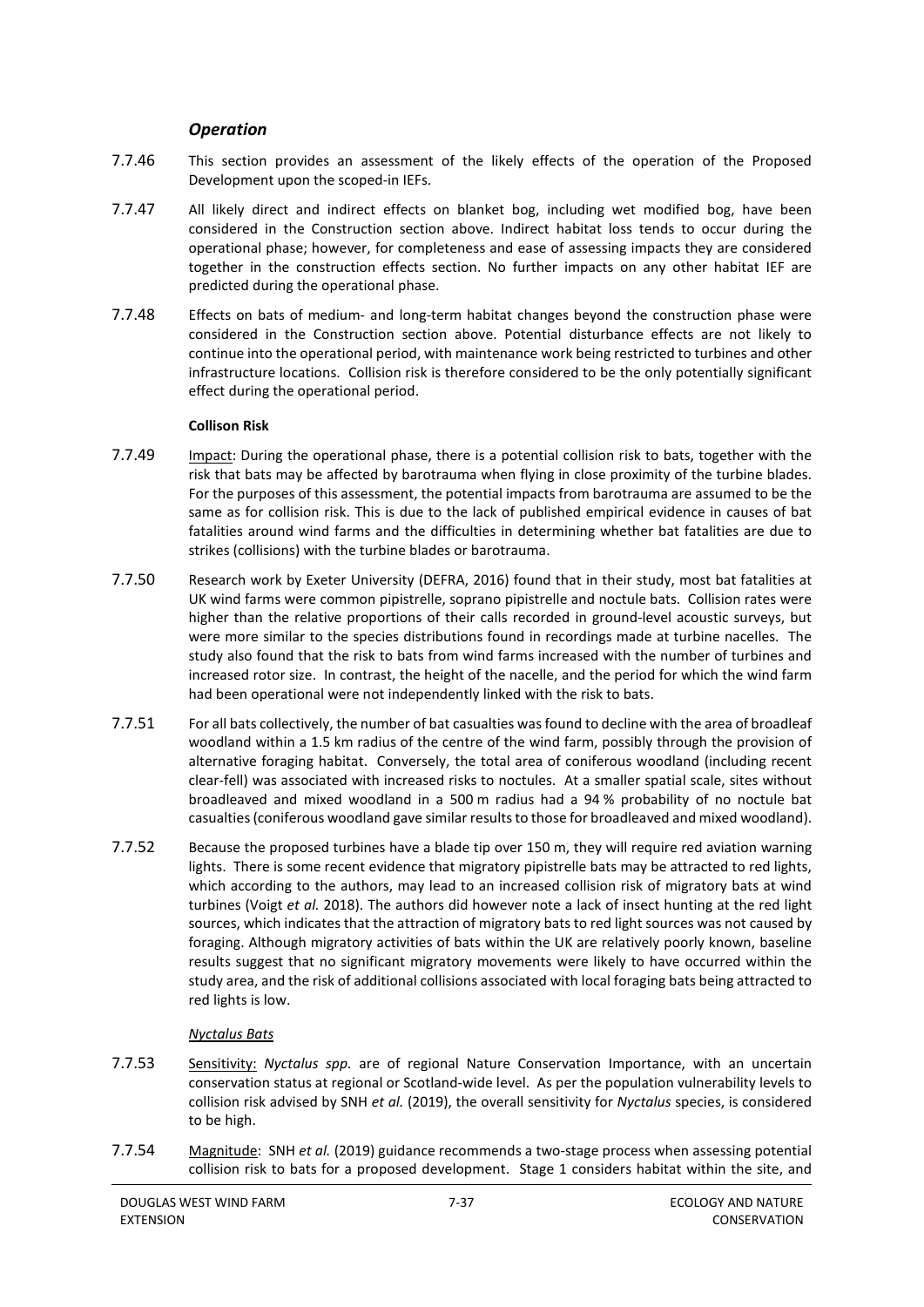### *Operation*

7.7.46 This section provides an assessment of the likely effects of the operation of the Proposed Development upon the scoped-in IEFs.

7.7.47 All likely direct and indirect effects on blanket bog, including wet modified bog, have been considered in the Construction section above. Indirect habitat loss tends to occur during the operational phase; however, for completeness and ease of assessing impacts they are considered together in the construction effects section. No further impacts on any other habitat IEF are predicted during the operational phase.

7.7.48 Effects on bats of medium- and long-term habitat changes beyond the construction phase were considered in the Construction section above. Potential disturbance effects are not likely to continue into the operational period, with maintenance work being restricted to turbines and other infrastructure locations. Collision risk is therefore considered to be the only potentially significant effect during the operational period.

**Collison Risk**

7.7.49 Impact: During the operational phase, there is a potential collision risk to bats, together with the risk that bats may be affected by barotrauma when flying in close proximity of the turbine blades. For the purposes of this assessment, the potential impacts from barotrauma are assumed to be the same as for collision risk. This is due to the lack of published empirical evidence in causes of bat fatalities around wind farms and the difficulties in determining whether bat fatalities are due to strikes (collisions) with the turbine blades or barotrauma.

7.7.50 Research work by Exeter University (DEFRA, 2016) found that in their study, most bat fatalities at UK wind farms were common pipistrelle, soprano pipistrelle and noctule bats. Collision rates were higher than the relative proportions of their calls recorded in ground-level acoustic surveys, but were more similar to the species distributions found in recordings made at turbine nacelles. The study also found that the risk to bats from wind farms increased with the number of turbines and increased rotor size. In contrast, the height of the nacelle, and the period for which the wind farm had been operational were not independently linked with the risk to bats.

7.7.51 For all bats collectively, the number of bat casualties was found to decline with the area of broadleaf woodland within a 1.5 km radius of the centre of the wind farm, possibly through the provision of alternative foraging habitat. Conversely, the total area of coniferous woodland (including recent clear-fell) was associated with increased risks to noctules. At a smaller spatial scale, sites without broadleaved and mixed woodland in a 500 m radius had a 94 % probability of no noctule bat casualties (coniferous woodland gave similar results to those for broadleaved and mixed woodland).

7.7.52 Because the proposed turbines have a blade tip over 150 m, they will require red aviation warning lights. There is some recent evidence that migratory pipistrelle bats may be attracted to red lights, which according to the authors, may lead to an increased collision risk of migratory bats at wind turbines (Voigt *et al.* 2018). The authors did however note a lack of insect hunting at the red light sources, which indicates that the attraction of migratory bats to red light sources was not caused by foraging. Although migratory activities of bats within the UK are relatively poorly known, baseline results suggest that no significant migratory movements were likely to have occurred within the study area, and the risk of additional collisions associated with local foraging bats being attracted to red lights is low.

*Nyctalus Bats*

7.7.53 Sensitivity: *Nyctalus spp.* are of regional Nature Conservation Importance, with an uncertain conservation status at regional or Scotland-wide level. As per the population vulnerability levels to collision risk advised by SNH *et al.* (2019), the overall sensitivity for *Nyctalus* species, is considered to be high.

7.7.54 Magnitude: SNH *et al.* (2019) guidance recommends a two-stage process when assessing potential collision risk to bats for a proposed development. Stage 1 considers habitat within the site, and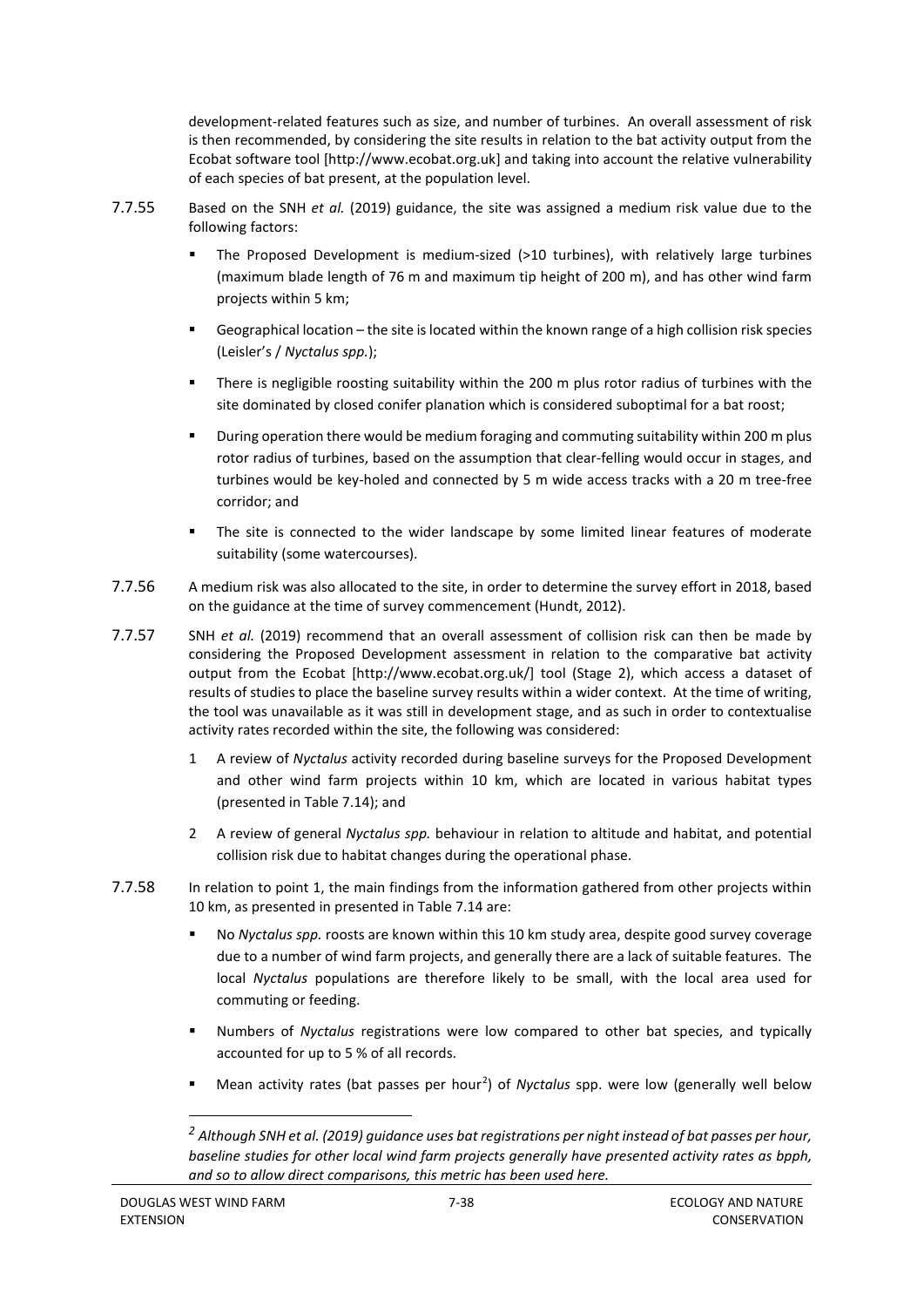development-related features such as size, and number of turbines. An overall assessment of risk is then recommended, by considering the site results in relation to the bat activity output from the Ecobat software tool [http://www.ecobat.org.uk] and taking into account the relative vulnerability of each species of bat present, at the population level.

7.7.55 Based on the SNH *et al.* (2019) guidance, the site was assigned a medium risk value due to the following factors:

- The Proposed Development is medium-sized (>10 turbines), with relatively large turbines (maximum blade length of 76 m and maximum tip height of 200 m), and has other wind farm projects within 5 km;
- Geographical location – the site is located within the known range of a high collision risk species (Leisler's / *Nyctalus spp.*);
- There is negligible roosting suitability within the 200 m plus rotor radius of turbines with the site dominated by closed conifer planation which is considered suboptimal for a bat roost;
- During operation there would be medium foraging and commuting suitability within 200 m plus rotor radius of turbines, based on the assumption that clear-felling would occur in stages, and turbines would be key-holed and connected by 5 m wide access tracks with a 20 m tree-free corridor; and
- The site is connected to the wider landscape by some limited linear features of moderate suitability (some watercourses).

7.7.56 A medium risk was also allocated to the site, in order to determine the survey effort in 2018, based on the guidance at the time of survey commencement (Hundt, 2012).

7.7.57 SNH *et al.* (2019) recommend that an overall assessment of collision risk can then be made by considering the Proposed Development assessment in relation to the comparative bat activity output from the Ecobat [http://www.ecobat.org.uk/] tool (Stage 2), which access a dataset of results of studies to place the baseline survey results within a wider context. At the time of writing, the tool was unavailable as it was still in development stage, and as such in order to contextualise activity rates recorded within the site, the following was considered:

1. A review of *Nyctalus* activity recorded during baseline surveys for the Proposed Development and other wind farm projects within 10 km, which are located in various habitat types (presented in Table 7.14); and
2. A review of general *Nyctalus spp.* behaviour in relation to altitude and habitat, and potential collision risk due to habitat changes during the operational phase.

7.7.58 In relation to point 1, the main findings from the information gathered from other projects within 10 km, as presented in presented in Table 7.14 are:

- No *Nyctalus spp.* roosts are known within this 10 km study area, despite good survey coverage due to a number of wind farm projects, and generally there are a lack of suitable features. The local *Nyctalus* populations are therefore likely to be small, with the local area used for commuting or feeding.
- Numbers of *Nyctalus* registrations were low compared to other bat species, and typically accounted for up to 5 % of all records.
- Mean activity rates (bat passes per hour[2]) of *Nyctalus* spp. were low (generally well below

[2] *Although SNH et al. (2019) guidance uses bat registrations per night instead of bat passes per hour, baseline studies for other local wind farm projects generally have presented activity rates as bpph, and so to allow direct comparisons, this metric has been used here.*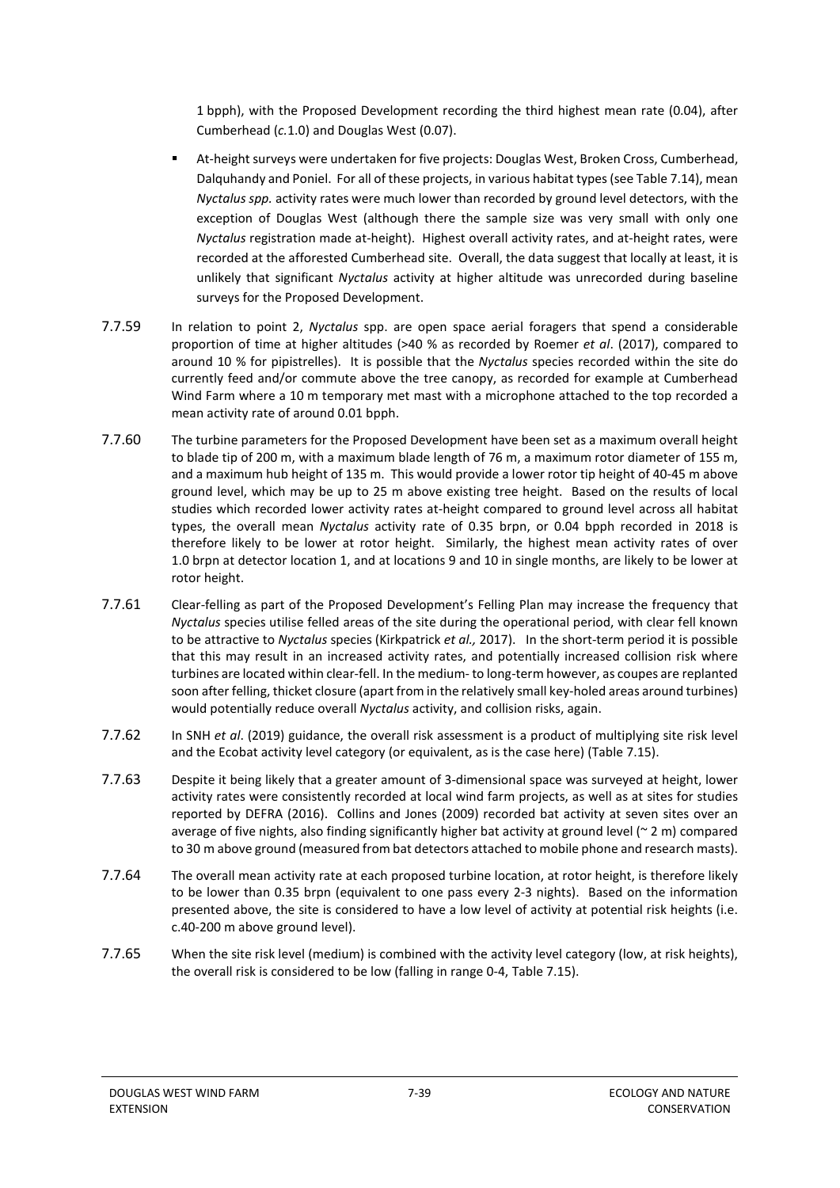1 bpph), with the Proposed Development recording the third highest mean rate (0.04), after Cumberhead (*c.*1.0) and Douglas West (0.07).

- At-height surveys were undertaken for five projects: Douglas West, Broken Cross, Cumberhead, Dalquhandy and Poniel. For all of these projects, in various habitat types (see Table 7.14), mean *Nyctalus spp.* activity rates were much lower than recorded by ground level detectors, with the exception of Douglas West (although there the sample size was very small with only one *Nyctalus* registration made at-height). Highest overall activity rates, and at-height rates, were recorded at the afforested Cumberhead site. Overall, the data suggest that locally at least, it is unlikely that significant *Nyctalus* activity at higher altitude was unrecorded during baseline surveys for the Proposed Development.

7.7.59 In relation to point 2, *Nyctalus* spp. are open space aerial foragers that spend a considerable proportion of time at higher altitudes (>40 % as recorded by Roemer *et al*. (2017), compared to around 10 % for pipistrelles). It is possible that the *Nyctalus* species recorded within the site do currently feed and/or commute above the tree canopy, as recorded for example at Cumberhead Wind Farm where a 10 m temporary met mast with a microphone attached to the top recorded a mean activity rate of around 0.01 bpph.

7.7.60 The turbine parameters for the Proposed Development have been set as a maximum overall height to blade tip of 200 m, with a maximum blade length of 76 m, a maximum rotor diameter of 155 m, and a maximum hub height of 135 m. This would provide a lower rotor tip height of 40-45 m above ground level, which may be up to 25 m above existing tree height. Based on the results of local studies which recorded lower activity rates at-height compared to ground level across all habitat types, the overall mean *Nyctalus* activity rate of 0.35 brpn, or 0.04 bpph recorded in 2018 is therefore likely to be lower at rotor height. Similarly, the highest mean activity rates of over 1.0 brpn at detector location 1, and at locations 9 and 10 in single months, are likely to be lower at rotor height.

7.7.61 Clear-felling as part of the Proposed Development's Felling Plan may increase the frequency that *Nyctalus* species utilise felled areas of the site during the operational period, with clear fell known to be attractive to *Nyctalus* species (Kirkpatrick *et al.,* 2017). In the short-term period it is possible that this may result in an increased activity rates, and potentially increased collision risk where turbines are located within clear-fell. In the medium- to long-term however, as coupes are replanted soon after felling, thicket closure (apart from in the relatively small key-holed areas around turbines) would potentially reduce overall *Nyctalus* activity, and collision risks, again.

7.7.62 In SNH *et al*. (2019) guidance, the overall risk assessment is a product of multiplying site risk level and the Ecobat activity level category (or equivalent, as is the case here) (Table 7.15).

7.7.63 Despite it being likely that a greater amount of 3-dimensional space was surveyed at height, lower activity rates were consistently recorded at local wind farm projects, as well as at sites for studies reported by DEFRA (2016). Collins and Jones (2009) recorded bat activity at seven sites over an average of five nights, also finding significantly higher bat activity at ground level (~ 2 m) compared to 30 m above ground (measured from bat detectors attached to mobile phone and research masts).

7.7.64 The overall mean activity rate at each proposed turbine location, at rotor height, is therefore likely to be lower than 0.35 brpn (equivalent to one pass every 2-3 nights). Based on the information presented above, the site is considered to have a low level of activity at potential risk heights (i.e. c.40-200 m above ground level).

7.7.65 When the site risk level (medium) is combined with the activity level category (low, at risk heights), the overall risk is considered to be low (falling in range 0-4, Table 7.15).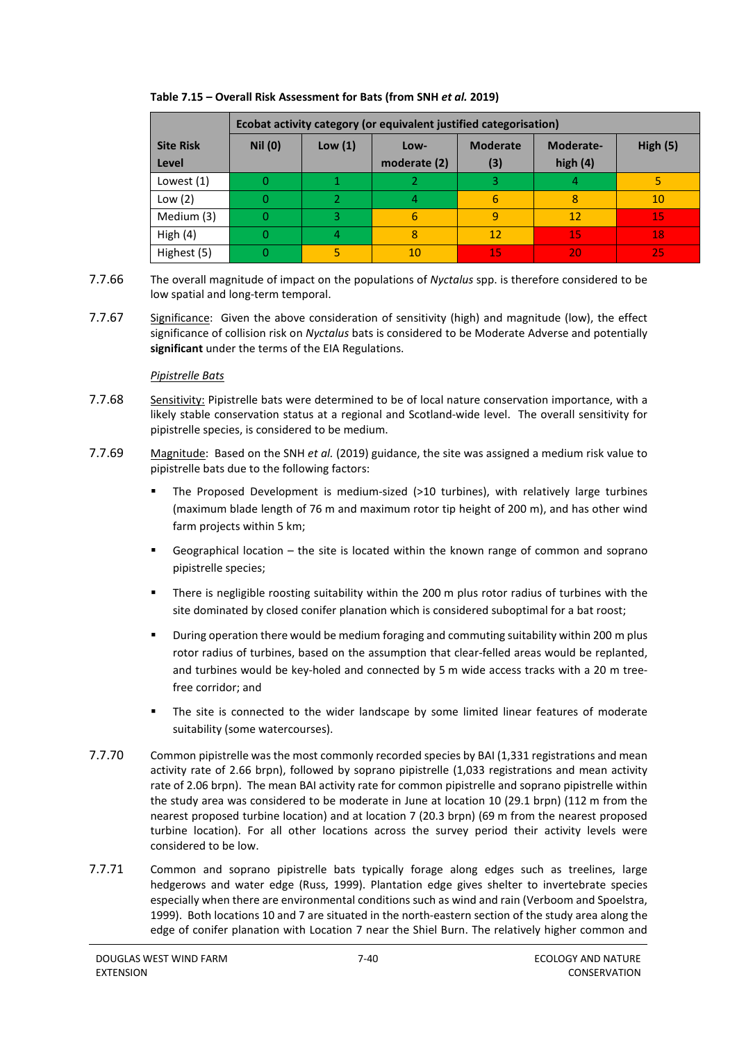**Table 7.15 – Overall Risk Assessment for Bats (from SNH *et al.* 2019)**

| Site Risk Level | Ecobat activity category (or equivalent justified categorisation) | | | | | |
|---|---|---|---|---|---|---|
| | Nil (0) | Low (1) | Low-moderate (2) | Moderate (3) | Moderate-high (4) | High (5) |
| Lowest (1) | 0 | 1 | 2 | 3 | 4 | 5 |
| Low (2) | 0 | 2 | 4 | 6 | 8 | 10 |
| Medium (3) | 0 | 3 | 6 | 9 | 12 | 15 |
| High (4) | 0 | 4 | 8 | 12 | 15 | 18 |
| Highest (5) | 0 | 5 | 10 | 15 | 20 | 25 |

7.7.66 The overall magnitude of impact on the populations of *Nyctalus* spp. is therefore considered to be low spatial and long-term temporal.

7.7.67 Significance: Given the above consideration of sensitivity (high) and magnitude (low), the effect significance of collision risk on *Nyctalus* bats is considered to be Moderate Adverse and potentially **significant** under the terms of the EIA Regulations.

*Pipistrelle Bats*

7.7.68 Sensitivity: Pipistrelle bats were determined to be of local nature conservation importance, with a likely stable conservation status at a regional and Scotland-wide level. The overall sensitivity for pipistrelle species, is considered to be medium.

7.7.69 Magnitude: Based on the SNH *et al.* (2019) guidance, the site was assigned a medium risk value to pipistrelle bats due to the following factors:

- The Proposed Development is medium-sized (>10 turbines), with relatively large turbines (maximum blade length of 76 m and maximum rotor tip height of 200 m), and has other wind farm projects within 5 km;
- Geographical location – the site is located within the known range of common and soprano pipistrelle species;
- There is negligible roosting suitability within the 200 m plus rotor radius of turbines with the site dominated by closed conifer planation which is considered suboptimal for a bat roost;
- During operation there would be medium foraging and commuting suitability within 200 m plus rotor radius of turbines, based on the assumption that clear-felled areas would be replanted, and turbines would be key-holed and connected by 5 m wide access tracks with a 20 m tree-free corridor; and
- The site is connected to the wider landscape by some limited linear features of moderate suitability (some watercourses).

7.7.70 Common pipistrelle was the most commonly recorded species by BAI (1,331 registrations and mean activity rate of 2.66 brpn), followed by soprano pipistrelle (1,033 registrations and mean activity rate of 2.06 brpn). The mean BAI activity rate for common pipistrelle and soprano pipistrelle within the study area was considered to be moderate in June at location 10 (29.1 brpn) (112 m from the nearest proposed turbine location) and at location 7 (20.3 brpn) (69 m from the nearest proposed turbine location). For all other locations across the survey period their activity levels were considered to be low.

7.7.71 Common and soprano pipistrelle bats typically forage along edges such as treelines, large hedgerows and water edge (Russ, 1999). Plantation edge gives shelter to invertebrate species especially when there are environmental conditions such as wind and rain (Verboom and Spoelstra, 1999). Both locations 10 and 7 are situated in the north-eastern section of the study area along the edge of conifer planation with Location 7 near the Shiel Burn. The relatively higher common and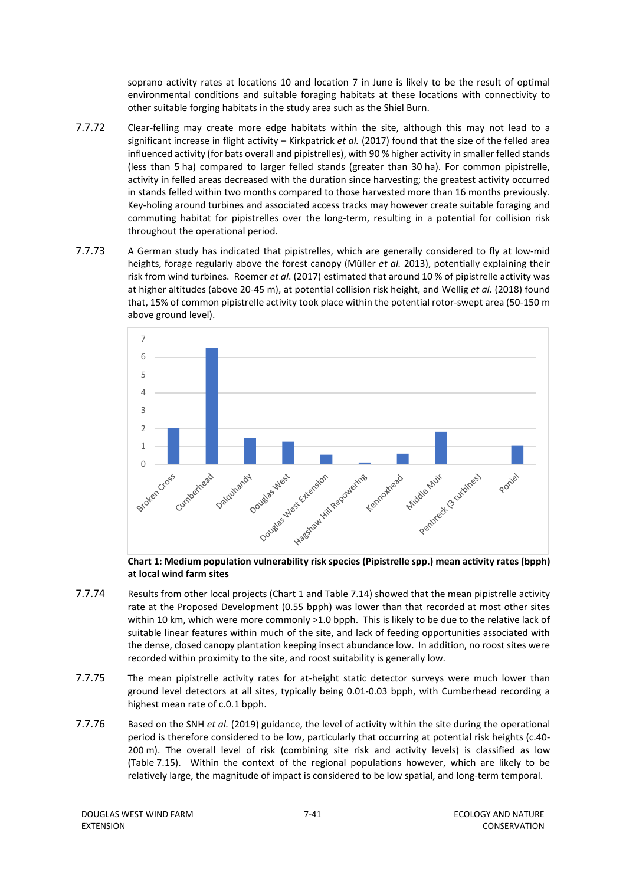soprano activity rates at locations 10 and location 7 in June is likely to be the result of optimal environmental conditions and suitable foraging habitats at these locations with connectivity to other suitable forging habitats in the study area such as the Shiel Burn.

7.7.72 Clear-felling may create more edge habitats within the site, although this may not lead to a significant increase in flight activity – Kirkpatrick *et al.* (2017) found that the size of the felled area influenced activity (for bats overall and pipistrelles), with 90 % higher activity in smaller felled stands (less than 5 ha) compared to larger felled stands (greater than 30 ha). For common pipistrelle, activity in felled areas decreased with the duration since harvesting; the greatest activity occurred in stands felled within two months compared to those harvested more than 16 months previously. Key-holing around turbines and associated access tracks may however create suitable foraging and commuting habitat for pipistrelles over the long-term, resulting in a potential for collision risk throughout the operational period.

7.7.73 A German study has indicated that pipistrelles, which are generally considered to fly at low-mid heights, forage regularly above the forest canopy (Müller *et al.* 2013), potentially explaining their risk from wind turbines. Roemer *et al*. (2017) estimated that around 10 % of pipistrelle activity was at higher altitudes (above 20-45 m), at potential collision risk height, and Wellig *et al*. (2018) found that, 15% of common pipistrelle activity took place within the potential rotor-swept area (50-150 m above ground level).

**Chart 1: Medium population vulnerability risk species (Pipistrelle spp.) mean activity rates (bpph) at local wind farm sites**

7.7.74 Results from other local projects (Chart 1 and Table 7.14) showed that the mean pipistrelle activity rate at the Proposed Development (0.55 bpph) was lower than that recorded at most other sites within 10 km, which were more commonly >1.0 bpph. This is likely to be due to the relative lack of suitable linear features within much of the site, and lack of feeding opportunities associated with the dense, closed canopy plantation keeping insect abundance low. In addition, no roost sites were recorded within proximity to the site, and roost suitability is generally low.

7.7.75 The mean pipistrelle activity rates for at-height static detector surveys were much lower than ground level detectors at all sites, typically being 0.01-0.03 bpph, with Cumberhead recording a highest mean rate of c.0.1 bpph.

7.7.76 Based on the SNH *et al.* (2019) guidance, the level of activity within the site during the operational period is therefore considered to be low, particularly that occurring at potential risk heights (c.40-200 m). The overall level of risk (combining site risk and activity levels) is classified as low (Table 7.15). Within the context of the regional populations however, which are likely to be relatively large, the magnitude of impact is considered to be low spatial, and long-term temporal.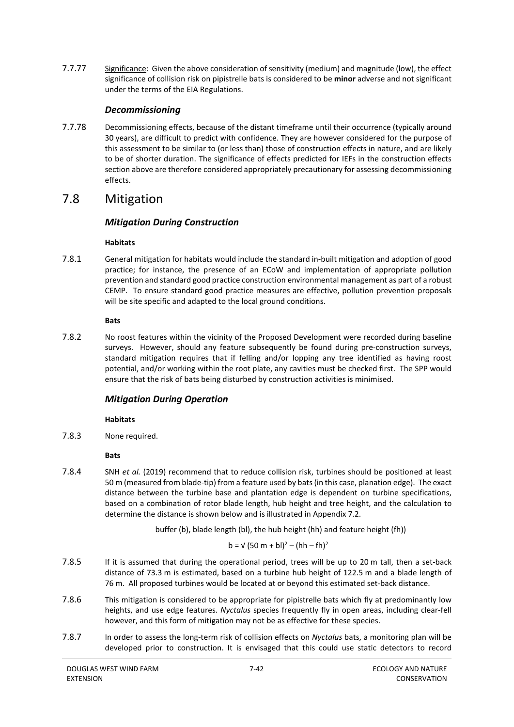7.7.77 Significance: Given the above consideration of sensitivity (medium) and magnitude (low), the effect significance of collision risk on pipistrelle bats is considered to be **minor** adverse and not significant under the terms of the EIA Regulations.

### *Decommissioning*

7.7.78 Decommissioning effects, because of the distant timeframe until their occurrence (typically around 30 years), are difficult to predict with confidence. They are however considered for the purpose of this assessment to be similar to (or less than) those of construction effects in nature, and are likely to be of shorter duration. The significance of effects predicted for IEFs in the construction effects section above are therefore considered appropriately precautionary for assessing decommissioning effects.

## 7.8 Mitigation

### *Mitigation During Construction*

**Habitats**

7.8.1 General mitigation for habitats would include the standard in-built mitigation and adoption of good practice; for instance, the presence of an ECoW and implementation of appropriate pollution prevention and standard good practice construction environmental management as part of a robust CEMP. To ensure standard good practice measures are effective, pollution prevention proposals will be site specific and adapted to the local ground conditions.

**Bats**

7.8.2 No roost features within the vicinity of the Proposed Development were recorded during baseline surveys. However, should any feature subsequently be found during pre-construction surveys, standard mitigation requires that if felling and/or lopping any tree identified as having roost potential, and/or working within the root plate, any cavities must be checked first. The SPP would ensure that the risk of bats being disturbed by construction activities is minimised.

### *Mitigation During Operation*

**Habitats**

7.8.3 None required.

**Bats**

7.8.4 SNH *et al.* (2019) recommend that to reduce collision risk, turbines should be positioned at least 50 m (measured from blade-tip) from a feature used by bats (in this case, planation edge). The exact distance between the turbine base and plantation edge is dependent on turbine specifications, based on a combination of rotor blade length, hub height and tree height, and the calculation to determine the distance is shown below and is illustrated in Appendix 7.2.

buffer (b), blade length (bl), the hub height (hh) and feature height (fh))

$$b = \sqrt{(50\text{ m} + bl)^2 - (hh - fh)^2}$$

7.8.5 If it is assumed that during the operational period, trees will be up to 20 m tall, then a set-back distance of 73.3 m is estimated, based on a turbine hub height of 122.5 m and a blade length of 76 m. All proposed turbines would be located at or beyond this estimated set-back distance.

7.8.6 This mitigation is considered to be appropriate for pipistrelle bats which fly at predominantly low heights, and use edge features. *Nyctalus* species frequently fly in open areas, including clear-fell however, and this form of mitigation may not be as effective for these species.

7.8.7 In order to assess the long-term risk of collision effects on *Nyctalus* bats, a monitoring plan will be developed prior to construction. It is envisaged that this could use static detectors to record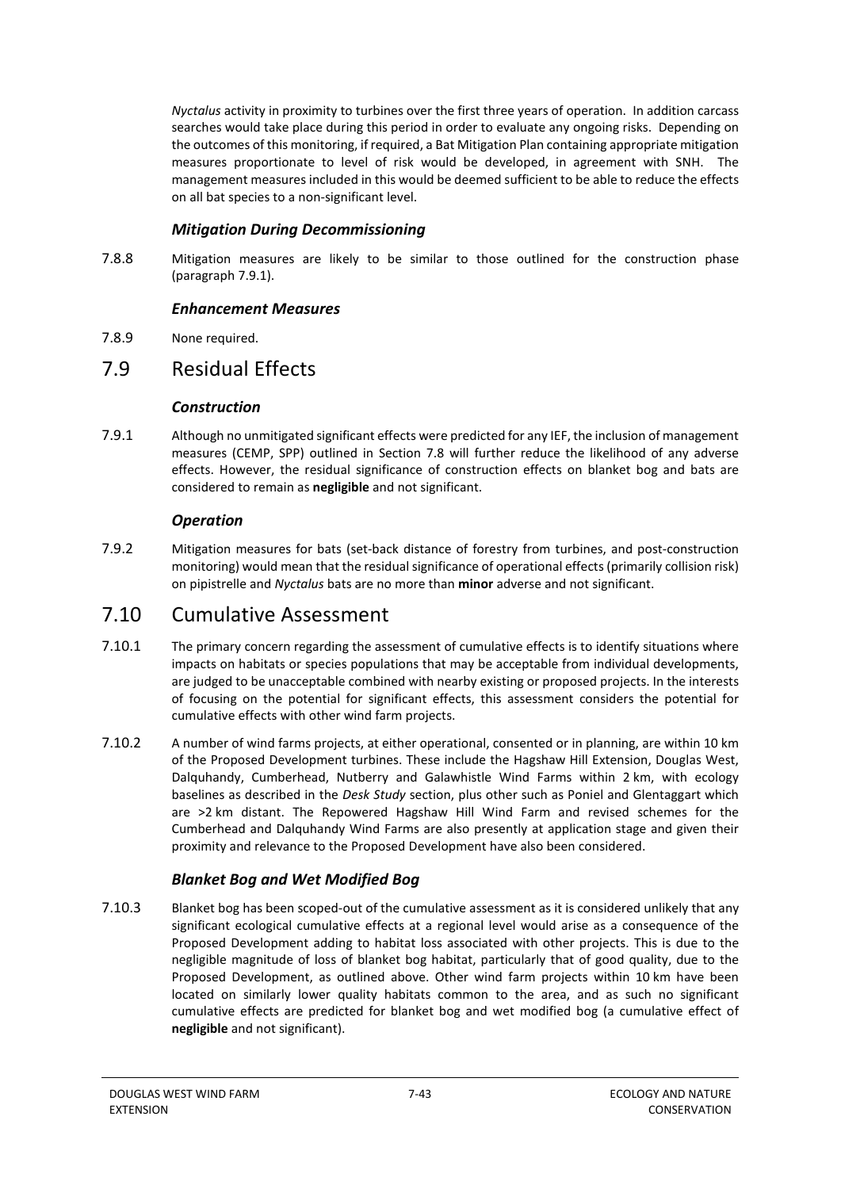*Nyctalus* activity in proximity to turbines over the first three years of operation. In addition carcass searches would take place during this period in order to evaluate any ongoing risks. Depending on the outcomes of this monitoring, if required, a Bat Mitigation Plan containing appropriate mitigation measures proportionate to level of risk would be developed, in agreement with SNH. The management measures included in this would be deemed sufficient to be able to reduce the effects on all bat species to a non-significant level.

### *Mitigation During Decommissioning*

7.8.8 Mitigation measures are likely to be similar to those outlined for the construction phase (paragraph 7.9.1).

### *Enhancement Measures*

7.8.9 None required.

## 7.9 Residual Effects

### *Construction*

7.9.1 Although no unmitigated significant effects were predicted for any IEF, the inclusion of management measures (CEMP, SPP) outlined in Section 7.8 will further reduce the likelihood of any adverse effects. However, the residual significance of construction effects on blanket bog and bats are considered to remain as **negligible** and not significant.

### *Operation*

7.9.2 Mitigation measures for bats (set-back distance of forestry from turbines, and post-construction monitoring) would mean that the residual significance of operational effects (primarily collision risk) on pipistrelle and *Nyctalus* bats are no more than **minor** adverse and not significant.

## 7.10 Cumulative Assessment

7.10.1 The primary concern regarding the assessment of cumulative effects is to identify situations where impacts on habitats or species populations that may be acceptable from individual developments, are judged to be unacceptable combined with nearby existing or proposed projects. In the interests of focusing on the potential for significant effects, this assessment considers the potential for cumulative effects with other wind farm projects.

7.10.2 A number of wind farms projects, at either operational, consented or in planning, are within 10 km of the Proposed Development turbines. These include the Hagshaw Hill Extension, Douglas West, Dalquhandy, Cumberhead, Nutberry and Galawhistle Wind Farms within 2 km, with ecology baselines as described in the *Desk Study* section, plus other such as Poniel and Glentaggart which are >2 km distant. The Repowered Hagshaw Hill Wind Farm and revised schemes for the Cumberhead and Dalquhandy Wind Farms are also presently at application stage and given their proximity and relevance to the Proposed Development have also been considered.

### *Blanket Bog and Wet Modified Bog*

7.10.3 Blanket bog has been scoped-out of the cumulative assessment as it is considered unlikely that any significant ecological cumulative effects at a regional level would arise as a consequence of the Proposed Development adding to habitat loss associated with other projects. This is due to the negligible magnitude of loss of blanket bog habitat, particularly that of good quality, due to the Proposed Development, as outlined above. Other wind farm projects within 10 km have been located on similarly lower quality habitats common to the area, and as such no significant cumulative effects are predicted for blanket bog and wet modified bog (a cumulative effect of **negligible** and not significant).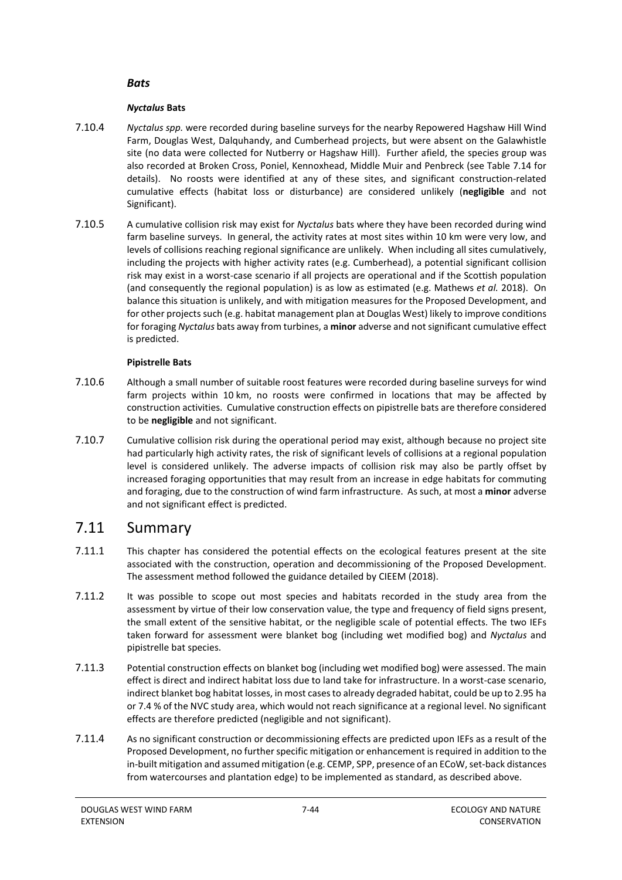#### *Bats*

##### ***Nyctalus* Bats**

7.10.4 *Nyctalus spp.* were recorded during baseline surveys for the nearby Repowered Hagshaw Hill Wind Farm, Douglas West, Dalquhandy, and Cumberhead projects, but were absent on the Galawhistle site (no data were collected for Nutberry or Hagshaw Hill). Further afield, the species group was also recorded at Broken Cross, Poniel, Kennoxhead, Middle Muir and Penbreck (see Table 7.14 for details). No roosts were identified at any of these sites, and significant construction-related cumulative effects (habitat loss or disturbance) are considered unlikely (**negligible** and not Significant).

7.10.5 A cumulative collision risk may exist for *Nyctalus* bats where they have been recorded during wind farm baseline surveys. In general, the activity rates at most sites within 10 km were very low, and levels of collisions reaching regional significance are unlikely. When including all sites cumulatively, including the projects with higher activity rates (e.g. Cumberhead), a potential significant collision risk may exist in a worst-case scenario if all projects are operational and if the Scottish population (and consequently the regional population) is as low as estimated (e.g. Mathews *et al.* 2018). On balance this situation is unlikely, and with mitigation measures for the Proposed Development, and for other projects such (e.g. habitat management plan at Douglas West) likely to improve conditions for foraging *Nyctalus* bats away from turbines, a **minor** adverse and not significant cumulative effect is predicted.

##### **Pipistrelle Bats**

7.10.6 Although a small number of suitable roost features were recorded during baseline surveys for wind farm projects within 10 km, no roosts were confirmed in locations that may be affected by construction activities. Cumulative construction effects on pipistrelle bats are therefore considered to be **negligible** and not significant.

7.10.7 Cumulative collision risk during the operational period may exist, although because no project site had particularly high activity rates, the risk of significant levels of collisions at a regional population level is considered unlikely. The adverse impacts of collision risk may also be partly offset by increased foraging opportunities that may result from an increase in edge habitats for commuting and foraging, due to the construction of wind farm infrastructure. As such, at most a **minor** adverse and not significant effect is predicted.

## 7.11 Summary

7.11.1 This chapter has considered the potential effects on the ecological features present at the site associated with the construction, operation and decommissioning of the Proposed Development. The assessment method followed the guidance detailed by CIEEM (2018).

7.11.2 It was possible to scope out most species and habitats recorded in the study area from the assessment by virtue of their low conservation value, the type and frequency of field signs present, the small extent of the sensitive habitat, or the negligible scale of potential effects. The two IEFs taken forward for assessment were blanket bog (including wet modified bog) and *Nyctalus* and pipistrelle bat species.

7.11.3 Potential construction effects on blanket bog (including wet modified bog) were assessed. The main effect is direct and indirect habitat loss due to land take for infrastructure. In a worst-case scenario, indirect blanket bog habitat losses, in most cases to already degraded habitat, could be up to 2.95 ha or 7.4 % of the NVC study area, which would not reach significance at a regional level. No significant effects are therefore predicted (negligible and not significant).

7.11.4 As no significant construction or decommissioning effects are predicted upon IEFs as a result of the Proposed Development, no further specific mitigation or enhancement is required in addition to the in-built mitigation and assumed mitigation (e.g. CEMP, SPP, presence of an ECoW, set-back distances from watercourses and plantation edge) to be implemented as standard, as described above.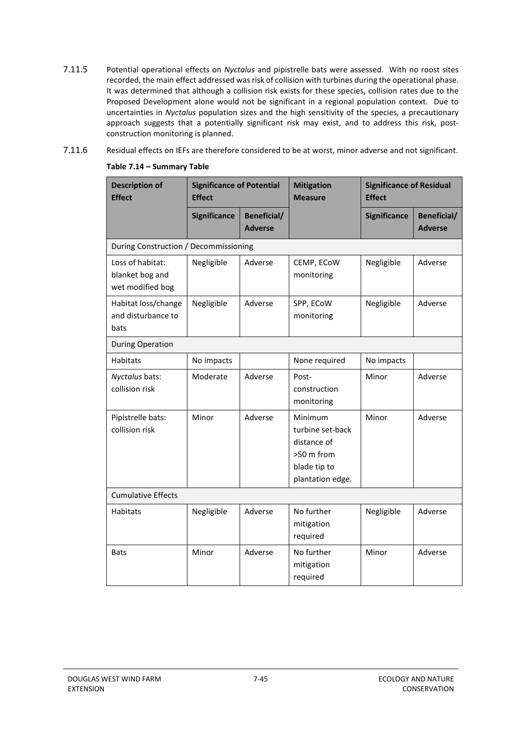7.11.5 Potential operational effects on *Nyctalus* and pipistrelle bats were assessed. With no roost sites recorded, the main effect addressed was risk of collision with turbines during the operational phase. It was determined that although a collision risk exists for these species, collision rates due to the Proposed Development alone would not be significant in a regional population context. Due to uncertainties in *Nyctalus* population sizes and the high sensitivity of the species, a precautionary approach suggests that a potentially significant risk may exist, and to address this risk, post-construction monitoring is planned.

7.11.6 Residual effects on IEFs are therefore considered to be at worst, minor adverse and not significant.

**Table 7.14 – Summary Table**

| Description of Effect | Significance of Potential Effect | | Mitigation Measure | Significance of Residual Effect | |
|---|---|---|---|---|---|
| | Significance | Beneficial/ Adverse | | Significance | Beneficial/ Adverse |
| During Construction / Decommissioning | | | | | |
| Loss of habitat: blanket bog and wet modified bog | Negligible | Adverse | CEMP, ECoW monitoring | Negligible | Adverse |
| Habitat loss/change and disturbance to bats | Negligible | Adverse | SPP, ECoW monitoring | Negligible | Adverse |
| During Operation | | | | | |
| Habitats | No impacts | | None required | No impacts | |
| *Nyctalus* bats: collision risk | Moderate | Adverse | Post-construction monitoring | Minor | Adverse |
| Pipistrelle bats: collision risk | Minor | Adverse | Minimum turbine set-back distance of >50 m from blade tip to plantation edge. | Minor | Adverse |
| Cumulative Effects | | | | | |
| Habitats | Negligible | Adverse | No further mitigation required | Negligible | Adverse |
| Bats | Minor | Adverse | No further mitigation required | Minor | Adverse |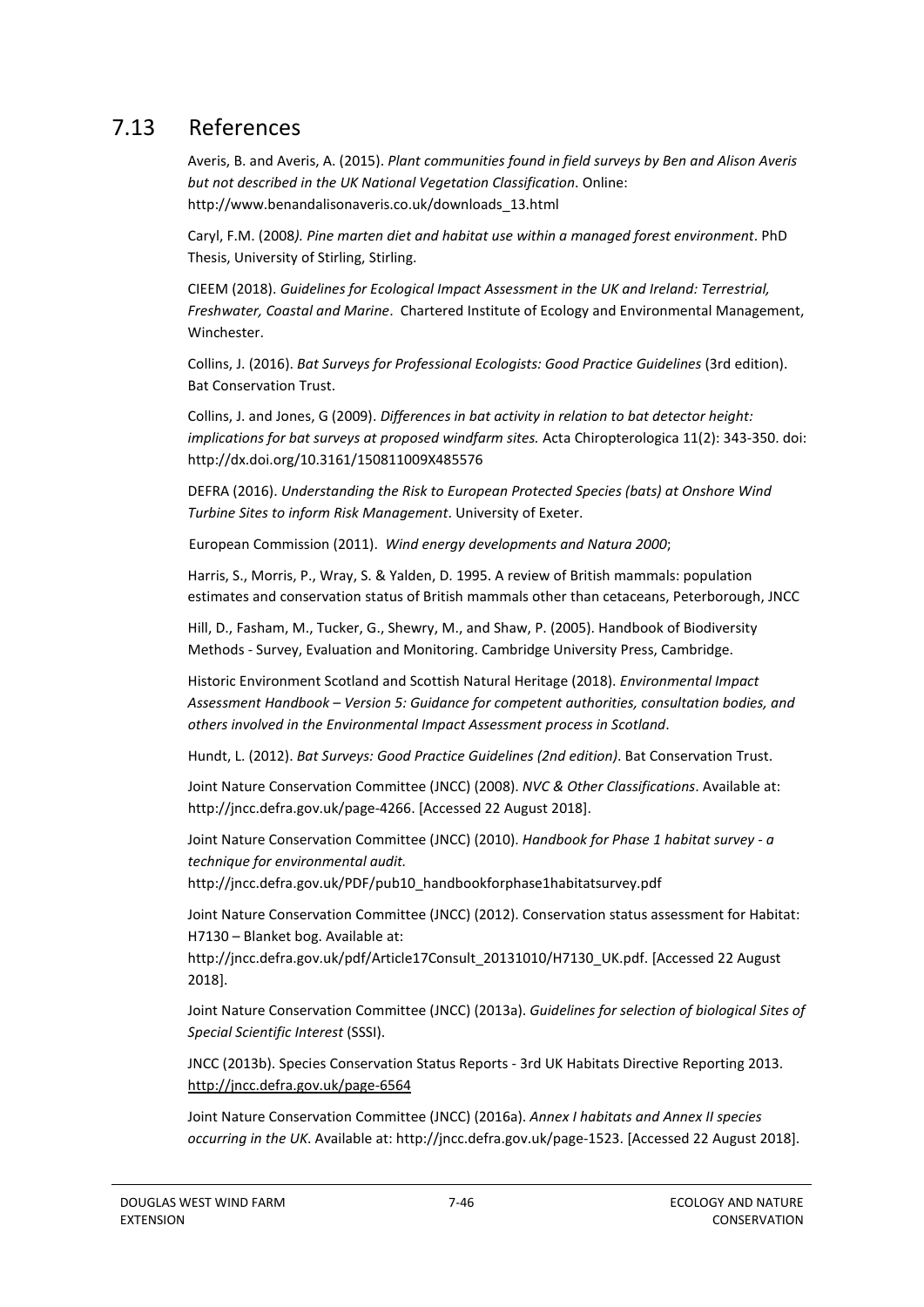## 7.13 References

Averis, B. and Averis, A. (2015). *Plant communities found in field surveys by Ben and Alison Averis but not described in the UK National Vegetation Classification*. Online: http://www.benandalisonaveris.co.uk/downloads_13.html

Caryl, F.M. (2008*). Pine marten diet and habitat use within a managed forest environment*. PhD Thesis, University of Stirling, Stirling.

CIEEM (2018). *Guidelines for Ecological Impact Assessment in the UK and Ireland: Terrestrial, Freshwater, Coastal and Marine*. Chartered Institute of Ecology and Environmental Management, Winchester.

Collins, J. (2016). *Bat Surveys for Professional Ecologists: Good Practice Guidelines* (3rd edition). Bat Conservation Trust.

Collins, J. and Jones, G (2009). *Differences in bat activity in relation to bat detector height: implications for bat surveys at proposed windfarm sites.* Acta Chiropterologica 11(2): 343-350. doi: http://dx.doi.org/10.3161/150811009X485576

DEFRA (2016). *Understanding the Risk to European Protected Species (bats) at Onshore Wind Turbine Sites to inform Risk Management*. University of Exeter.

European Commission (2011). *Wind energy developments and Natura 2000*;

Harris, S., Morris, P., Wray, S. & Yalden, D. 1995. A review of British mammals: population estimates and conservation status of British mammals other than cetaceans, Peterborough, JNCC

Hill, D., Fasham, M., Tucker, G., Shewry, M., and Shaw, P. (2005). Handbook of Biodiversity Methods - Survey, Evaluation and Monitoring. Cambridge University Press, Cambridge.

Historic Environment Scotland and Scottish Natural Heritage (2018). *Environmental Impact Assessment Handbook – Version 5: Guidance for competent authorities, consultation bodies, and others involved in the Environmental Impact Assessment process in Scotland*.

Hundt, L. (2012). *Bat Surveys: Good Practice Guidelines (2nd edition)*. Bat Conservation Trust.

Joint Nature Conservation Committee (JNCC) (2008). *NVC & Other Classifications*. Available at: http://jncc.defra.gov.uk/page-4266. [Accessed 22 August 2018].

Joint Nature Conservation Committee (JNCC) (2010). *Handbook for Phase 1 habitat survey - a technique for environmental audit.* http://jncc.defra.gov.uk/PDF/pub10_handbookforphase1habitatsurvey.pdf

Joint Nature Conservation Committee (JNCC) (2012). Conservation status assessment for Habitat: H7130 – Blanket bog. Available at: http://jncc.defra.gov.uk/pdf/Article17Consult_20131010/H7130_UK.pdf. [Accessed 22 August 2018].

Joint Nature Conservation Committee (JNCC) (2013a). *Guidelines for selection of biological Sites of Special Scientific Interest* (SSSI).

JNCC (2013b). Species Conservation Status Reports - 3rd UK Habitats Directive Reporting 2013. http://jncc.defra.gov.uk/page-6564

Joint Nature Conservation Committee (JNCC) (2016a). *Annex I habitats and Annex II species occurring in the UK*. Available at: http://jncc.defra.gov.uk/page-1523. [Accessed 22 August 2018].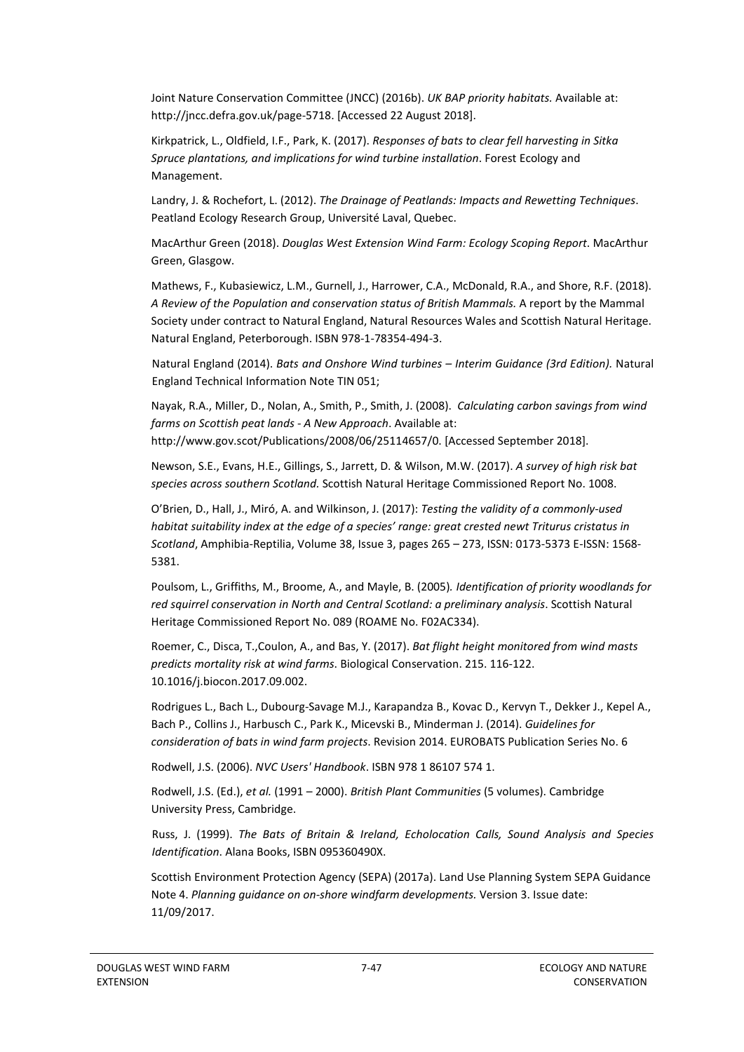Joint Nature Conservation Committee (JNCC) (2016b). *UK BAP priority habitats.* Available at: http://jncc.defra.gov.uk/page-5718. [Accessed 22 August 2018].

Kirkpatrick, L., Oldfield, I.F., Park, K. (2017). *Responses of bats to clear fell harvesting in Sitka Spruce plantations, and implications for wind turbine installation*. Forest Ecology and Management.

Landry, J. & Rochefort, L. (2012). *The Drainage of Peatlands: Impacts and Rewetting Techniques*. Peatland Ecology Research Group, Université Laval, Quebec.

MacArthur Green (2018). *Douglas West Extension Wind Farm: Ecology Scoping Report*. MacArthur Green, Glasgow.

Mathews, F., Kubasiewicz, L.M., Gurnell, J., Harrower, C.A., McDonald, R.A., and Shore, R.F. (2018). *A Review of the Population and conservation status of British Mammals.* A report by the Mammal Society under contract to Natural England, Natural Resources Wales and Scottish Natural Heritage. Natural England, Peterborough. ISBN 978-1-78354-494-3.

Natural England (2014). *Bats and Onshore Wind turbines – Interim Guidance (3rd Edition).* Natural England Technical Information Note TIN 051;

Nayak, R.A., Miller, D., Nolan, A., Smith, P., Smith, J. (2008). *Calculating carbon savings from wind farms on Scottish peat lands - A New Approach*. Available at: http://www.gov.scot/Publications/2008/06/25114657/0. [Accessed September 2018].

Newson, S.E., Evans, H.E., Gillings, S., Jarrett, D. & Wilson, M.W. (2017). *A survey of high risk bat species across southern Scotland.* Scottish Natural Heritage Commissioned Report No. 1008.

O'Brien, D., Hall, J., Miró, A. and Wilkinson, J. (2017): *Testing the validity of a commonly-used habitat suitability index at the edge of a species' range: great crested newt Triturus cristatus in Scotland*, Amphibia-Reptilia, Volume 38, Issue 3, pages 265 – 273, ISSN: 0173-5373 E-ISSN: 1568-5381.

Poulsom, L., Griffiths, M., Broome, A., and Mayle, B. (2005)*. Identification of priority woodlands for red squirrel conservation in North and Central Scotland: a preliminary analysis*. Scottish Natural Heritage Commissioned Report No. 089 (ROAME No. F02AC334).

Roemer, C., Disca, T.,Coulon, A., and Bas, Y. (2017). *Bat flight height monitored from wind masts predicts mortality risk at wind farms*. Biological Conservation. 215. 116-122. 10.1016/j.biocon.2017.09.002.

Rodrigues L., Bach L., Dubourg-Savage M.J., Karapandza B., Kovac D., Kervyn T., Dekker J., Kepel A., Bach P., Collins J., Harbusch C., Park K., Micevski B., Minderman J. (2014). *Guidelines for consideration of bats in wind farm projects*. Revision 2014. EUROBATS Publication Series No. 6

Rodwell, J.S. (2006). *NVC Users' Handbook*. ISBN 978 1 86107 574 1.

Rodwell, J.S. (Ed.), *et al.* (1991 – 2000). *British Plant Communities* (5 volumes). Cambridge University Press, Cambridge.

Russ, J. (1999). *The Bats of Britain & Ireland, Echolocation Calls, Sound Analysis and Species Identification*. Alana Books, ISBN 095360490X.

Scottish Environment Protection Agency (SEPA) (2017a). Land Use Planning System SEPA Guidance Note 4. *Planning guidance on on-shore windfarm developments.* Version 3. Issue date: 11/09/2017.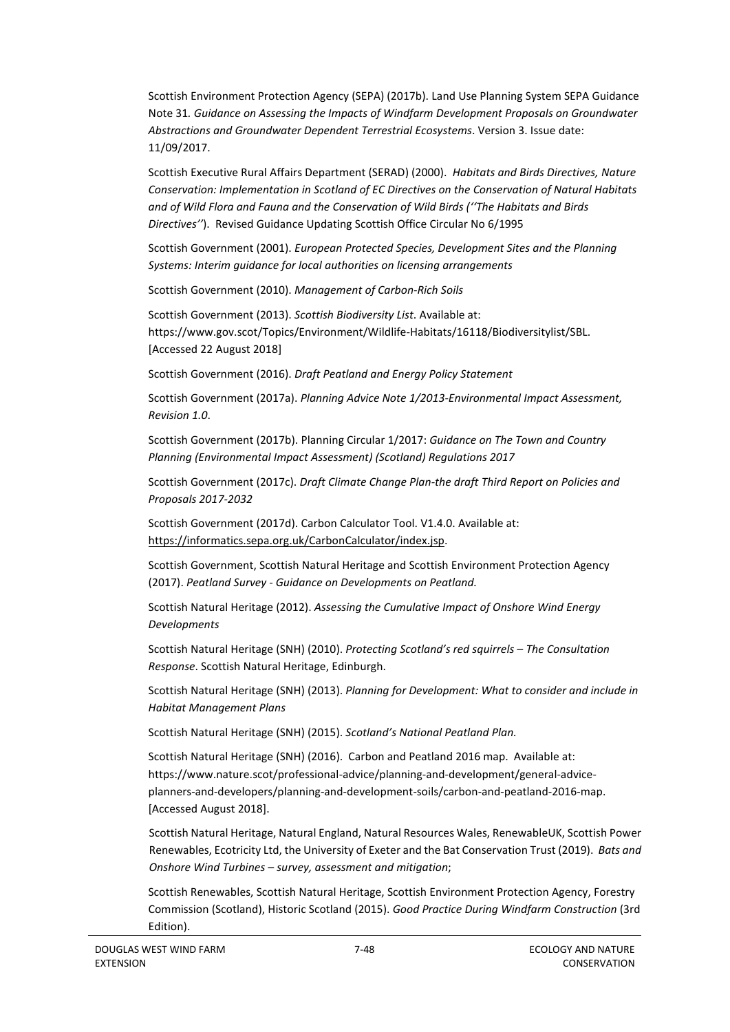Scottish Environment Protection Agency (SEPA) (2017b). Land Use Planning System SEPA Guidance Note 31*. Guidance on Assessing the Impacts of Windfarm Development Proposals on Groundwater Abstractions and Groundwater Dependent Terrestrial Ecosystems*. Version 3. Issue date: 11/09/2017.

Scottish Executive Rural Affairs Department (SERAD) (2000). *Habitats and Birds Directives, Nature Conservation: Implementation in Scotland of EC Directives on the Conservation of Natural Habitats and of Wild Flora and Fauna and the Conservation of Wild Birds (''The Habitats and Birds Directives'')*. Revised Guidance Updating Scottish Office Circular No 6/1995

Scottish Government (2001). *European Protected Species, Development Sites and the Planning Systems: Interim guidance for local authorities on licensing arrangements*

Scottish Government (2010). *Management of Carbon-Rich Soils*

Scottish Government (2013). *Scottish Biodiversity List*. Available at: https://www.gov.scot/Topics/Environment/Wildlife-Habitats/16118/Biodiversitylist/SBL. [Accessed 22 August 2018]

Scottish Government (2016). *Draft Peatland and Energy Policy Statement*

Scottish Government (2017a). *Planning Advice Note 1/2013-Environmental Impact Assessment, Revision 1.0*.

Scottish Government (2017b). Planning Circular 1/2017: *Guidance on The Town and Country Planning (Environmental Impact Assessment) (Scotland) Regulations 2017*

Scottish Government (2017c). *Draft Climate Change Plan-the draft Third Report on Policies and Proposals 2017-2032*

Scottish Government (2017d). Carbon Calculator Tool. V1.4.0. Available at: https://informatics.sepa.org.uk/CarbonCalculator/index.jsp.

Scottish Government, Scottish Natural Heritage and Scottish Environment Protection Agency (2017). *Peatland Survey - Guidance on Developments on Peatland.*

Scottish Natural Heritage (2012). *Assessing the Cumulative Impact of Onshore Wind Energy Developments*

Scottish Natural Heritage (SNH) (2010). *Protecting Scotland's red squirrels – The Consultation Response*. Scottish Natural Heritage, Edinburgh.

Scottish Natural Heritage (SNH) (2013). *Planning for Development: What to consider and include in Habitat Management Plans*

Scottish Natural Heritage (SNH) (2015). *Scotland's National Peatland Plan.*

Scottish Natural Heritage (SNH) (2016). Carbon and Peatland 2016 map. Available at: https://www.nature.scot/professional-advice/planning-and-development/general-advice-planners-and-developers/planning-and-development-soils/carbon-and-peatland-2016-map. [Accessed August 2018].

Scottish Natural Heritage, Natural England, Natural Resources Wales, RenewableUK, Scottish Power Renewables, Ecotricity Ltd, the University of Exeter and the Bat Conservation Trust (2019). *Bats and Onshore Wind Turbines – survey, assessment and mitigation*;

Scottish Renewables, Scottish Natural Heritage, Scottish Environment Protection Agency, Forestry Commission (Scotland), Historic Scotland (2015). *Good Practice During Windfarm Construction* (3rd Edition).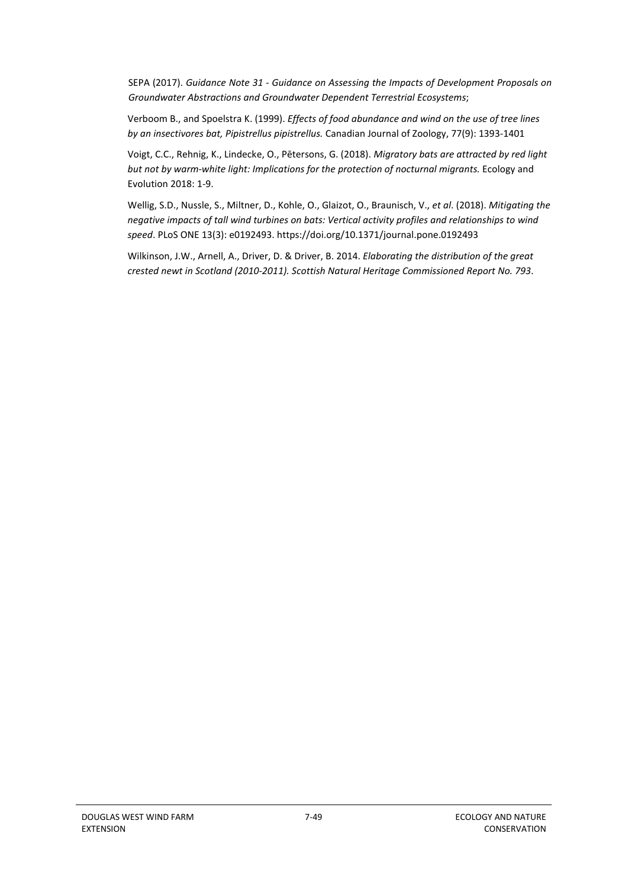SEPA (2017). *Guidance Note 31 - Guidance on Assessing the Impacts of Development Proposals on Groundwater Abstractions and Groundwater Dependent Terrestrial Ecosystems*;

Verboom B., and Spoelstra K. (1999). *Effects of food abundance and wind on the use of tree lines by an insectivores bat, Pipistrellus pipistrellus.* Canadian Journal of Zoology, 77(9): 1393-1401

Voigt, C.C., Rehnig, K., Lindecke, O., Pētersons, G. (2018). *Migratory bats are attracted by red light but not by warm-white light: Implications for the protection of nocturnal migrants.* Ecology and Evolution 2018: 1-9.

Wellig, S.D., Nussle, S., Miltner, D., Kohle, O., Glaizot, O., Braunisch, V., *et al*. (2018). *Mitigating the negative impacts of tall wind turbines on bats: Vertical activity profiles and relationships to wind speed*. PLoS ONE 13(3): e0192493. https://doi.org/10.1371/journal.pone.0192493

Wilkinson, J.W., Arnell, A., Driver, D. & Driver, B. 2014. *Elaborating the distribution of the great crested newt in Scotland (2010-2011). Scottish Natural Heritage Commissioned Report No. 793*.